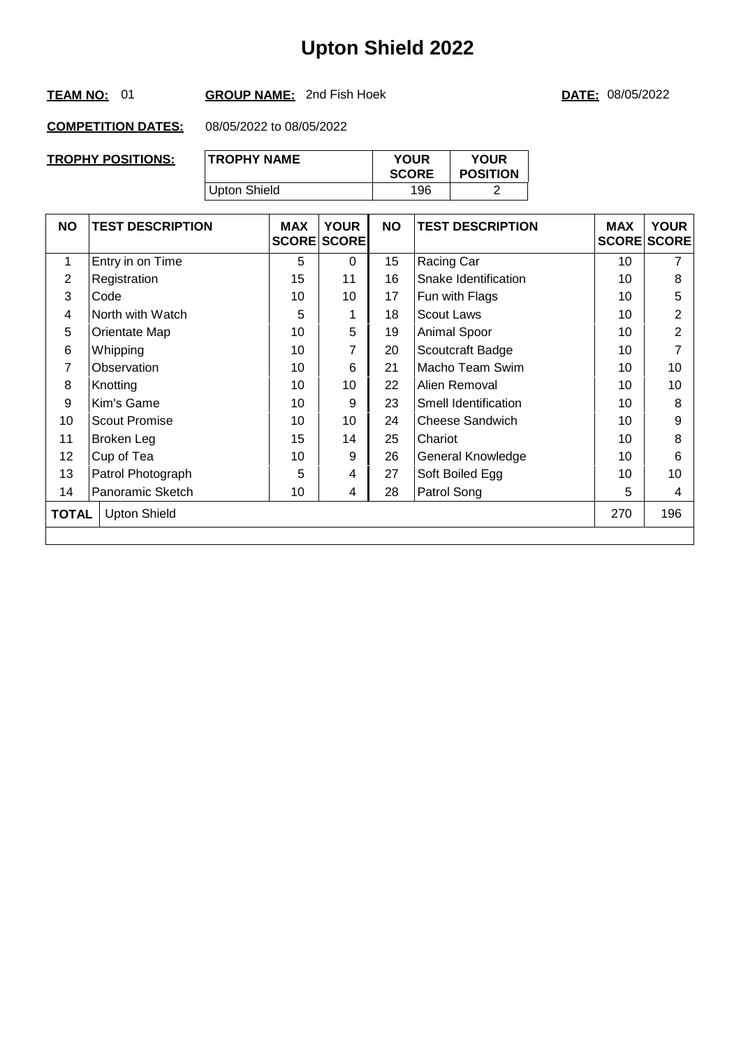# Upton Shield 2022

**TEAM NO:** 01 **GROUP NAME:** 2nd Fish Hoek **DATE:** 08/05/2022

**COMPETITION DATES:** 08/05/2022 to 08/05/2022

**TROPHY POSITIONS:**

| TROPHY NAME | YOUR SCORE | YOUR POSITION |
|---|---|---|
| Upton Shield | 196 | 2 |

| NO | TEST DESCRIPTION | MAX SCORE | YOUR SCORE | NO | TEST DESCRIPTION | MAX SCORE | YOUR SCORE |
|---|---|---|---|---|---|---|---|
| 1 | Entry in on Time | 5 | 0 | 15 | Racing Car | 10 | 7 |
| 2 | Registration | 15 | 11 | 16 | Snake Identification | 10 | 8 |
| 3 | Code | 10 | 10 | 17 | Fun with Flags | 10 | 5 |
| 4 | North with Watch | 5 | 1 | 18 | Scout Laws | 10 | 2 |
| 5 | Orientate Map | 10 | 5 | 19 | Animal Spoor | 10 | 2 |
| 6 | Whipping | 10 | 7 | 20 | Scoutcraft Badge | 10 | 7 |
| 7 | Observation | 10 | 6 | 21 | Macho Team Swim | 10 | 10 |
| 8 | Knotting | 10 | 10 | 22 | Alien Removal | 10 | 10 |
| 9 | Kim's Game | 10 | 9 | 23 | Smell Identification | 10 | 8 |
| 10 | Scout Promise | 10 | 10 | 24 | Cheese Sandwich | 10 | 9 |
| 11 | Broken Leg | 15 | 14 | 25 | Chariot | 10 | 8 |
| 12 | Cup of Tea | 10 | 9 | 26 | General Knowledge | 10 | 6 |
| 13 | Patrol Photograph | 5 | 4 | 27 | Soft Boiled Egg | 10 | 10 |
| 14 | Panoramic Sketch | 10 | 4 | 28 | Patrol Song | 5 | 4 |
| TOTAL | Upton Shield | | | | | 270 | 196 |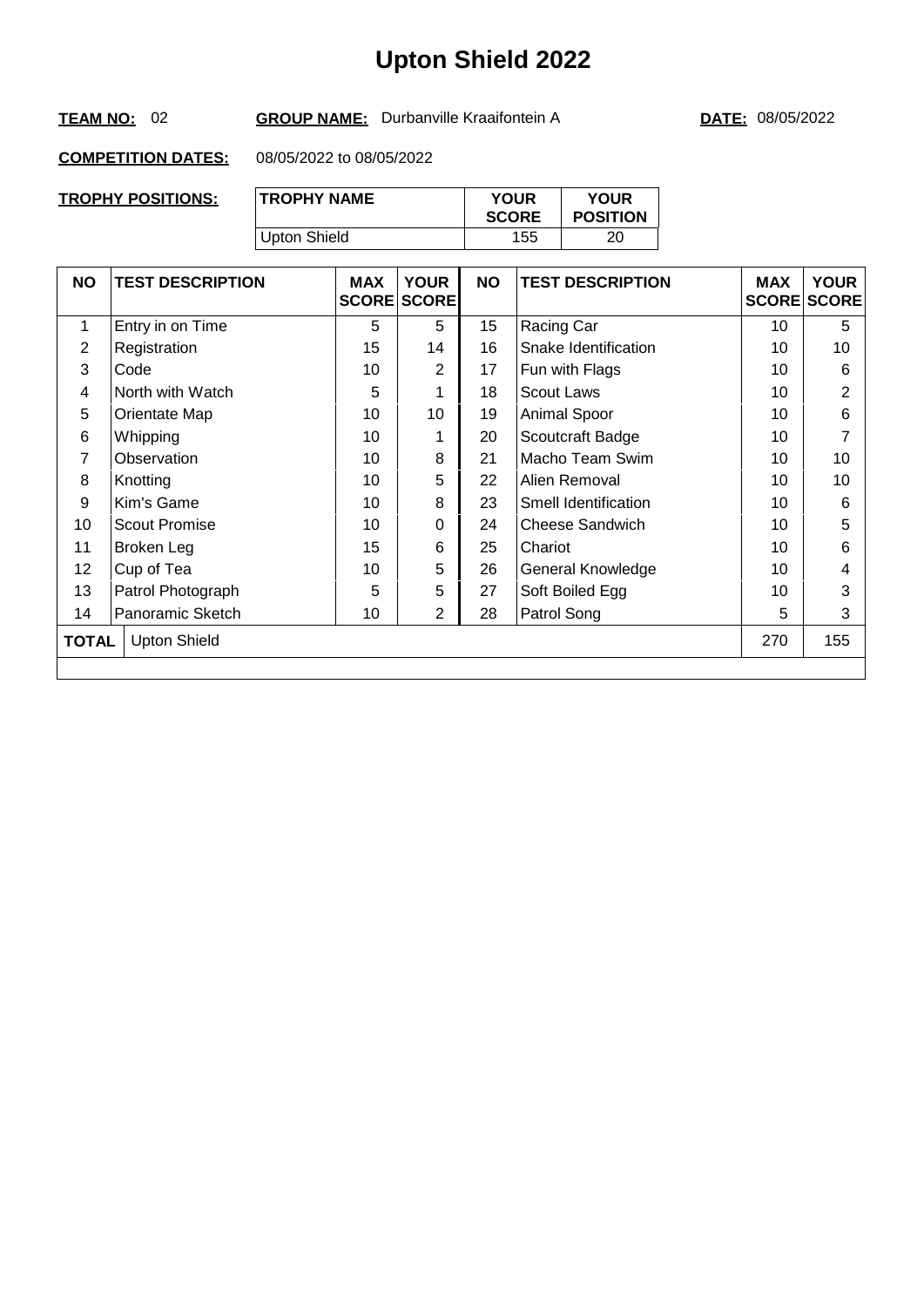# Upton Shield 2022

**TEAM NO:** 02 **GROUP NAME:** Durbanville Kraaifontein A **DATE:** 08/05/2022

**COMPETITION DATES:** 08/05/2022 to 08/05/2022

**TROPHY POSITIONS:**

| TROPHY NAME | YOUR SCORE | YOUR POSITION |
|---|---|---|
| Upton Shield | 155 | 20 |

| NO | TEST DESCRIPTION | MAX SCORE | YOUR SCORE | NO | TEST DESCRIPTION | MAX SCORE | YOUR SCORE |
|---|---|---|---|---|---|---|---|
| 1 | Entry in on Time | 5 | 5 | 15 | Racing Car | 10 | 5 |
| 2 | Registration | 15 | 14 | 16 | Snake Identification | 10 | 10 |
| 3 | Code | 10 | 2 | 17 | Fun with Flags | 10 | 6 |
| 4 | North with Watch | 5 | 1 | 18 | Scout Laws | 10 | 2 |
| 5 | Orientate Map | 10 | 10 | 19 | Animal Spoor | 10 | 6 |
| 6 | Whipping | 10 | 1 | 20 | Scoutcraft Badge | 10 | 7 |
| 7 | Observation | 10 | 8 | 21 | Macho Team Swim | 10 | 10 |
| 8 | Knotting | 10 | 5 | 22 | Alien Removal | 10 | 10 |
| 9 | Kim's Game | 10 | 8 | 23 | Smell Identification | 10 | 6 |
| 10 | Scout Promise | 10 | 0 | 24 | Cheese Sandwich | 10 | 5 |
| 11 | Broken Leg | 15 | 6 | 25 | Chariot | 10 | 6 |
| 12 | Cup of Tea | 10 | 5 | 26 | General Knowledge | 10 | 4 |
| 13 | Patrol Photograph | 5 | 5 | 27 | Soft Boiled Egg | 10 | 3 |
| 14 | Panoramic Sketch | 10 | 2 | 28 | Patrol Song | 5 | 3 |
| **TOTAL** | Upton Shield | | | | | 270 | 155 |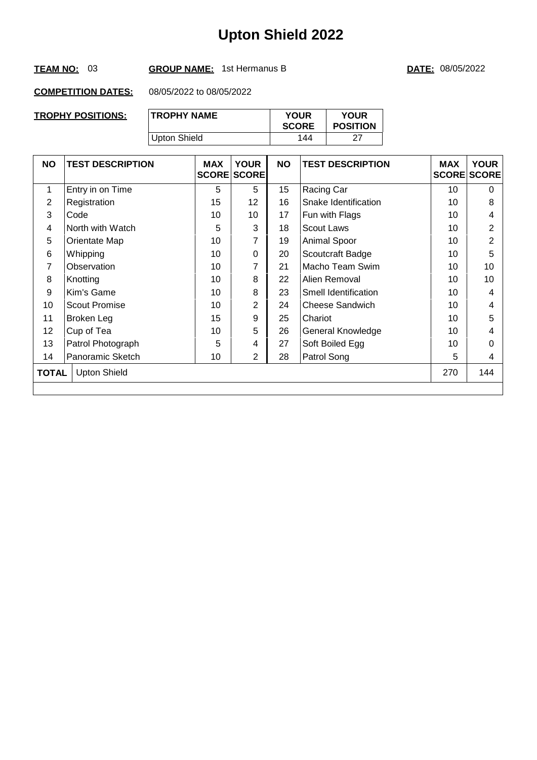# Upton Shield 2022

**TEAM NO:** 03 **GROUP NAME:** 1st Hermanus B **DATE:** 08/05/2022

**COMPETITION DATES:** 08/05/2022 to 08/05/2022

**TROPHY POSITIONS:**

| TROPHY NAME | YOUR SCORE | YOUR POSITION |
|---|---|---|
| Upton Shield | 144 | 27 |

| NO | TEST DESCRIPTION | MAX SCORE | YOUR SCORE | NO | TEST DESCRIPTION | MAX SCORE | YOUR SCORE |
|---|---|---|---|---|---|---|---|
| 1 | Entry in on Time | 5 | 5 | 15 | Racing Car | 10 | 0 |
| 2 | Registration | 15 | 12 | 16 | Snake Identification | 10 | 8 |
| 3 | Code | 10 | 10 | 17 | Fun with Flags | 10 | 4 |
| 4 | North with Watch | 5 | 3 | 18 | Scout Laws | 10 | 2 |
| 5 | Orientate Map | 10 | 7 | 19 | Animal Spoor | 10 | 2 |
| 6 | Whipping | 10 | 0 | 20 | Scoutcraft Badge | 10 | 5 |
| 7 | Observation | 10 | 7 | 21 | Macho Team Swim | 10 | 10 |
| 8 | Knotting | 10 | 8 | 22 | Alien Removal | 10 | 10 |
| 9 | Kim's Game | 10 | 8 | 23 | Smell Identification | 10 | 4 |
| 10 | Scout Promise | 10 | 2 | 24 | Cheese Sandwich | 10 | 4 |
| 11 | Broken Leg | 15 | 9 | 25 | Chariot | 10 | 5 |
| 12 | Cup of Tea | 10 | 5 | 26 | General Knowledge | 10 | 4 |
| 13 | Patrol Photograph | 5 | 4 | 27 | Soft Boiled Egg | 10 | 0 |
| 14 | Panoramic Sketch | 10 | 2 | 28 | Patrol Song | 5 | 4 |
| **TOTAL** | Upton Shield | | | | | 270 | 144 |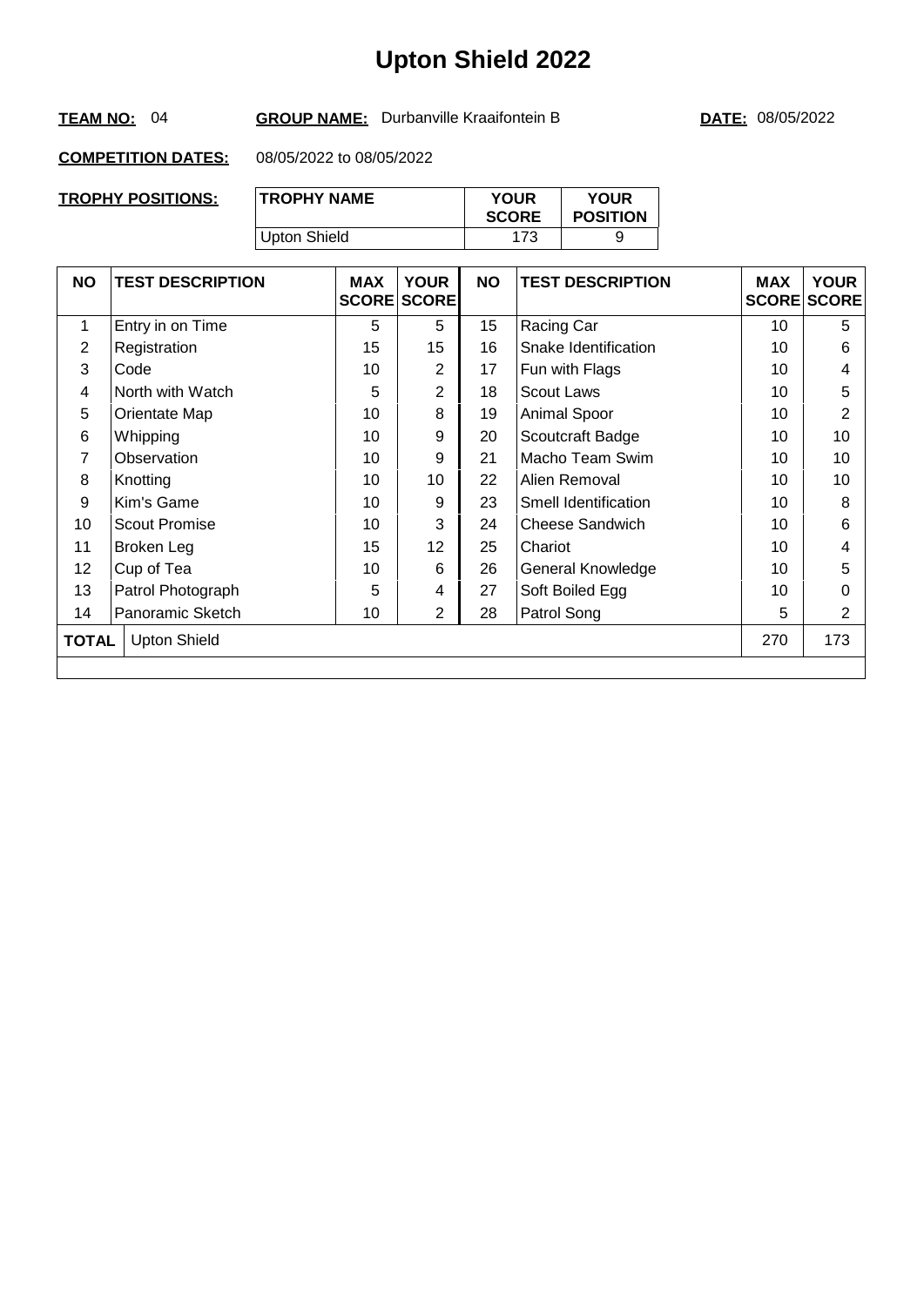# Upton Shield 2022

**TEAM NO:** 04 **GROUP NAME:** Durbanville Kraaifontein B **DATE:** 08/05/2022

**COMPETITION DATES:** 08/05/2022 to 08/05/2022

**TROPHY POSITIONS:**

| TROPHY NAME | YOUR SCORE | YOUR POSITION |
|---|---|---|
| Upton Shield | 173 | 9 |

| NO | TEST DESCRIPTION | MAX SCORE | YOUR SCORE | NO | TEST DESCRIPTION | MAX SCORE | YOUR SCORE |
|---|---|---|---|---|---|---|---|
| 1 | Entry in on Time | 5 | 5 | 15 | Racing Car | 10 | 5 |
| 2 | Registration | 15 | 15 | 16 | Snake Identification | 10 | 6 |
| 3 | Code | 10 | 2 | 17 | Fun with Flags | 10 | 4 |
| 4 | North with Watch | 5 | 2 | 18 | Scout Laws | 10 | 5 |
| 5 | Orientate Map | 10 | 8 | 19 | Animal Spoor | 10 | 2 |
| 6 | Whipping | 10 | 9 | 20 | Scoutcraft Badge | 10 | 10 |
| 7 | Observation | 10 | 9 | 21 | Macho Team Swim | 10 | 10 |
| 8 | Knotting | 10 | 10 | 22 | Alien Removal | 10 | 10 |
| 9 | Kim's Game | 10 | 9 | 23 | Smell Identification | 10 | 8 |
| 10 | Scout Promise | 10 | 3 | 24 | Cheese Sandwich | 10 | 6 |
| 11 | Broken Leg | 15 | 12 | 25 | Chariot | 10 | 4 |
| 12 | Cup of Tea | 10 | 6 | 26 | General Knowledge | 10 | 5 |
| 13 | Patrol Photograph | 5 | 4 | 27 | Soft Boiled Egg | 10 | 0 |
| 14 | Panoramic Sketch | 10 | 2 | 28 | Patrol Song | 5 | 2 |
| **TOTAL** | Upton Shield | | | | | 270 | 173 |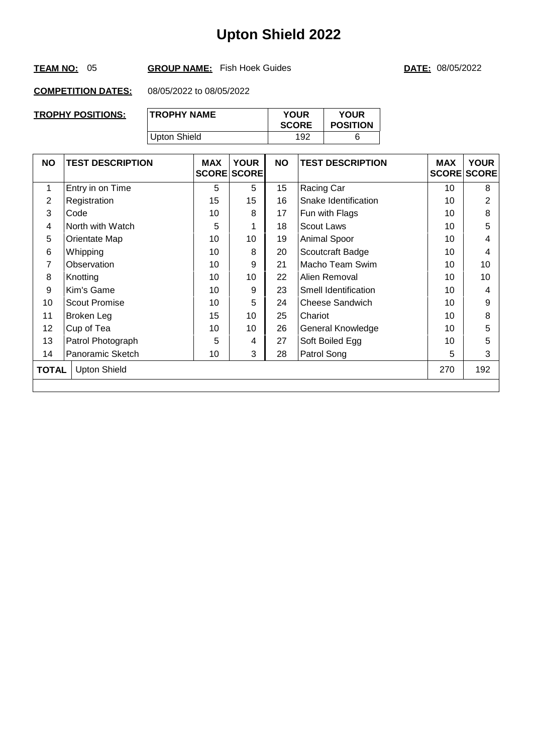# Upton Shield 2022

**TEAM NO:** 05 **GROUP NAME:** Fish Hoek Guides **DATE:** 08/05/2022

**COMPETITION DATES:** 08/05/2022 to 08/05/2022

**TROPHY POSITIONS:**

| TROPHY NAME | YOUR SCORE | YOUR POSITION |
|---|---|---|
| Upton Shield | 192 | 6 |

| NO | TEST DESCRIPTION | MAX SCORE | YOUR SCORE | NO | TEST DESCRIPTION | MAX SCORE | YOUR SCORE |
|---|---|---|---|---|---|---|---|
| 1 | Entry in on Time | 5 | 5 | 15 | Racing Car | 10 | 8 |
| 2 | Registration | 15 | 15 | 16 | Snake Identification | 10 | 2 |
| 3 | Code | 10 | 8 | 17 | Fun with Flags | 10 | 8 |
| 4 | North with Watch | 5 | 1 | 18 | Scout Laws | 10 | 5 |
| 5 | Orientate Map | 10 | 10 | 19 | Animal Spoor | 10 | 4 |
| 6 | Whipping | 10 | 8 | 20 | Scoutcraft Badge | 10 | 4 |
| 7 | Observation | 10 | 9 | 21 | Macho Team Swim | 10 | 10 |
| 8 | Knotting | 10 | 10 | 22 | Alien Removal | 10 | 10 |
| 9 | Kim's Game | 10 | 9 | 23 | Smell Identification | 10 | 4 |
| 10 | Scout Promise | 10 | 5 | 24 | Cheese Sandwich | 10 | 9 |
| 11 | Broken Leg | 15 | 10 | 25 | Chariot | 10 | 8 |
| 12 | Cup of Tea | 10 | 10 | 26 | General Knowledge | 10 | 5 |
| 13 | Patrol Photograph | 5 | 4 | 27 | Soft Boiled Egg | 10 | 5 |
| 14 | Panoramic Sketch | 10 | 3 | 28 | Patrol Song | 5 | 3 |
| **TOTAL** | Upton Shield | | | | | 270 | 192 |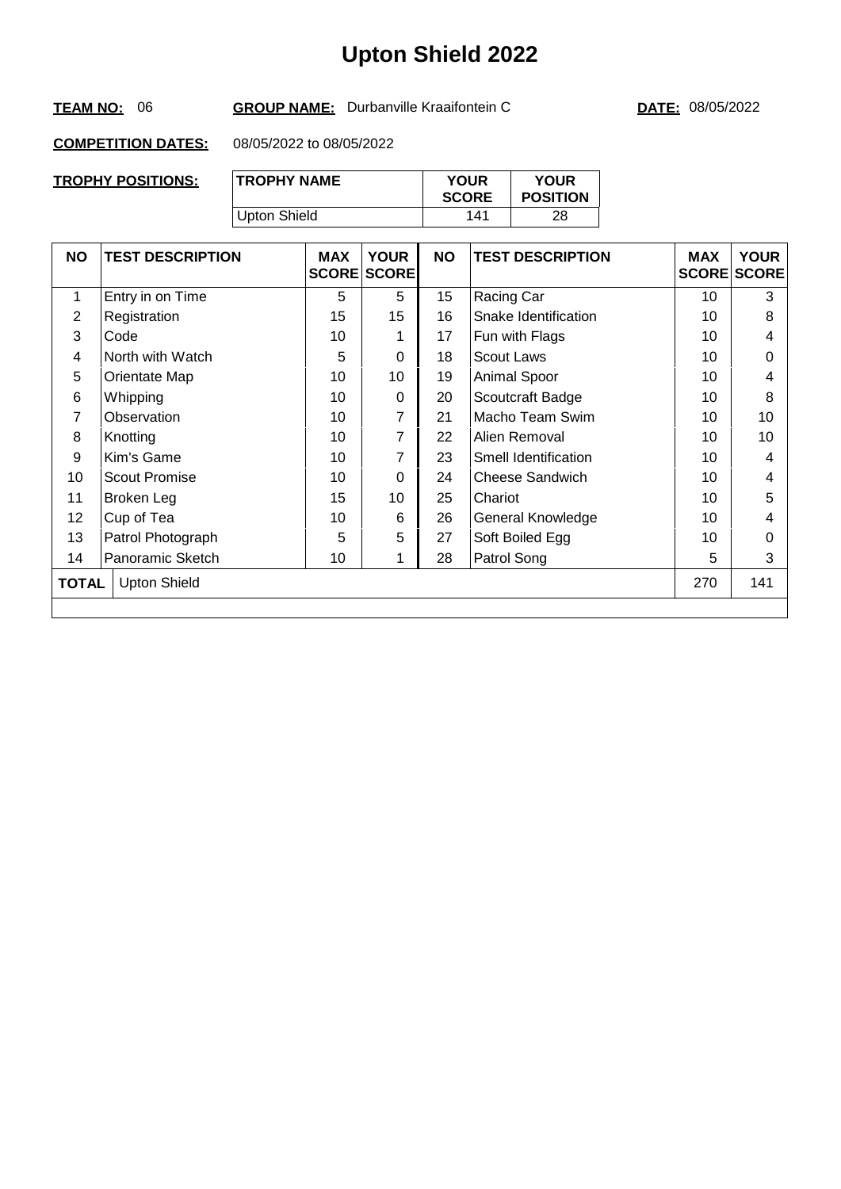# Upton Shield 2022

**TEAM NO:** 06 **GROUP NAME:** Durbanville Kraaifontein C **DATE:** 08/05/2022

**COMPETITION DATES:** 08/05/2022 to 08/05/2022

**TROPHY POSITIONS:**

| TROPHY NAME | YOUR SCORE | YOUR POSITION |
|---|---|---|
| Upton Shield | 141 | 28 |

| NO | TEST DESCRIPTION | MAX SCORE | YOUR SCORE | NO | TEST DESCRIPTION | MAX SCORE | YOUR SCORE |
|---|---|---|---|---|---|---|---|
| 1 | Entry in on Time | 5 | 5 | 15 | Racing Car | 10 | 3 |
| 2 | Registration | 15 | 15 | 16 | Snake Identification | 10 | 8 |
| 3 | Code | 10 | 1 | 17 | Fun with Flags | 10 | 4 |
| 4 | North with Watch | 5 | 0 | 18 | Scout Laws | 10 | 0 |
| 5 | Orientate Map | 10 | 10 | 19 | Animal Spoor | 10 | 4 |
| 6 | Whipping | 10 | 0 | 20 | Scoutcraft Badge | 10 | 8 |
| 7 | Observation | 10 | 7 | 21 | Macho Team Swim | 10 | 10 |
| 8 | Knotting | 10 | 7 | 22 | Alien Removal | 10 | 10 |
| 9 | Kim's Game | 10 | 7 | 23 | Smell Identification | 10 | 4 |
| 10 | Scout Promise | 10 | 0 | 24 | Cheese Sandwich | 10 | 4 |
| 11 | Broken Leg | 15 | 10 | 25 | Chariot | 10 | 5 |
| 12 | Cup of Tea | 10 | 6 | 26 | General Knowledge | 10 | 4 |
| 13 | Patrol Photograph | 5 | 5 | 27 | Soft Boiled Egg | 10 | 0 |
| 14 | Panoramic Sketch | 10 | 1 | 28 | Patrol Song | 5 | 3 |
| **TOTAL** | Upton Shield | | | | | 270 | 141 |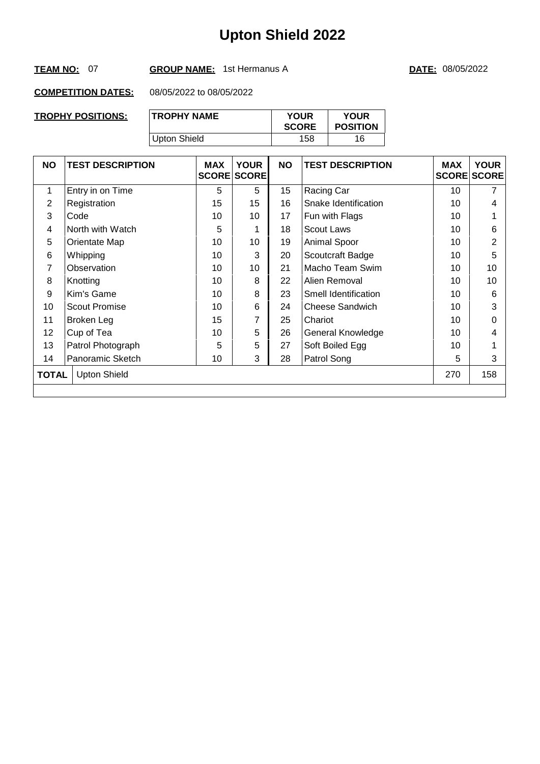# Upton Shield 2022

**TEAM NO:** 07 **GROUP NAME:** 1st Hermanus A **DATE:** 08/05/2022

**COMPETITION DATES:** 08/05/2022 to 08/05/2022

**TROPHY POSITIONS:**

| TROPHY NAME | YOUR SCORE | YOUR POSITION |
|---|---|---|
| Upton Shield | 158 | 16 |

| NO | TEST DESCRIPTION | MAX SCORE | YOUR SCORE | NO | TEST DESCRIPTION | MAX SCORE | YOUR SCORE |
|---|---|---|---|---|---|---|---|
| 1 | Entry in on Time | 5 | 5 | 15 | Racing Car | 10 | 7 |
| 2 | Registration | 15 | 15 | 16 | Snake Identification | 10 | 4 |
| 3 | Code | 10 | 10 | 17 | Fun with Flags | 10 | 1 |
| 4 | North with Watch | 5 | 1 | 18 | Scout Laws | 10 | 6 |
| 5 | Orientate Map | 10 | 10 | 19 | Animal Spoor | 10 | 2 |
| 6 | Whipping | 10 | 3 | 20 | Scoutcraft Badge | 10 | 5 |
| 7 | Observation | 10 | 10 | 21 | Macho Team Swim | 10 | 10 |
| 8 | Knotting | 10 | 8 | 22 | Alien Removal | 10 | 10 |
| 9 | Kim's Game | 10 | 8 | 23 | Smell Identification | 10 | 6 |
| 10 | Scout Promise | 10 | 6 | 24 | Cheese Sandwich | 10 | 3 |
| 11 | Broken Leg | 15 | 7 | 25 | Chariot | 10 | 0 |
| 12 | Cup of Tea | 10 | 5 | 26 | General Knowledge | 10 | 4 |
| 13 | Patrol Photograph | 5 | 5 | 27 | Soft Boiled Egg | 10 | 1 |
| 14 | Panoramic Sketch | 10 | 3 | 28 | Patrol Song | 5 | 3 |
| **TOTAL** | Upton Shield | | | | | 270 | 158 |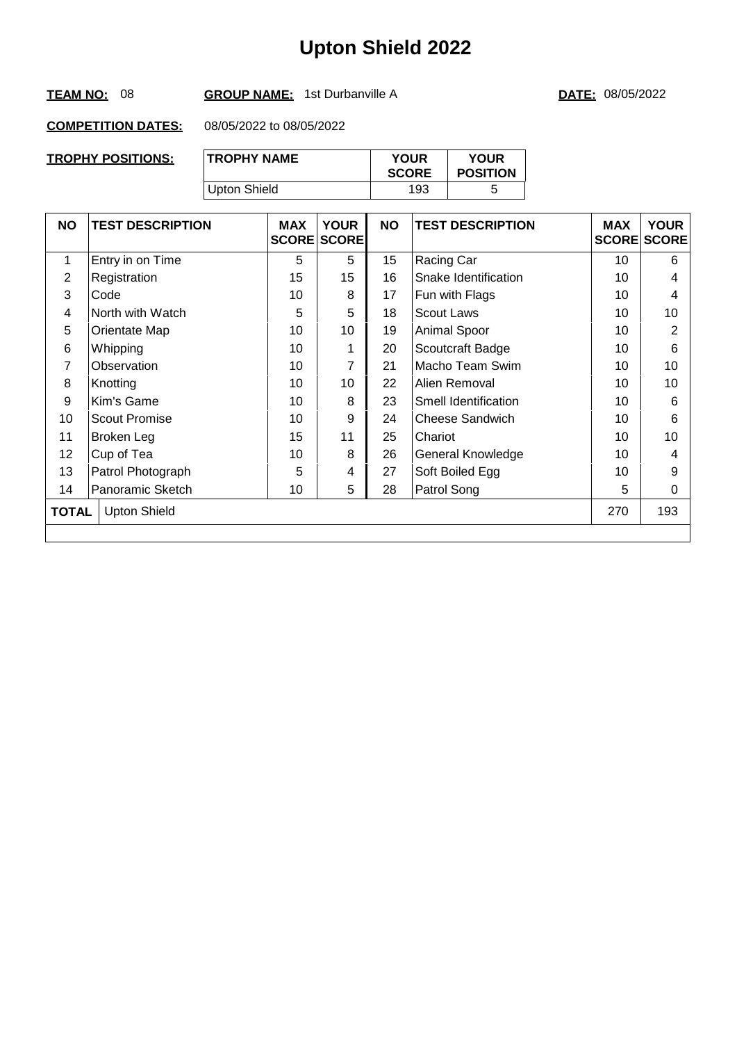# Upton Shield 2022

**TEAM NO:** 08 **GROUP NAME:** 1st Durbanville A **DATE:** 08/05/2022

**COMPETITION DATES:** 08/05/2022 to 08/05/2022

**TROPHY POSITIONS:**

| TROPHY NAME | YOUR SCORE | YOUR POSITION |
|---|---|---|
| Upton Shield | 193 | 5 |

| NO | TEST DESCRIPTION | MAX SCORE | YOUR SCORE | NO | TEST DESCRIPTION | MAX SCORE | YOUR SCORE |
|---|---|---|---|---|---|---|---|
| 1 | Entry in on Time | 5 | 5 | 15 | Racing Car | 10 | 6 |
| 2 | Registration | 15 | 15 | 16 | Snake Identification | 10 | 4 |
| 3 | Code | 10 | 8 | 17 | Fun with Flags | 10 | 4 |
| 4 | North with Watch | 5 | 5 | 18 | Scout Laws | 10 | 10 |
| 5 | Orientate Map | 10 | 10 | 19 | Animal Spoor | 10 | 2 |
| 6 | Whipping | 10 | 1 | 20 | Scoutcraft Badge | 10 | 6 |
| 7 | Observation | 10 | 7 | 21 | Macho Team Swim | 10 | 10 |
| 8 | Knotting | 10 | 10 | 22 | Alien Removal | 10 | 10 |
| 9 | Kim's Game | 10 | 8 | 23 | Smell Identification | 10 | 6 |
| 10 | Scout Promise | 10 | 9 | 24 | Cheese Sandwich | 10 | 6 |
| 11 | Broken Leg | 15 | 11 | 25 | Chariot | 10 | 10 |
| 12 | Cup of Tea | 10 | 8 | 26 | General Knowledge | 10 | 4 |
| 13 | Patrol Photograph | 5 | 4 | 27 | Soft Boiled Egg | 10 | 9 |
| 14 | Panoramic Sketch | 10 | 5 | 28 | Patrol Song | 5 | 0 |
| **TOTAL** | Upton Shield | | | | | 270 | 193 |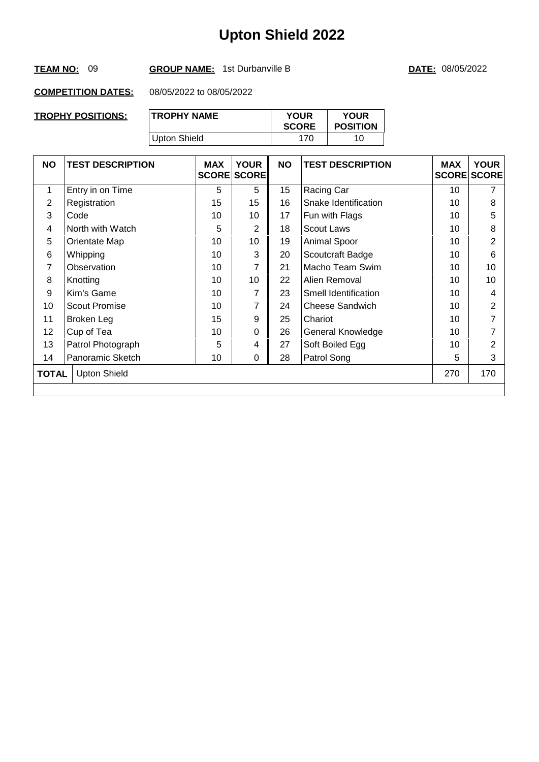# Upton Shield 2022

**TEAM NO:** 09 **GROUP NAME:** 1st Durbanville B **DATE:** 08/05/2022

**COMPETITION DATES:** 08/05/2022 to 08/05/2022

**TROPHY POSITIONS:**

| TROPHY NAME | YOUR SCORE | YOUR POSITION |
|---|---|---|
| Upton Shield | 170 | 10 |

| NO | TEST DESCRIPTION | MAX SCORE | YOUR SCORE | NO | TEST DESCRIPTION | MAX SCORE | YOUR SCORE |
|---|---|---|---|---|---|---|---|
| 1 | Entry in on Time | 5 | 5 | 15 | Racing Car | 10 | 7 |
| 2 | Registration | 15 | 15 | 16 | Snake Identification | 10 | 8 |
| 3 | Code | 10 | 10 | 17 | Fun with Flags | 10 | 5 |
| 4 | North with Watch | 5 | 2 | 18 | Scout Laws | 10 | 8 |
| 5 | Orientate Map | 10 | 10 | 19 | Animal Spoor | 10 | 2 |
| 6 | Whipping | 10 | 3 | 20 | Scoutcraft Badge | 10 | 6 |
| 7 | Observation | 10 | 7 | 21 | Macho Team Swim | 10 | 10 |
| 8 | Knotting | 10 | 10 | 22 | Alien Removal | 10 | 10 |
| 9 | Kim's Game | 10 | 7 | 23 | Smell Identification | 10 | 4 |
| 10 | Scout Promise | 10 | 7 | 24 | Cheese Sandwich | 10 | 2 |
| 11 | Broken Leg | 15 | 9 | 25 | Chariot | 10 | 7 |
| 12 | Cup of Tea | 10 | 0 | 26 | General Knowledge | 10 | 7 |
| 13 | Patrol Photograph | 5 | 4 | 27 | Soft Boiled Egg | 10 | 2 |
| 14 | Panoramic Sketch | 10 | 0 | 28 | Patrol Song | 5 | 3 |
| **TOTAL** | Upton Shield | | | | | 270 | 170 |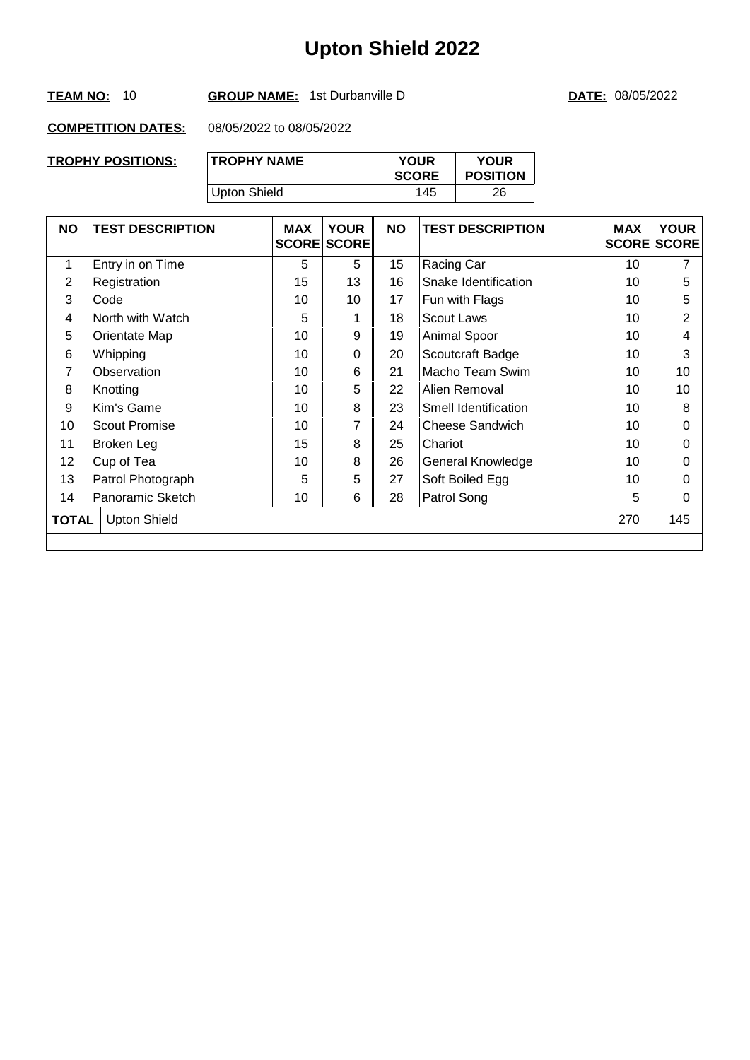# Upton Shield 2022

**TEAM NO:** 10 **GROUP NAME:** 1st Durbanville D **DATE:** 08/05/2022

**COMPETITION DATES:** 08/05/2022 to 08/05/2022

**TROPHY POSITIONS:**

| TROPHY NAME | YOUR SCORE | YOUR POSITION |
|---|---|---|
| Upton Shield | 145 | 26 |

| NO | TEST DESCRIPTION | MAX SCORE | YOUR SCORE | NO | TEST DESCRIPTION | MAX SCORE | YOUR SCORE |
|---|---|---|---|---|---|---|---|
| 1 | Entry in on Time | 5 | 5 | 15 | Racing Car | 10 | 7 |
| 2 | Registration | 15 | 13 | 16 | Snake Identification | 10 | 5 |
| 3 | Code | 10 | 10 | 17 | Fun with Flags | 10 | 5 |
| 4 | North with Watch | 5 | 1 | 18 | Scout Laws | 10 | 2 |
| 5 | Orientate Map | 10 | 9 | 19 | Animal Spoor | 10 | 4 |
| 6 | Whipping | 10 | 0 | 20 | Scoutcraft Badge | 10 | 3 |
| 7 | Observation | 10 | 6 | 21 | Macho Team Swim | 10 | 10 |
| 8 | Knotting | 10 | 5 | 22 | Alien Removal | 10 | 10 |
| 9 | Kim's Game | 10 | 8 | 23 | Smell Identification | 10 | 8 |
| 10 | Scout Promise | 10 | 7 | 24 | Cheese Sandwich | 10 | 0 |
| 11 | Broken Leg | 15 | 8 | 25 | Chariot | 10 | 0 |
| 12 | Cup of Tea | 10 | 8 | 26 | General Knowledge | 10 | 0 |
| 13 | Patrol Photograph | 5 | 5 | 27 | Soft Boiled Egg | 10 | 0 |
| 14 | Panoramic Sketch | 10 | 6 | 28 | Patrol Song | 5 | 0 |
| **TOTAL** | Upton Shield | | | | | 270 | 145 |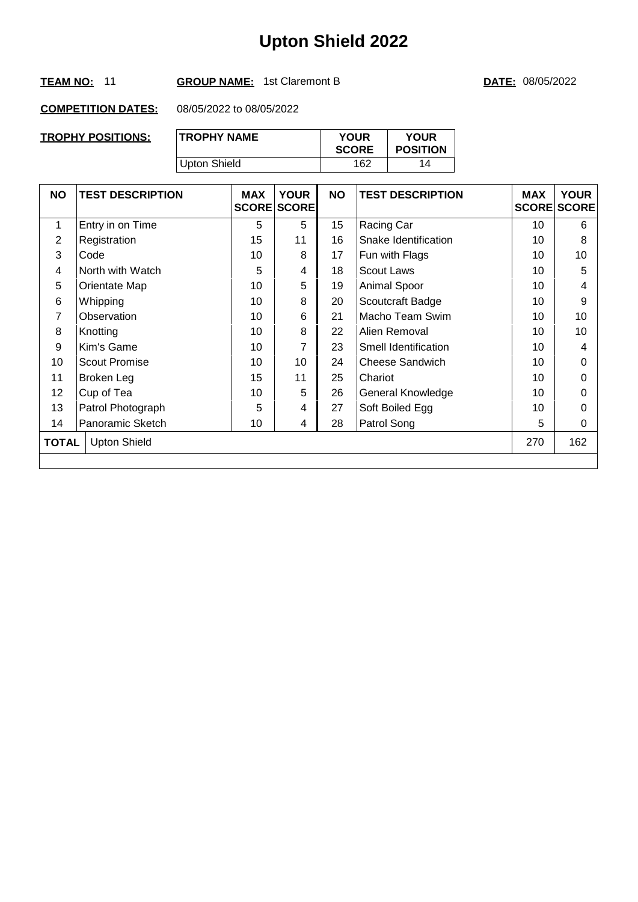# Upton Shield 2022

**TEAM NO:** 11 **GROUP NAME:** 1st Claremont B **DATE:** 08/05/2022

**COMPETITION DATES:** 08/05/2022 to 08/05/2022

**TROPHY POSITIONS:**

| TROPHY NAME | YOUR SCORE | YOUR POSITION |
|---|---|---|
| Upton Shield | 162 | 14 |

| NO | TEST DESCRIPTION | MAX SCORE | YOUR SCORE | NO | TEST DESCRIPTION | MAX SCORE | YOUR SCORE |
|---|---|---|---|---|---|---|---|
| 1 | Entry in on Time | 5 | 5 | 15 | Racing Car | 10 | 6 |
| 2 | Registration | 15 | 11 | 16 | Snake Identification | 10 | 8 |
| 3 | Code | 10 | 8 | 17 | Fun with Flags | 10 | 10 |
| 4 | North with Watch | 5 | 4 | 18 | Scout Laws | 10 | 5 |
| 5 | Orientate Map | 10 | 5 | 19 | Animal Spoor | 10 | 4 |
| 6 | Whipping | 10 | 8 | 20 | Scoutcraft Badge | 10 | 9 |
| 7 | Observation | 10 | 6 | 21 | Macho Team Swim | 10 | 10 |
| 8 | Knotting | 10 | 8 | 22 | Alien Removal | 10 | 10 |
| 9 | Kim's Game | 10 | 7 | 23 | Smell Identification | 10 | 4 |
| 10 | Scout Promise | 10 | 10 | 24 | Cheese Sandwich | 10 | 0 |
| 11 | Broken Leg | 15 | 11 | 25 | Chariot | 10 | 0 |
| 12 | Cup of Tea | 10 | 5 | 26 | General Knowledge | 10 | 0 |
| 13 | Patrol Photograph | 5 | 4 | 27 | Soft Boiled Egg | 10 | 0 |
| 14 | Panoramic Sketch | 10 | 4 | 28 | Patrol Song | 5 | 0 |
| **TOTAL** | Upton Shield | | | | | 270 | 162 |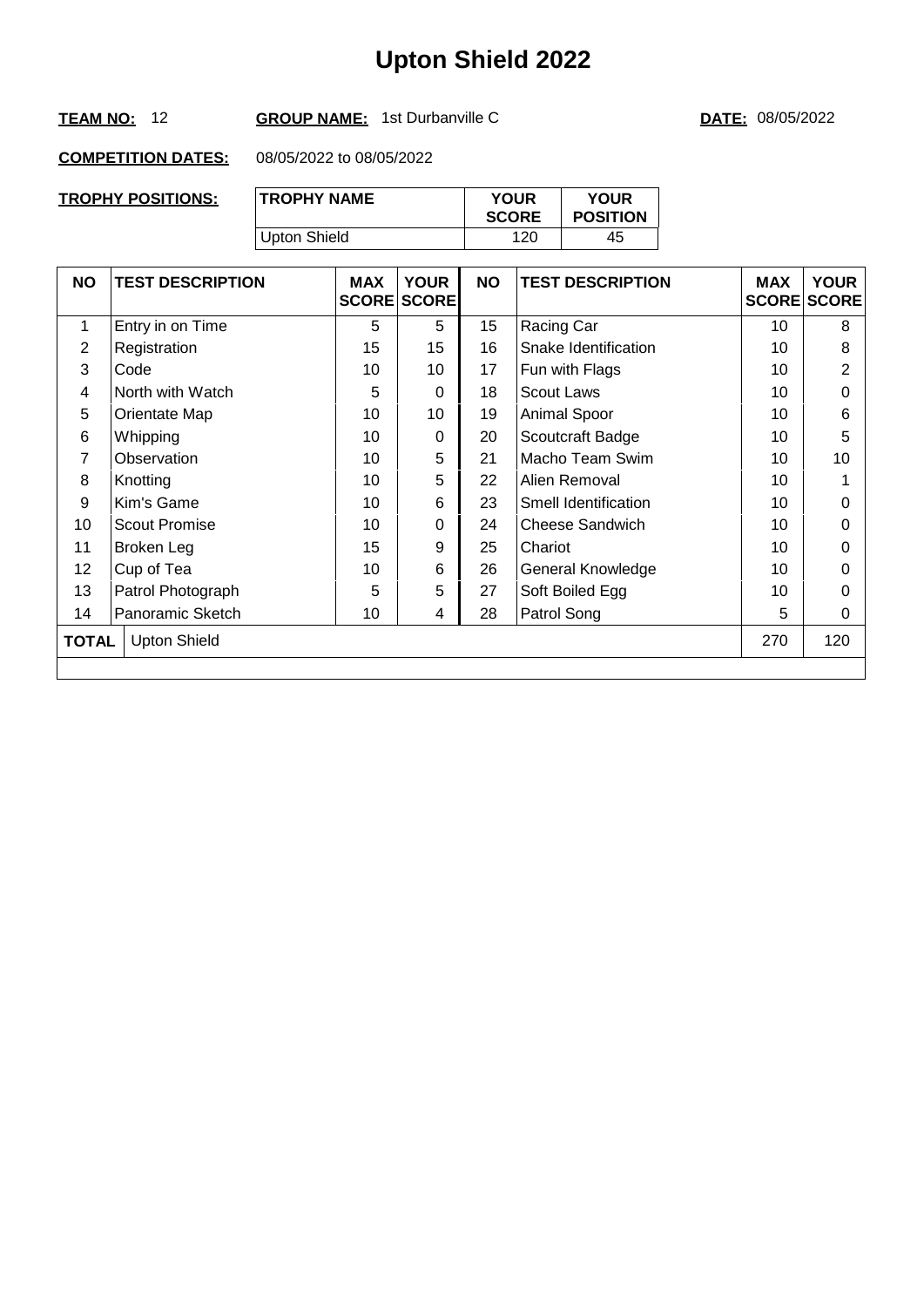# Upton Shield 2022

**TEAM NO:** 12 **GROUP NAME:** 1st Durbanville C **DATE:** 08/05/2022

**COMPETITION DATES:** 08/05/2022 to 08/05/2022

**TROPHY POSITIONS:**

| TROPHY NAME | YOUR SCORE | YOUR POSITION |
|---|---|---|
| Upton Shield | 120 | 45 |

| NO | TEST DESCRIPTION | MAX SCORE | YOUR SCORE | NO | TEST DESCRIPTION | MAX SCORE | YOUR SCORE |
|---|---|---|---|---|---|---|---|
| 1 | Entry in on Time | 5 | 5 | 15 | Racing Car | 10 | 8 |
| 2 | Registration | 15 | 15 | 16 | Snake Identification | 10 | 8 |
| 3 | Code | 10 | 10 | 17 | Fun with Flags | 10 | 2 |
| 4 | North with Watch | 5 | 0 | 18 | Scout Laws | 10 | 0 |
| 5 | Orientate Map | 10 | 10 | 19 | Animal Spoor | 10 | 6 |
| 6 | Whipping | 10 | 0 | 20 | Scoutcraft Badge | 10 | 5 |
| 7 | Observation | 10 | 5 | 21 | Macho Team Swim | 10 | 10 |
| 8 | Knotting | 10 | 5 | 22 | Alien Removal | 10 | 1 |
| 9 | Kim's Game | 10 | 6 | 23 | Smell Identification | 10 | 0 |
| 10 | Scout Promise | 10 | 0 | 24 | Cheese Sandwich | 10 | 0 |
| 11 | Broken Leg | 15 | 9 | 25 | Chariot | 10 | 0 |
| 12 | Cup of Tea | 10 | 6 | 26 | General Knowledge | 10 | 0 |
| 13 | Patrol Photograph | 5 | 5 | 27 | Soft Boiled Egg | 10 | 0 |
| 14 | Panoramic Sketch | 10 | 4 | 28 | Patrol Song | 5 | 0 |
| **TOTAL** | Upton Shield | | | | | 270 | 120 |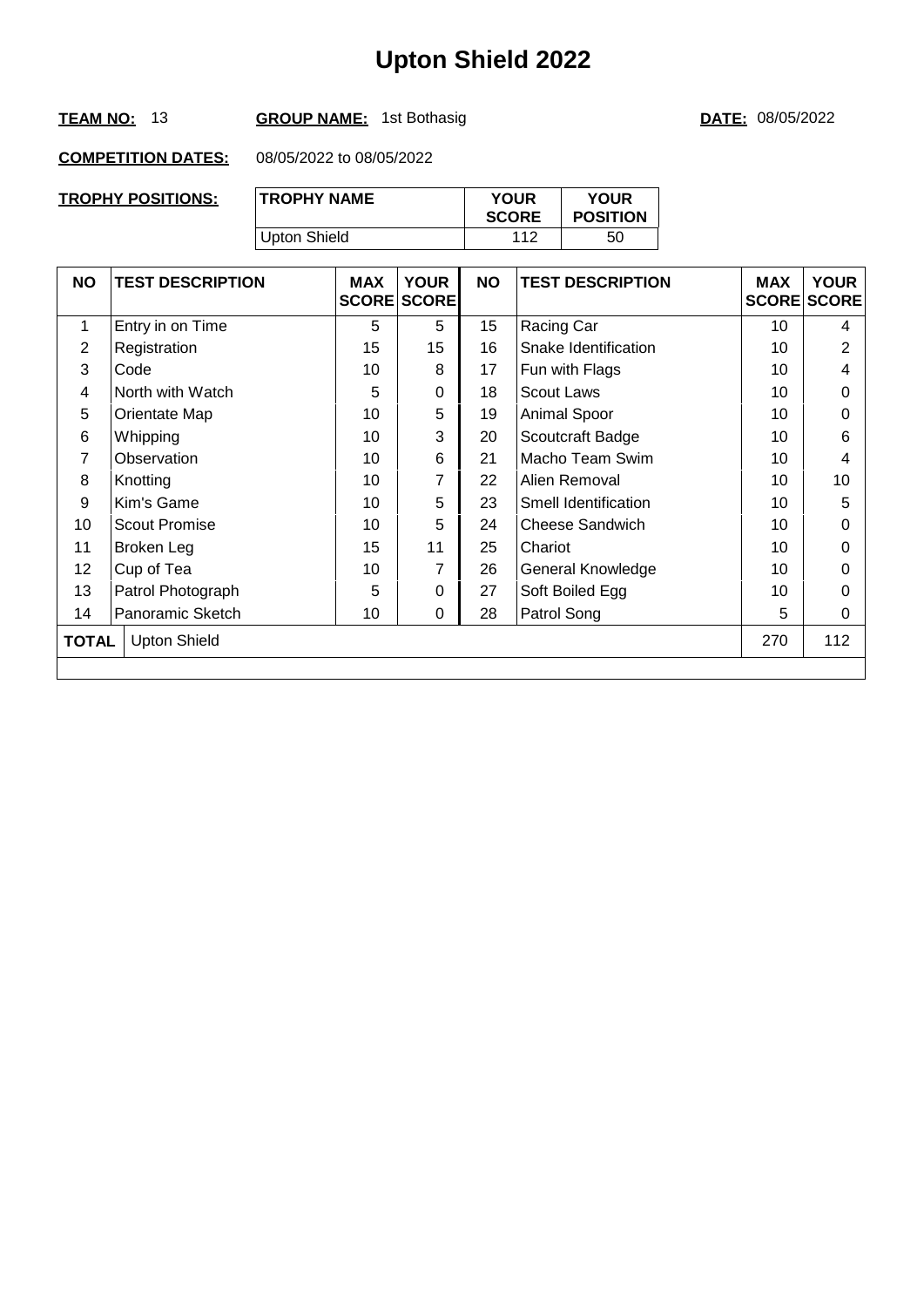# Upton Shield 2022

**TEAM NO:** 13 **GROUP NAME:** 1st Bothasig **DATE:** 08/05/2022

**COMPETITION DATES:** 08/05/2022 to 08/05/2022

**TROPHY POSITIONS:**

| TROPHY NAME | YOUR SCORE | YOUR POSITION |
|---|---|---|
| Upton Shield | 112 | 50 |

| NO | TEST DESCRIPTION | MAX SCORE | YOUR SCORE | NO | TEST DESCRIPTION | MAX SCORE | YOUR SCORE |
|---|---|---|---|---|---|---|---|
| 1 | Entry in on Time | 5 | 5 | 15 | Racing Car | 10 | 4 |
| 2 | Registration | 15 | 15 | 16 | Snake Identification | 10 | 2 |
| 3 | Code | 10 | 8 | 17 | Fun with Flags | 10 | 4 |
| 4 | North with Watch | 5 | 0 | 18 | Scout Laws | 10 | 0 |
| 5 | Orientate Map | 10 | 5 | 19 | Animal Spoor | 10 | 0 |
| 6 | Whipping | 10 | 3 | 20 | Scoutcraft Badge | 10 | 6 |
| 7 | Observation | 10 | 6 | 21 | Macho Team Swim | 10 | 4 |
| 8 | Knotting | 10 | 7 | 22 | Alien Removal | 10 | 10 |
| 9 | Kim's Game | 10 | 5 | 23 | Smell Identification | 10 | 5 |
| 10 | Scout Promise | 10 | 5 | 24 | Cheese Sandwich | 10 | 0 |
| 11 | Broken Leg | 15 | 11 | 25 | Chariot | 10 | 0 |
| 12 | Cup of Tea | 10 | 7 | 26 | General Knowledge | 10 | 0 |
| 13 | Patrol Photograph | 5 | 0 | 27 | Soft Boiled Egg | 10 | 0 |
| 14 | Panoramic Sketch | 10 | 0 | 28 | Patrol Song | 5 | 0 |
| **TOTAL** | Upton Shield | | | | | 270 | 112 |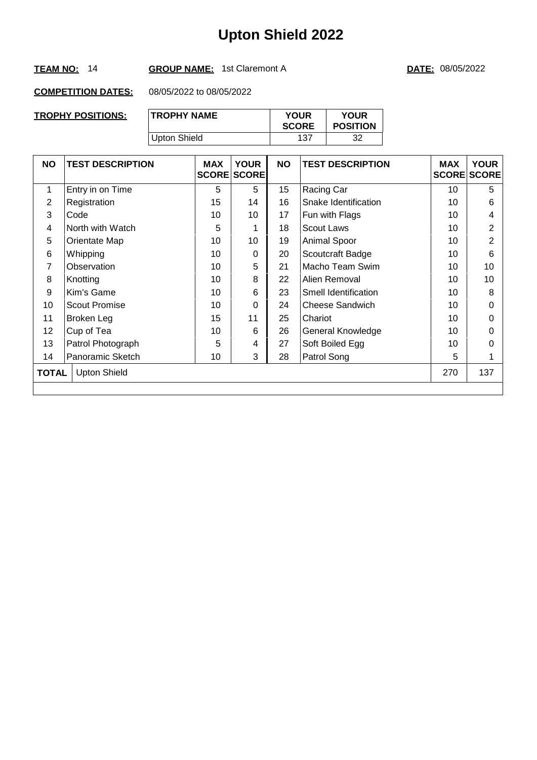# Upton Shield 2022

**TEAM NO:** 14 **GROUP NAME:** 1st Claremont A **DATE:** 08/05/2022

**COMPETITION DATES:** 08/05/2022 to 08/05/2022

**TROPHY POSITIONS:**

| TROPHY NAME | YOUR SCORE | YOUR POSITION |
|---|---|---|
| Upton Shield | 137 | 32 |

| NO | TEST DESCRIPTION | MAX SCORE | YOUR SCORE | NO | TEST DESCRIPTION | MAX SCORE | YOUR SCORE |
|---|---|---|---|---|---|---|---|
| 1 | Entry in on Time | 5 | 5 | 15 | Racing Car | 10 | 5 |
| 2 | Registration | 15 | 14 | 16 | Snake Identification | 10 | 6 |
| 3 | Code | 10 | 10 | 17 | Fun with Flags | 10 | 4 |
| 4 | North with Watch | 5 | 1 | 18 | Scout Laws | 10 | 2 |
| 5 | Orientate Map | 10 | 10 | 19 | Animal Spoor | 10 | 2 |
| 6 | Whipping | 10 | 0 | 20 | Scoutcraft Badge | 10 | 6 |
| 7 | Observation | 10 | 5 | 21 | Macho Team Swim | 10 | 10 |
| 8 | Knotting | 10 | 8 | 22 | Alien Removal | 10 | 10 |
| 9 | Kim's Game | 10 | 6 | 23 | Smell Identification | 10 | 8 |
| 10 | Scout Promise | 10 | 0 | 24 | Cheese Sandwich | 10 | 0 |
| 11 | Broken Leg | 15 | 11 | 25 | Chariot | 10 | 0 |
| 12 | Cup of Tea | 10 | 6 | 26 | General Knowledge | 10 | 0 |
| 13 | Patrol Photograph | 5 | 4 | 27 | Soft Boiled Egg | 10 | 0 |
| 14 | Panoramic Sketch | 10 | 3 | 28 | Patrol Song | 5 | 1 |
| **TOTAL** | Upton Shield | | | | | 270 | 137 |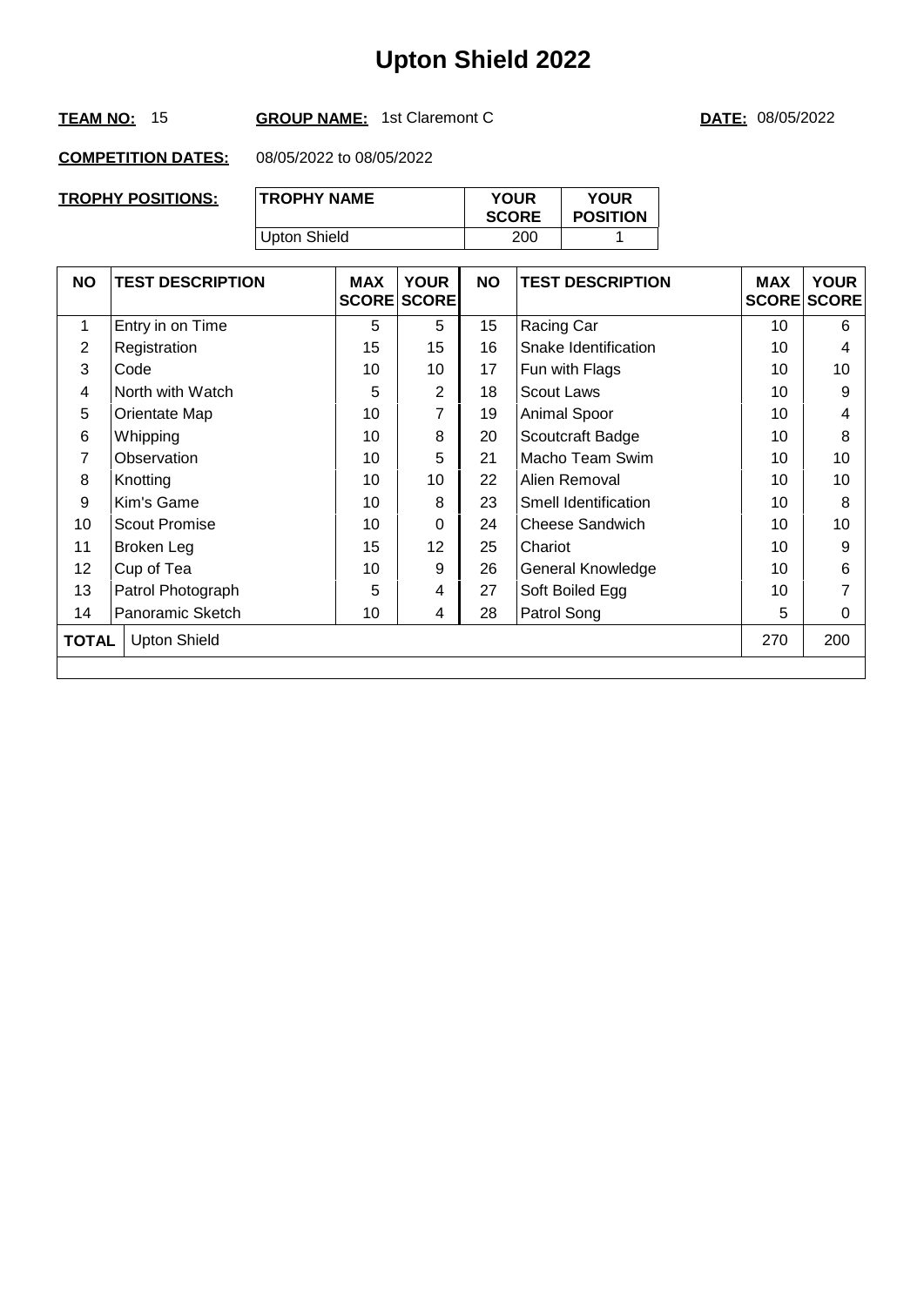# Upton Shield 2022

**TEAM NO:** 15 **GROUP NAME:** 1st Claremont C **DATE:** 08/05/2022

**COMPETITION DATES:** 08/05/2022 to 08/05/2022

**TROPHY POSITIONS:**

| TROPHY NAME | YOUR SCORE | YOUR POSITION |
|---|---|---|
| Upton Shield | 200 | 1 |

| NO | TEST DESCRIPTION | MAX SCORE | YOUR SCORE | NO | TEST DESCRIPTION | MAX SCORE | YOUR SCORE |
|---|---|---|---|---|---|---|---|
| 1 | Entry in on Time | 5 | 5 | 15 | Racing Car | 10 | 6 |
| 2 | Registration | 15 | 15 | 16 | Snake Identification | 10 | 4 |
| 3 | Code | 10 | 10 | 17 | Fun with Flags | 10 | 10 |
| 4 | North with Watch | 5 | 2 | 18 | Scout Laws | 10 | 9 |
| 5 | Orientate Map | 10 | 7 | 19 | Animal Spoor | 10 | 4 |
| 6 | Whipping | 10 | 8 | 20 | Scoutcraft Badge | 10 | 8 |
| 7 | Observation | 10 | 5 | 21 | Macho Team Swim | 10 | 10 |
| 8 | Knotting | 10 | 10 | 22 | Alien Removal | 10 | 10 |
| 9 | Kim's Game | 10 | 8 | 23 | Smell Identification | 10 | 8 |
| 10 | Scout Promise | 10 | 0 | 24 | Cheese Sandwich | 10 | 10 |
| 11 | Broken Leg | 15 | 12 | 25 | Chariot | 10 | 9 |
| 12 | Cup of Tea | 10 | 9 | 26 | General Knowledge | 10 | 6 |
| 13 | Patrol Photograph | 5 | 4 | 27 | Soft Boiled Egg | 10 | 7 |
| 14 | Panoramic Sketch | 10 | 4 | 28 | Patrol Song | 5 | 0 |
| TOTAL | Upton Shield | | | | | 270 | 200 |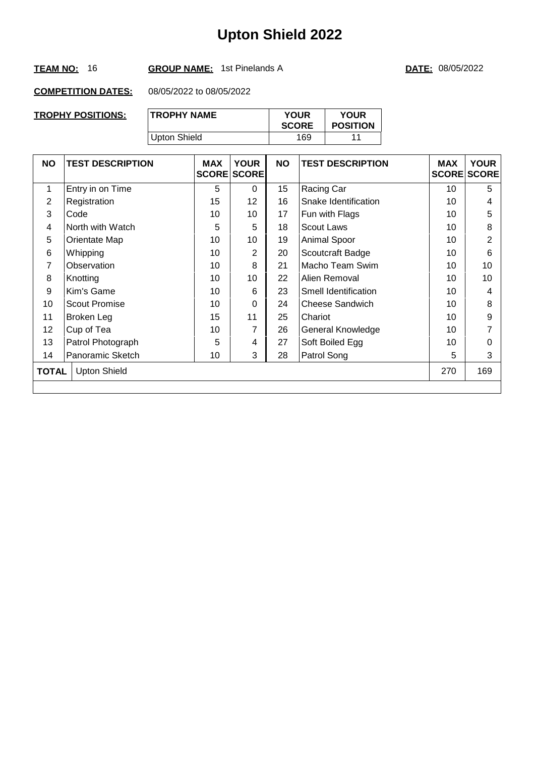# Upton Shield 2022

**TEAM NO:** 16 **GROUP NAME:** 1st Pinelands A **DATE:** 08/05/2022

**COMPETITION DATES:** 08/05/2022 to 08/05/2022

**TROPHY POSITIONS:**

| TROPHY NAME | YOUR SCORE | YOUR POSITION |
|---|---|---|
| Upton Shield | 169 | 11 |

| NO | TEST DESCRIPTION | MAX SCORE | YOUR SCORE | NO | TEST DESCRIPTION | MAX SCORE | YOUR SCORE |
|---|---|---|---|---|---|---|---|
| 1 | Entry in on Time | 5 | 0 | 15 | Racing Car | 10 | 5 |
| 2 | Registration | 15 | 12 | 16 | Snake Identification | 10 | 4 |
| 3 | Code | 10 | 10 | 17 | Fun with Flags | 10 | 5 |
| 4 | North with Watch | 5 | 5 | 18 | Scout Laws | 10 | 8 |
| 5 | Orientate Map | 10 | 10 | 19 | Animal Spoor | 10 | 2 |
| 6 | Whipping | 10 | 2 | 20 | Scoutcraft Badge | 10 | 6 |
| 7 | Observation | 10 | 8 | 21 | Macho Team Swim | 10 | 10 |
| 8 | Knotting | 10 | 10 | 22 | Alien Removal | 10 | 10 |
| 9 | Kim's Game | 10 | 6 | 23 | Smell Identification | 10 | 4 |
| 10 | Scout Promise | 10 | 0 | 24 | Cheese Sandwich | 10 | 8 |
| 11 | Broken Leg | 15 | 11 | 25 | Chariot | 10 | 9 |
| 12 | Cup of Tea | 10 | 7 | 26 | General Knowledge | 10 | 7 |
| 13 | Patrol Photograph | 5 | 4 | 27 | Soft Boiled Egg | 10 | 0 |
| 14 | Panoramic Sketch | 10 | 3 | 28 | Patrol Song | 5 | 3 |
| **TOTAL** | Upton Shield | | | | | 270 | 169 |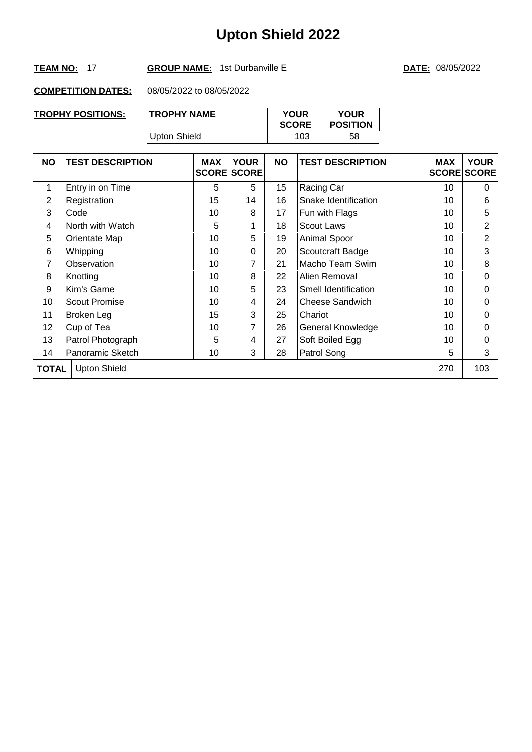# Upton Shield 2022

**TEAM NO:** 17 **GROUP NAME:** 1st Durbanville E **DATE:** 08/05/2022

**COMPETITION DATES:** 08/05/2022 to 08/05/2022

**TROPHY POSITIONS:**

| TROPHY NAME | YOUR SCORE | YOUR POSITION |
|---|---|---|
| Upton Shield | 103 | 58 |

| NO | TEST DESCRIPTION | MAX SCORE | YOUR SCORE | NO | TEST DESCRIPTION | MAX SCORE | YOUR SCORE |
|---|---|---|---|---|---|---|---|
| 1 | Entry in on Time | 5 | 5 | 15 | Racing Car | 10 | 0 |
| 2 | Registration | 15 | 14 | 16 | Snake Identification | 10 | 6 |
| 3 | Code | 10 | 8 | 17 | Fun with Flags | 10 | 5 |
| 4 | North with Watch | 5 | 1 | 18 | Scout Laws | 10 | 2 |
| 5 | Orientate Map | 10 | 5 | 19 | Animal Spoor | 10 | 2 |
| 6 | Whipping | 10 | 0 | 20 | Scoutcraft Badge | 10 | 3 |
| 7 | Observation | 10 | 7 | 21 | Macho Team Swim | 10 | 8 |
| 8 | Knotting | 10 | 8 | 22 | Alien Removal | 10 | 0 |
| 9 | Kim's Game | 10 | 5 | 23 | Smell Identification | 10 | 0 |
| 10 | Scout Promise | 10 | 4 | 24 | Cheese Sandwich | 10 | 0 |
| 11 | Broken Leg | 15 | 3 | 25 | Chariot | 10 | 0 |
| 12 | Cup of Tea | 10 | 7 | 26 | General Knowledge | 10 | 0 |
| 13 | Patrol Photograph | 5 | 4 | 27 | Soft Boiled Egg | 10 | 0 |
| 14 | Panoramic Sketch | 10 | 3 | 28 | Patrol Song | 5 | 3 |
| **TOTAL** | Upton Shield | | | | | 270 | 103 |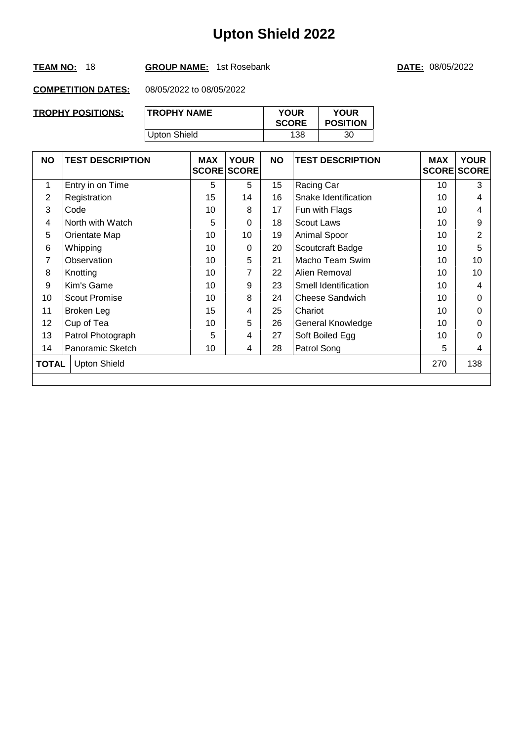# Upton Shield 2022

**TEAM NO:** 18 **GROUP NAME:** 1st Rosebank **DATE:** 08/05/2022

**COMPETITION DATES:** 08/05/2022 to 08/05/2022

**TROPHY POSITIONS:**

| TROPHY NAME | YOUR SCORE | YOUR POSITION |
|---|---|---|
| Upton Shield | 138 | 30 |

| NO | TEST DESCRIPTION | MAX SCORE | YOUR SCORE | NO | TEST DESCRIPTION | MAX SCORE | YOUR SCORE |
|---|---|---|---|---|---|---|---|
| 1 | Entry in on Time | 5 | 5 | 15 | Racing Car | 10 | 3 |
| 2 | Registration | 15 | 14 | 16 | Snake Identification | 10 | 4 |
| 3 | Code | 10 | 8 | 17 | Fun with Flags | 10 | 4 |
| 4 | North with Watch | 5 | 0 | 18 | Scout Laws | 10 | 9 |
| 5 | Orientate Map | 10 | 10 | 19 | Animal Spoor | 10 | 2 |
| 6 | Whipping | 10 | 0 | 20 | Scoutcraft Badge | 10 | 5 |
| 7 | Observation | 10 | 5 | 21 | Macho Team Swim | 10 | 10 |
| 8 | Knotting | 10 | 7 | 22 | Alien Removal | 10 | 10 |
| 9 | Kim's Game | 10 | 9 | 23 | Smell Identification | 10 | 4 |
| 10 | Scout Promise | 10 | 8 | 24 | Cheese Sandwich | 10 | 0 |
| 11 | Broken Leg | 15 | 4 | 25 | Chariot | 10 | 0 |
| 12 | Cup of Tea | 10 | 5 | 26 | General Knowledge | 10 | 0 |
| 13 | Patrol Photograph | 5 | 4 | 27 | Soft Boiled Egg | 10 | 0 |
| 14 | Panoramic Sketch | 10 | 4 | 28 | Patrol Song | 5 | 4 |
| **TOTAL** | Upton Shield | | | | | 270 | 138 |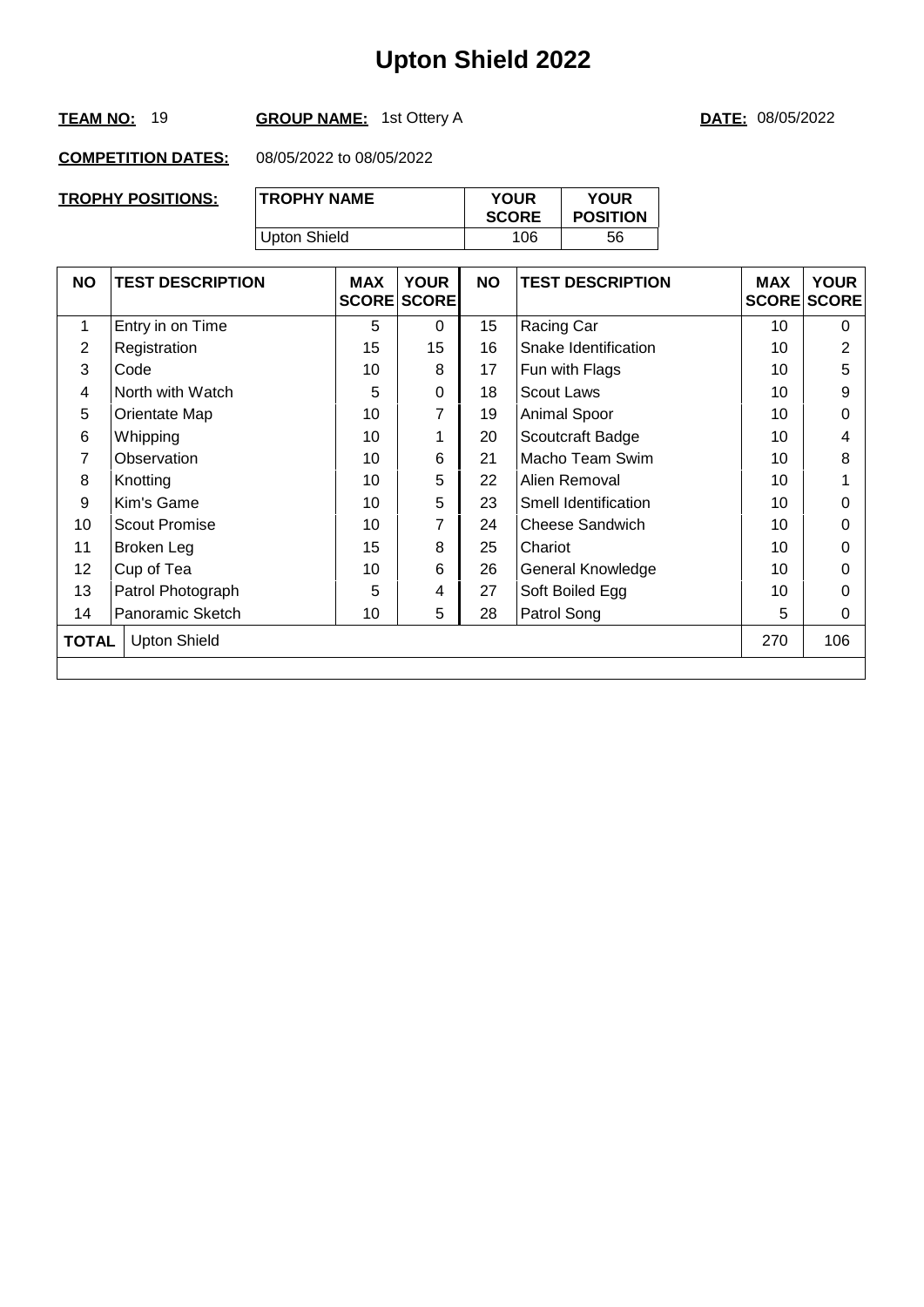# Upton Shield 2022

**TEAM NO:** 19 **GROUP NAME:** 1st Ottery A **DATE:** 08/05/2022

**COMPETITION DATES:** 08/05/2022 to 08/05/2022

**TROPHY POSITIONS:**

| TROPHY NAME | YOUR SCORE | YOUR POSITION |
|---|---|---|
| Upton Shield | 106 | 56 |

| NO | TEST DESCRIPTION | MAX SCORE | YOUR SCORE | NO | TEST DESCRIPTION | MAX SCORE | YOUR SCORE |
|---|---|---|---|---|---|---|---|
| 1 | Entry in on Time | 5 | 0 | 15 | Racing Car | 10 | 0 |
| 2 | Registration | 15 | 15 | 16 | Snake Identification | 10 | 2 |
| 3 | Code | 10 | 8 | 17 | Fun with Flags | 10 | 5 |
| 4 | North with Watch | 5 | 0 | 18 | Scout Laws | 10 | 9 |
| 5 | Orientate Map | 10 | 7 | 19 | Animal Spoor | 10 | 0 |
| 6 | Whipping | 10 | 1 | 20 | Scoutcraft Badge | 10 | 4 |
| 7 | Observation | 10 | 6 | 21 | Macho Team Swim | 10 | 8 |
| 8 | Knotting | 10 | 5 | 22 | Alien Removal | 10 | 1 |
| 9 | Kim's Game | 10 | 5 | 23 | Smell Identification | 10 | 0 |
| 10 | Scout Promise | 10 | 7 | 24 | Cheese Sandwich | 10 | 0 |
| 11 | Broken Leg | 15 | 8 | 25 | Chariot | 10 | 0 |
| 12 | Cup of Tea | 10 | 6 | 26 | General Knowledge | 10 | 0 |
| 13 | Patrol Photograph | 5 | 4 | 27 | Soft Boiled Egg | 10 | 0 |
| 14 | Panoramic Sketch | 10 | 5 | 28 | Patrol Song | 5 | 0 |
| **TOTAL** | Upton Shield | | | | | 270 | 106 |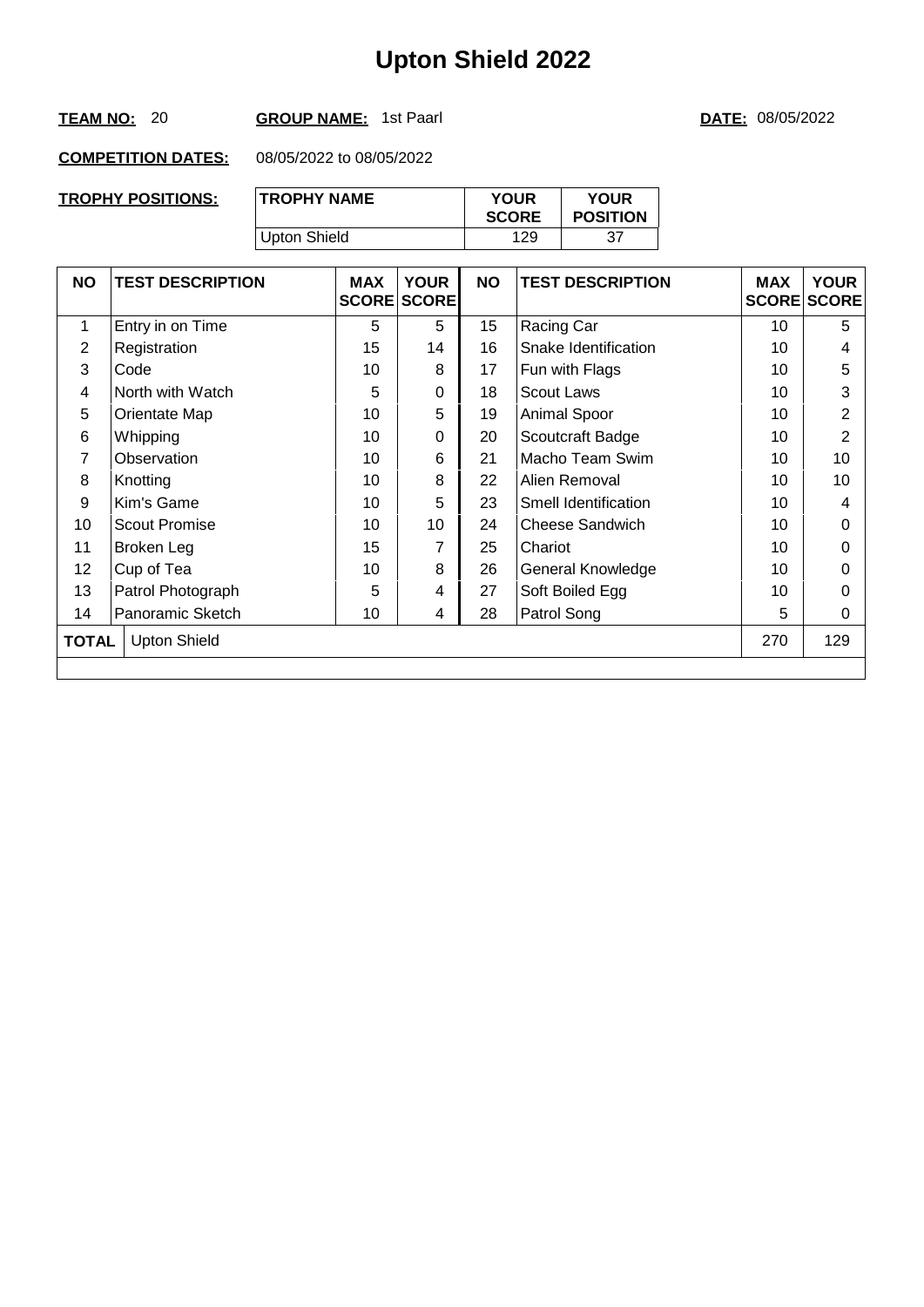# Upton Shield 2022

**TEAM NO:** 20 **GROUP NAME:** 1st Paarl **DATE:** 08/05/2022

**COMPETITION DATES:** 08/05/2022 to 08/05/2022

**TROPHY POSITIONS:**

| TROPHY NAME | YOUR SCORE | YOUR POSITION |
|---|---|---|
| Upton Shield | 129 | 37 |

| NO | TEST DESCRIPTION | MAX SCORE | YOUR SCORE | NO | TEST DESCRIPTION | MAX SCORE | YOUR SCORE |
|---|---|---|---|---|---|---|---|
| 1 | Entry in on Time | 5 | 5 | 15 | Racing Car | 10 | 5 |
| 2 | Registration | 15 | 14 | 16 | Snake Identification | 10 | 4 |
| 3 | Code | 10 | 8 | 17 | Fun with Flags | 10 | 5 |
| 4 | North with Watch | 5 | 0 | 18 | Scout Laws | 10 | 3 |
| 5 | Orientate Map | 10 | 5 | 19 | Animal Spoor | 10 | 2 |
| 6 | Whipping | 10 | 0 | 20 | Scoutcraft Badge | 10 | 2 |
| 7 | Observation | 10 | 6 | 21 | Macho Team Swim | 10 | 10 |
| 8 | Knotting | 10 | 8 | 22 | Alien Removal | 10 | 10 |
| 9 | Kim's Game | 10 | 5 | 23 | Smell Identification | 10 | 4 |
| 10 | Scout Promise | 10 | 10 | 24 | Cheese Sandwich | 10 | 0 |
| 11 | Broken Leg | 15 | 7 | 25 | Chariot | 10 | 0 |
| 12 | Cup of Tea | 10 | 8 | 26 | General Knowledge | 10 | 0 |
| 13 | Patrol Photograph | 5 | 4 | 27 | Soft Boiled Egg | 10 | 0 |
| 14 | Panoramic Sketch | 10 | 4 | 28 | Patrol Song | 5 | 0 |
| **TOTAL** | Upton Shield | | | | | 270 | 129 |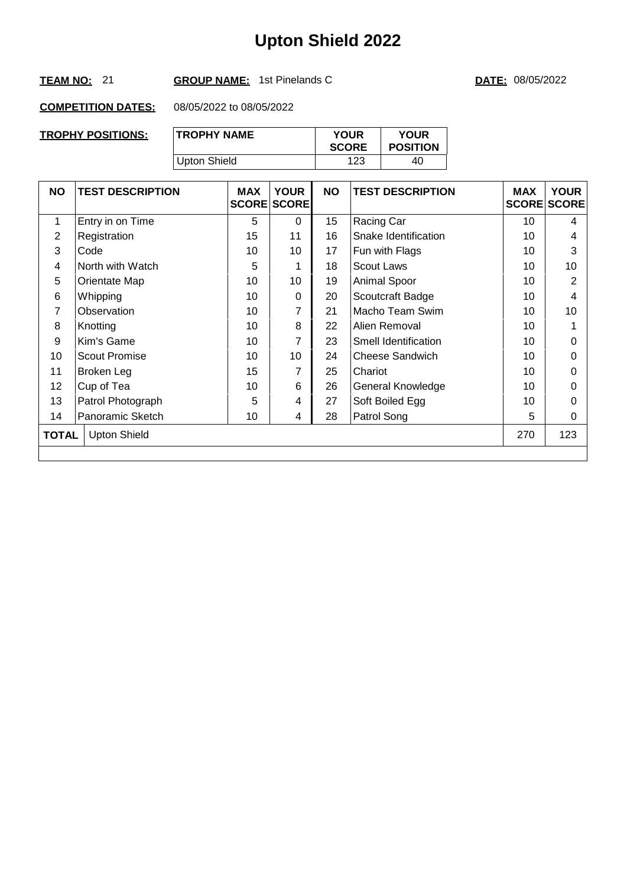# Upton Shield 2022

**TEAM NO:** 21 **GROUP NAME:** 1st Pinelands C **DATE:** 08/05/2022

**COMPETITION DATES:** 08/05/2022 to 08/05/2022

**TROPHY POSITIONS:**

| TROPHY NAME | YOUR SCORE | YOUR POSITION |
|---|---|---|
| Upton Shield | 123 | 40 |

| NO | TEST DESCRIPTION | MAX SCORE | YOUR SCORE | NO | TEST DESCRIPTION | MAX SCORE | YOUR SCORE |
|---|---|---|---|---|---|---|---|
| 1 | Entry in on Time | 5 | 0 | 15 | Racing Car | 10 | 4 |
| 2 | Registration | 15 | 11 | 16 | Snake Identification | 10 | 4 |
| 3 | Code | 10 | 10 | 17 | Fun with Flags | 10 | 3 |
| 4 | North with Watch | 5 | 1 | 18 | Scout Laws | 10 | 10 |
| 5 | Orientate Map | 10 | 10 | 19 | Animal Spoor | 10 | 2 |
| 6 | Whipping | 10 | 0 | 20 | Scoutcraft Badge | 10 | 4 |
| 7 | Observation | 10 | 7 | 21 | Macho Team Swim | 10 | 10 |
| 8 | Knotting | 10 | 8 | 22 | Alien Removal | 10 | 1 |
| 9 | Kim's Game | 10 | 7 | 23 | Smell Identification | 10 | 0 |
| 10 | Scout Promise | 10 | 10 | 24 | Cheese Sandwich | 10 | 0 |
| 11 | Broken Leg | 15 | 7 | 25 | Chariot | 10 | 0 |
| 12 | Cup of Tea | 10 | 6 | 26 | General Knowledge | 10 | 0 |
| 13 | Patrol Photograph | 5 | 4 | 27 | Soft Boiled Egg | 10 | 0 |
| 14 | Panoramic Sketch | 10 | 4 | 28 | Patrol Song | 5 | 0 |
| TOTAL | Upton Shield | | | | | 270 | 123 |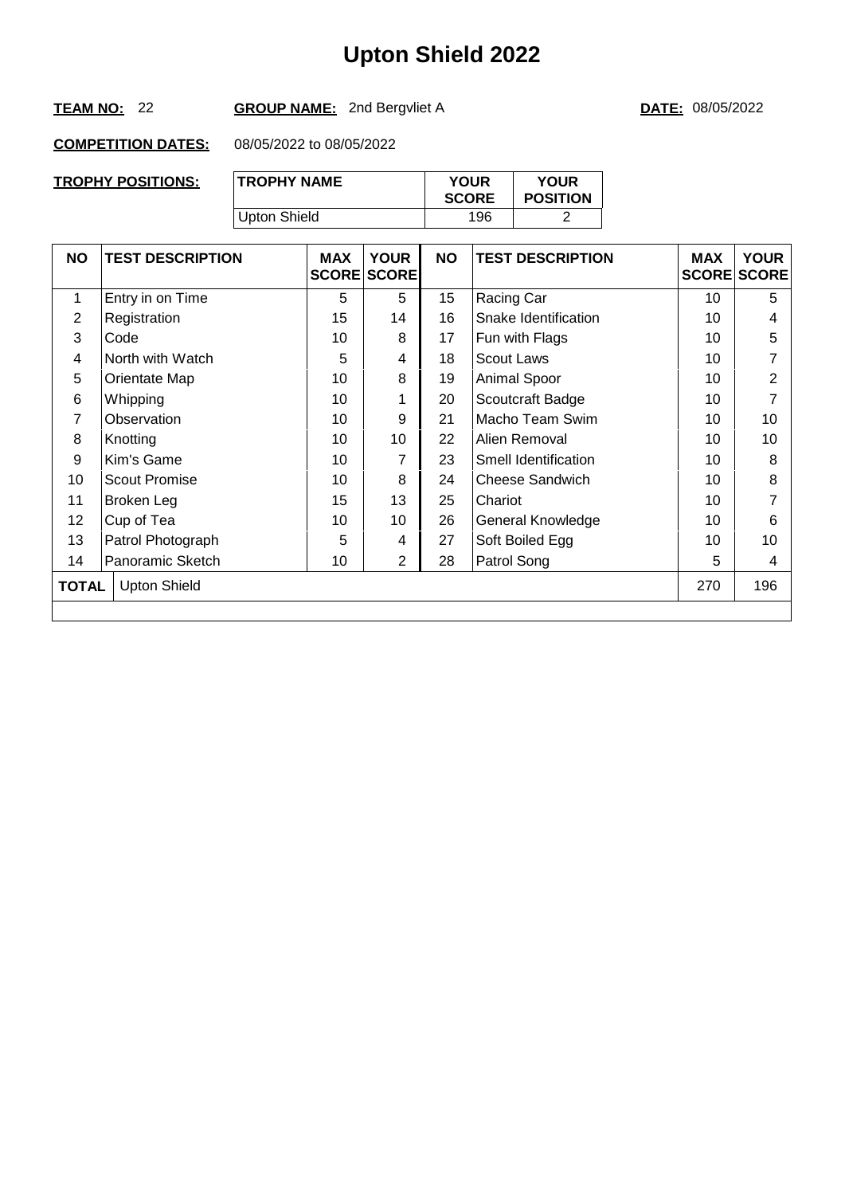# Upton Shield 2022

**TEAM NO:** 22 **GROUP NAME:** 2nd Bergvliet A **DATE:** 08/05/2022

**COMPETITION DATES:** 08/05/2022 to 08/05/2022

**TROPHY POSITIONS:**

| TROPHY NAME | YOUR SCORE | YOUR POSITION |
|---|---|---|
| Upton Shield | 196 | 2 |

| NO | TEST DESCRIPTION | MAX SCORE | YOUR SCORE | NO | TEST DESCRIPTION | MAX SCORE | YOUR SCORE |
|---|---|---|---|---|---|---|---|
| 1 | Entry in on Time | 5 | 5 | 15 | Racing Car | 10 | 5 |
| 2 | Registration | 15 | 14 | 16 | Snake Identification | 10 | 4 |
| 3 | Code | 10 | 8 | 17 | Fun with Flags | 10 | 5 |
| 4 | North with Watch | 5 | 4 | 18 | Scout Laws | 10 | 7 |
| 5 | Orientate Map | 10 | 8 | 19 | Animal Spoor | 10 | 2 |
| 6 | Whipping | 10 | 1 | 20 | Scoutcraft Badge | 10 | 7 |
| 7 | Observation | 10 | 9 | 21 | Macho Team Swim | 10 | 10 |
| 8 | Knotting | 10 | 10 | 22 | Alien Removal | 10 | 10 |
| 9 | Kim's Game | 10 | 7 | 23 | Smell Identification | 10 | 8 |
| 10 | Scout Promise | 10 | 8 | 24 | Cheese Sandwich | 10 | 8 |
| 11 | Broken Leg | 15 | 13 | 25 | Chariot | 10 | 7 |
| 12 | Cup of Tea | 10 | 10 | 26 | General Knowledge | 10 | 6 |
| 13 | Patrol Photograph | 5 | 4 | 27 | Soft Boiled Egg | 10 | 10 |
| 14 | Panoramic Sketch | 10 | 2 | 28 | Patrol Song | 5 | 4 |
| **TOTAL** | Upton Shield | | | | | 270 | 196 |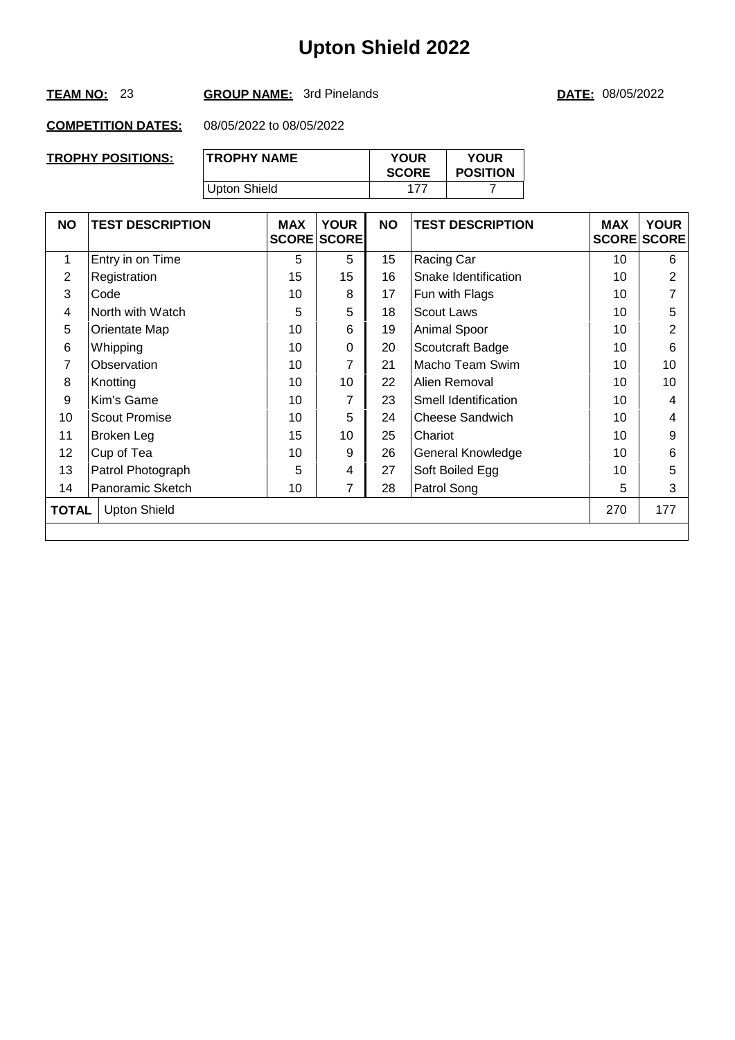# Upton Shield 2022

**TEAM NO:** 23 **GROUP NAME:** 3rd Pinelands **DATE:** 08/05/2022

**COMPETITION DATES:** 08/05/2022 to 08/05/2022

**TROPHY POSITIONS:**

| TROPHY NAME | YOUR SCORE | YOUR POSITION |
|---|---|---|
| Upton Shield | 177 | 7 |

| NO | TEST DESCRIPTION | MAX SCORE | YOUR SCORE | NO | TEST DESCRIPTION | MAX SCORE | YOUR SCORE |
|---|---|---|---|---|---|---|---|
| 1 | Entry in on Time | 5 | 5 | 15 | Racing Car | 10 | 6 |
| 2 | Registration | 15 | 15 | 16 | Snake Identification | 10 | 2 |
| 3 | Code | 10 | 8 | 17 | Fun with Flags | 10 | 7 |
| 4 | North with Watch | 5 | 5 | 18 | Scout Laws | 10 | 5 |
| 5 | Orientate Map | 10 | 6 | 19 | Animal Spoor | 10 | 2 |
| 6 | Whipping | 10 | 0 | 20 | Scoutcraft Badge | 10 | 6 |
| 7 | Observation | 10 | 7 | 21 | Macho Team Swim | 10 | 10 |
| 8 | Knotting | 10 | 10 | 22 | Alien Removal | 10 | 10 |
| 9 | Kim's Game | 10 | 7 | 23 | Smell Identification | 10 | 4 |
| 10 | Scout Promise | 10 | 5 | 24 | Cheese Sandwich | 10 | 4 |
| 11 | Broken Leg | 15 | 10 | 25 | Chariot | 10 | 9 |
| 12 | Cup of Tea | 10 | 9 | 26 | General Knowledge | 10 | 6 |
| 13 | Patrol Photograph | 5 | 4 | 27 | Soft Boiled Egg | 10 | 5 |
| 14 | Panoramic Sketch | 10 | 7 | 28 | Patrol Song | 5 | 3 |
| **TOTAL** | Upton Shield | | | | | 270 | 177 |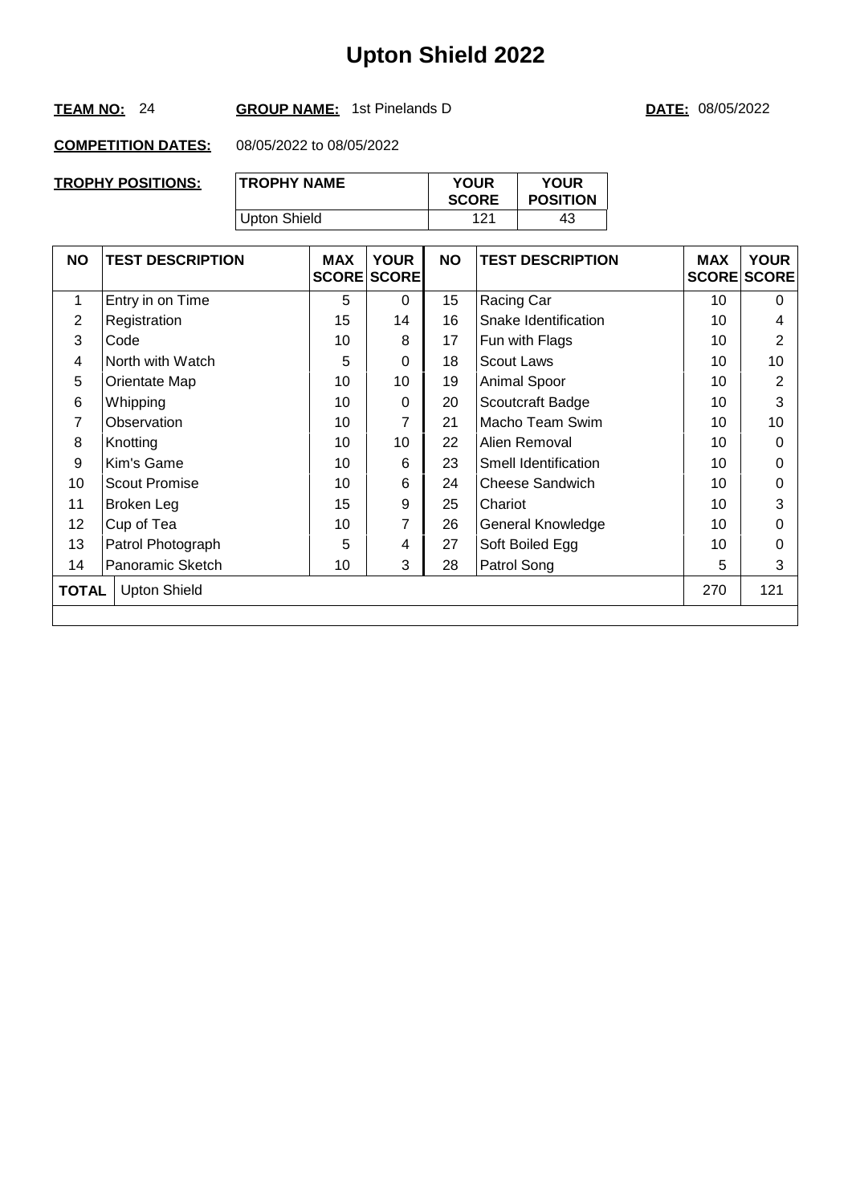# Upton Shield 2022

**TEAM NO:** 24 **GROUP NAME:** 1st Pinelands D **DATE:** 08/05/2022

**COMPETITION DATES:** 08/05/2022 to 08/05/2022

**TROPHY POSITIONS:**

| TROPHY NAME | YOUR SCORE | YOUR POSITION |
|---|---|---|
| Upton Shield | 121 | 43 |

| NO | TEST DESCRIPTION | MAX SCORE | YOUR SCORE | NO | TEST DESCRIPTION | MAX SCORE | YOUR SCORE |
|---|---|---|---|---|---|---|---|
| 1 | Entry in on Time | 5 | 0 | 15 | Racing Car | 10 | 0 |
| 2 | Registration | 15 | 14 | 16 | Snake Identification | 10 | 4 |
| 3 | Code | 10 | 8 | 17 | Fun with Flags | 10 | 2 |
| 4 | North with Watch | 5 | 0 | 18 | Scout Laws | 10 | 10 |
| 5 | Orientate Map | 10 | 10 | 19 | Animal Spoor | 10 | 2 |
| 6 | Whipping | 10 | 0 | 20 | Scoutcraft Badge | 10 | 3 |
| 7 | Observation | 10 | 7 | 21 | Macho Team Swim | 10 | 10 |
| 8 | Knotting | 10 | 10 | 22 | Alien Removal | 10 | 0 |
| 9 | Kim's Game | 10 | 6 | 23 | Smell Identification | 10 | 0 |
| 10 | Scout Promise | 10 | 6 | 24 | Cheese Sandwich | 10 | 0 |
| 11 | Broken Leg | 15 | 9 | 25 | Chariot | 10 | 3 |
| 12 | Cup of Tea | 10 | 7 | 26 | General Knowledge | 10 | 0 |
| 13 | Patrol Photograph | 5 | 4 | 27 | Soft Boiled Egg | 10 | 0 |
| 14 | Panoramic Sketch | 10 | 3 | 28 | Patrol Song | 5 | 3 |
| **TOTAL** | Upton Shield | | | | | 270 | 121 |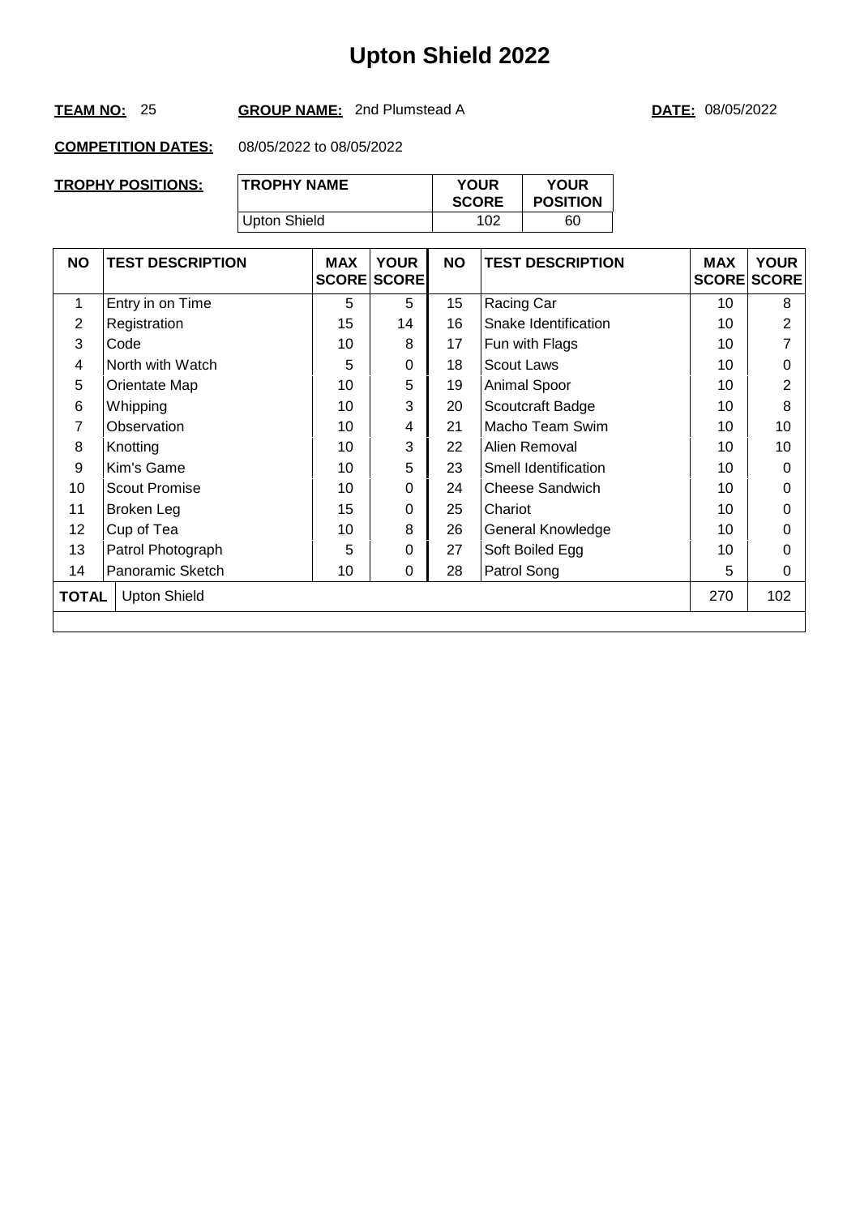# Upton Shield 2022

**TEAM NO:** 25 **GROUP NAME:** 2nd Plumstead A **DATE:** 08/05/2022

**COMPETITION DATES:** 08/05/2022 to 08/05/2022

**TROPHY POSITIONS:**

| TROPHY NAME | YOUR SCORE | YOUR POSITION |
|---|---|---|
| Upton Shield | 102 | 60 |

| NO | TEST DESCRIPTION | MAX SCORE | YOUR SCORE | NO | TEST DESCRIPTION | MAX SCORE | YOUR SCORE |
|---|---|---|---|---|---|---|---|
| 1 | Entry in on Time | 5 | 5 | 15 | Racing Car | 10 | 8 |
| 2 | Registration | 15 | 14 | 16 | Snake Identification | 10 | 2 |
| 3 | Code | 10 | 8 | 17 | Fun with Flags | 10 | 7 |
| 4 | North with Watch | 5 | 0 | 18 | Scout Laws | 10 | 0 |
| 5 | Orientate Map | 10 | 5 | 19 | Animal Spoor | 10 | 2 |
| 6 | Whipping | 10 | 3 | 20 | Scoutcraft Badge | 10 | 8 |
| 7 | Observation | 10 | 4 | 21 | Macho Team Swim | 10 | 10 |
| 8 | Knotting | 10 | 3 | 22 | Alien Removal | 10 | 10 |
| 9 | Kim's Game | 10 | 5 | 23 | Smell Identification | 10 | 0 |
| 10 | Scout Promise | 10 | 0 | 24 | Cheese Sandwich | 10 | 0 |
| 11 | Broken Leg | 15 | 0 | 25 | Chariot | 10 | 0 |
| 12 | Cup of Tea | 10 | 8 | 26 | General Knowledge | 10 | 0 |
| 13 | Patrol Photograph | 5 | 0 | 27 | Soft Boiled Egg | 10 | 0 |
| 14 | Panoramic Sketch | 10 | 0 | 28 | Patrol Song | 5 | 0 |
| **TOTAL** | Upton Shield | | | | | 270 | 102 |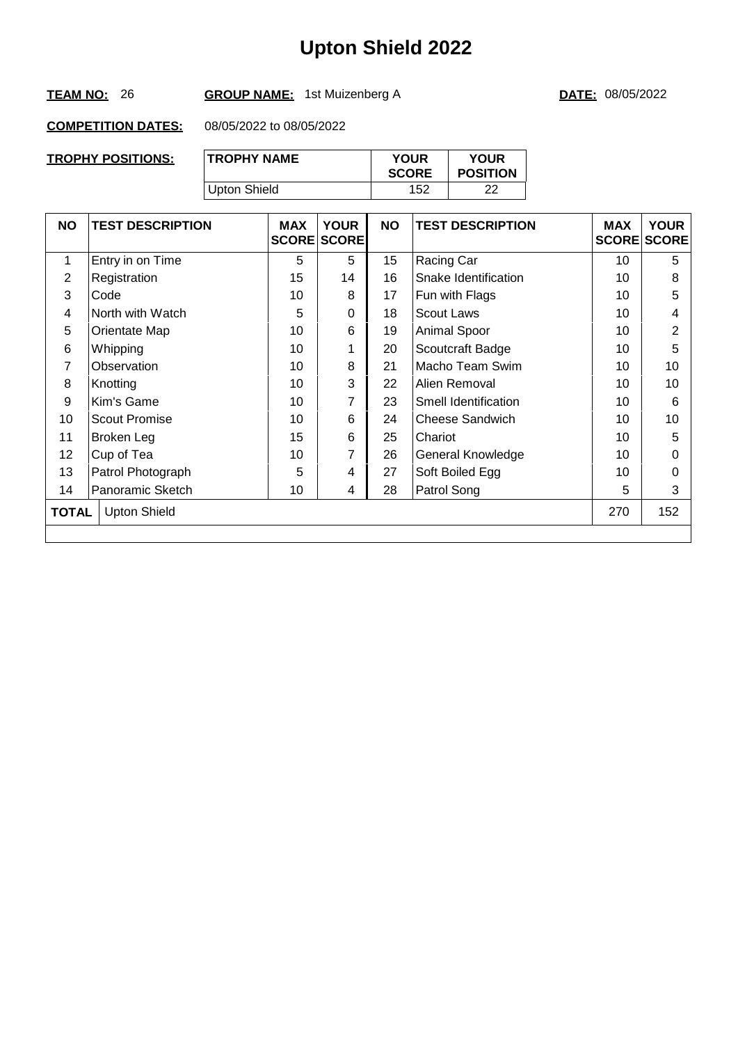# Upton Shield 2022

**TEAM NO:** 26 **GROUP NAME:** 1st Muizenberg A **DATE:** 08/05/2022

**COMPETITION DATES:** 08/05/2022 to 08/05/2022

**TROPHY POSITIONS:**

| TROPHY NAME | YOUR SCORE | YOUR POSITION |
|---|---|---|
| Upton Shield | 152 | 22 |

| NO | TEST DESCRIPTION | MAX SCORE | YOUR SCORE | NO | TEST DESCRIPTION | MAX SCORE | YOUR SCORE |
|---|---|---|---|---|---|---|---|
| 1 | Entry in on Time | 5 | 5 | 15 | Racing Car | 10 | 5 |
| 2 | Registration | 15 | 14 | 16 | Snake Identification | 10 | 8 |
| 3 | Code | 10 | 8 | 17 | Fun with Flags | 10 | 5 |
| 4 | North with Watch | 5 | 0 | 18 | Scout Laws | 10 | 4 |
| 5 | Orientate Map | 10 | 6 | 19 | Animal Spoor | 10 | 2 |
| 6 | Whipping | 10 | 1 | 20 | Scoutcraft Badge | 10 | 5 |
| 7 | Observation | 10 | 8 | 21 | Macho Team Swim | 10 | 10 |
| 8 | Knotting | 10 | 3 | 22 | Alien Removal | 10 | 10 |
| 9 | Kim's Game | 10 | 7 | 23 | Smell Identification | 10 | 6 |
| 10 | Scout Promise | 10 | 6 | 24 | Cheese Sandwich | 10 | 10 |
| 11 | Broken Leg | 15 | 6 | 25 | Chariot | 10 | 5 |
| 12 | Cup of Tea | 10 | 7 | 26 | General Knowledge | 10 | 0 |
| 13 | Patrol Photograph | 5 | 4 | 27 | Soft Boiled Egg | 10 | 0 |
| 14 | Panoramic Sketch | 10 | 4 | 28 | Patrol Song | 5 | 3 |
| **TOTAL** | Upton Shield | | | | | 270 | 152 |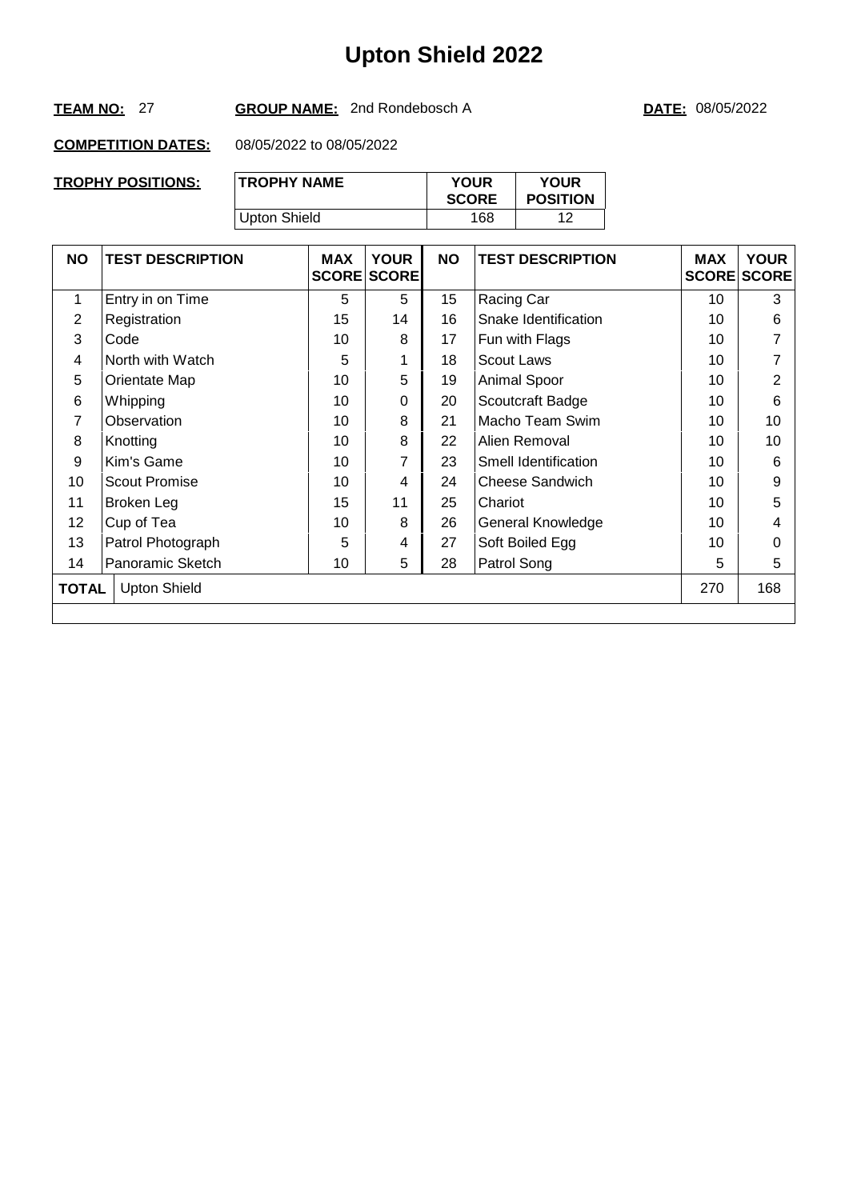# Upton Shield 2022

**TEAM NO:** 27 **GROUP NAME:** 2nd Rondebosch A **DATE:** 08/05/2022

**COMPETITION DATES:** 08/05/2022 to 08/05/2022

**TROPHY POSITIONS:**

| TROPHY NAME | YOUR SCORE | YOUR POSITION |
|---|---|---|
| Upton Shield | 168 | 12 |

| NO | TEST DESCRIPTION | MAX SCORE | YOUR SCORE | NO | TEST DESCRIPTION | MAX SCORE | YOUR SCORE |
|---|---|---|---|---|---|---|---|
| 1 | Entry in on Time | 5 | 5 | 15 | Racing Car | 10 | 3 |
| 2 | Registration | 15 | 14 | 16 | Snake Identification | 10 | 6 |
| 3 | Code | 10 | 8 | 17 | Fun with Flags | 10 | 7 |
| 4 | North with Watch | 5 | 1 | 18 | Scout Laws | 10 | 7 |
| 5 | Orientate Map | 10 | 5 | 19 | Animal Spoor | 10 | 2 |
| 6 | Whipping | 10 | 0 | 20 | Scoutcraft Badge | 10 | 6 |
| 7 | Observation | 10 | 8 | 21 | Macho Team Swim | 10 | 10 |
| 8 | Knotting | 10 | 8 | 22 | Alien Removal | 10 | 10 |
| 9 | Kim's Game | 10 | 7 | 23 | Smell Identification | 10 | 6 |
| 10 | Scout Promise | 10 | 4 | 24 | Cheese Sandwich | 10 | 9 |
| 11 | Broken Leg | 15 | 11 | 25 | Chariot | 10 | 5 |
| 12 | Cup of Tea | 10 | 8 | 26 | General Knowledge | 10 | 4 |
| 13 | Patrol Photograph | 5 | 4 | 27 | Soft Boiled Egg | 10 | 0 |
| 14 | Panoramic Sketch | 10 | 5 | 28 | Patrol Song | 5 | 5 |
| **TOTAL** | Upton Shield | | | | | 270 | 168 |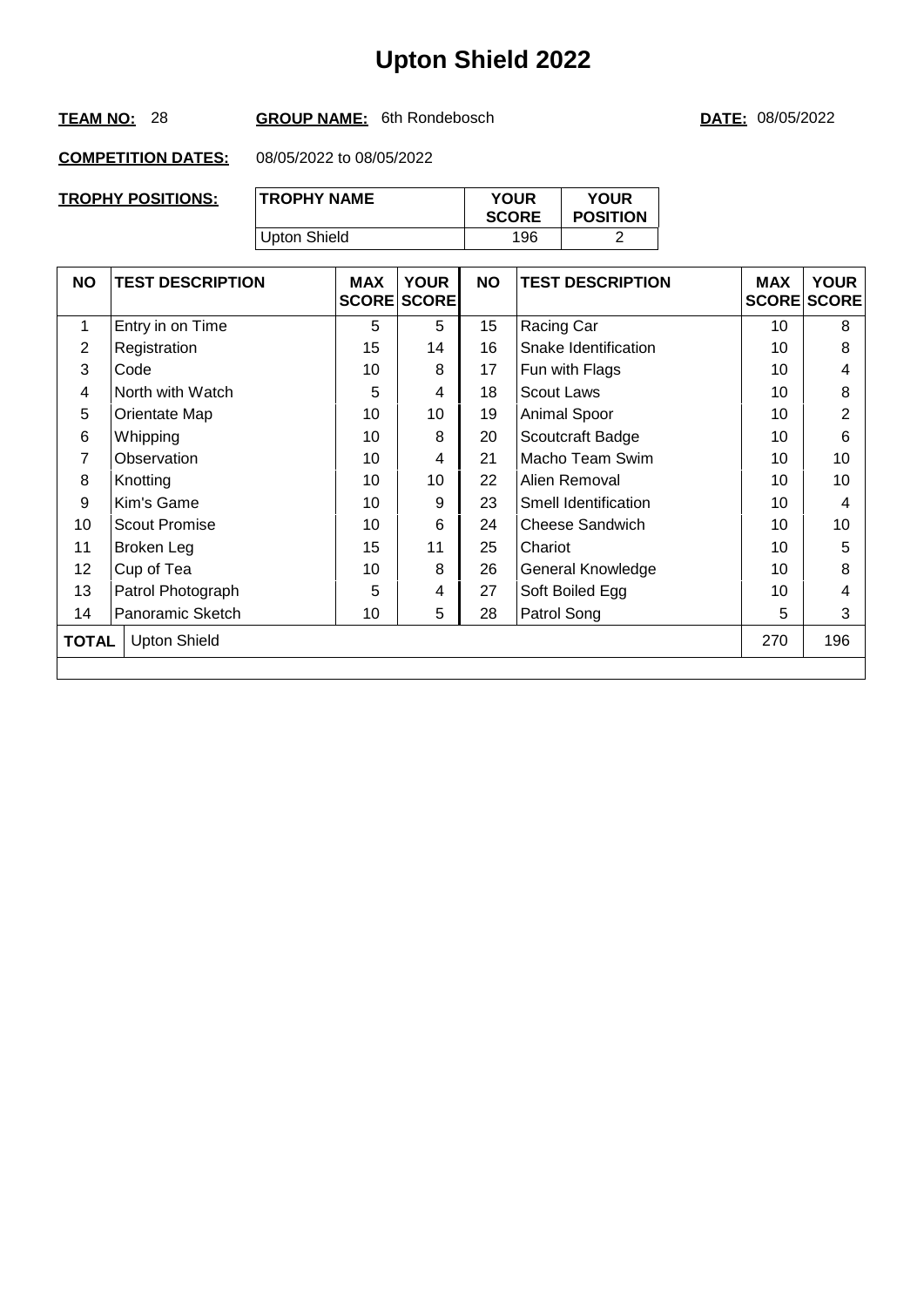# Upton Shield 2022

**TEAM NO:** 28 **GROUP NAME:** 6th Rondebosch **DATE:** 08/05/2022

**COMPETITION DATES:** 08/05/2022 to 08/05/2022

**TROPHY POSITIONS:**

| TROPHY NAME | YOUR SCORE | YOUR POSITION |
|---|---|---|
| Upton Shield | 196 | 2 |

| NO | TEST DESCRIPTION | MAX SCORE | YOUR SCORE | NO | TEST DESCRIPTION | MAX SCORE | YOUR SCORE |
|---|---|---|---|---|---|---|---|
| 1 | Entry in on Time | 5 | 5 | 15 | Racing Car | 10 | 8 |
| 2 | Registration | 15 | 14 | 16 | Snake Identification | 10 | 8 |
| 3 | Code | 10 | 8 | 17 | Fun with Flags | 10 | 4 |
| 4 | North with Watch | 5 | 4 | 18 | Scout Laws | 10 | 8 |
| 5 | Orientate Map | 10 | 10 | 19 | Animal Spoor | 10 | 2 |
| 6 | Whipping | 10 | 8 | 20 | Scoutcraft Badge | 10 | 6 |
| 7 | Observation | 10 | 4 | 21 | Macho Team Swim | 10 | 10 |
| 8 | Knotting | 10 | 10 | 22 | Alien Removal | 10 | 10 |
| 9 | Kim's Game | 10 | 9 | 23 | Smell Identification | 10 | 4 |
| 10 | Scout Promise | 10 | 6 | 24 | Cheese Sandwich | 10 | 10 |
| 11 | Broken Leg | 15 | 11 | 25 | Chariot | 10 | 5 |
| 12 | Cup of Tea | 10 | 8 | 26 | General Knowledge | 10 | 8 |
| 13 | Patrol Photograph | 5 | 4 | 27 | Soft Boiled Egg | 10 | 4 |
| 14 | Panoramic Sketch | 10 | 5 | 28 | Patrol Song | 5 | 3 |
| **TOTAL** | Upton Shield | | | | | 270 | 196 |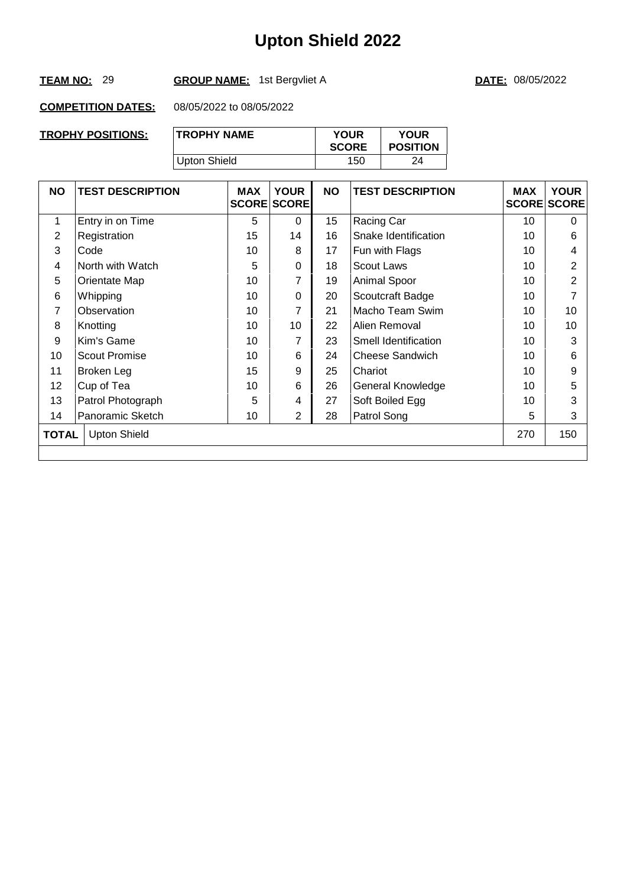# Upton Shield 2022

**TEAM NO:** 29 **GROUP NAME:** 1st Bergvliet A **DATE:** 08/05/2022

**COMPETITION DATES:** 08/05/2022 to 08/05/2022

**TROPHY POSITIONS:**

| TROPHY NAME | YOUR SCORE | YOUR POSITION |
|---|---|---|
| Upton Shield | 150 | 24 |

| NO | TEST DESCRIPTION | MAX SCORE | YOUR SCORE | NO | TEST DESCRIPTION | MAX SCORE | YOUR SCORE |
|---|---|---|---|---|---|---|---|
| 1 | Entry in on Time | 5 | 0 | 15 | Racing Car | 10 | 0 |
| 2 | Registration | 15 | 14 | 16 | Snake Identification | 10 | 6 |
| 3 | Code | 10 | 8 | 17 | Fun with Flags | 10 | 4 |
| 4 | North with Watch | 5 | 0 | 18 | Scout Laws | 10 | 2 |
| 5 | Orientate Map | 10 | 7 | 19 | Animal Spoor | 10 | 2 |
| 6 | Whipping | 10 | 0 | 20 | Scoutcraft Badge | 10 | 7 |
| 7 | Observation | 10 | 7 | 21 | Macho Team Swim | 10 | 10 |
| 8 | Knotting | 10 | 10 | 22 | Alien Removal | 10 | 10 |
| 9 | Kim's Game | 10 | 7 | 23 | Smell Identification | 10 | 3 |
| 10 | Scout Promise | 10 | 6 | 24 | Cheese Sandwich | 10 | 6 |
| 11 | Broken Leg | 15 | 9 | 25 | Chariot | 10 | 9 |
| 12 | Cup of Tea | 10 | 6 | 26 | General Knowledge | 10 | 5 |
| 13 | Patrol Photograph | 5 | 4 | 27 | Soft Boiled Egg | 10 | 3 |
| 14 | Panoramic Sketch | 10 | 2 | 28 | Patrol Song | 5 | 3 |
| TOTAL | Upton Shield | | | | | 270 | 150 |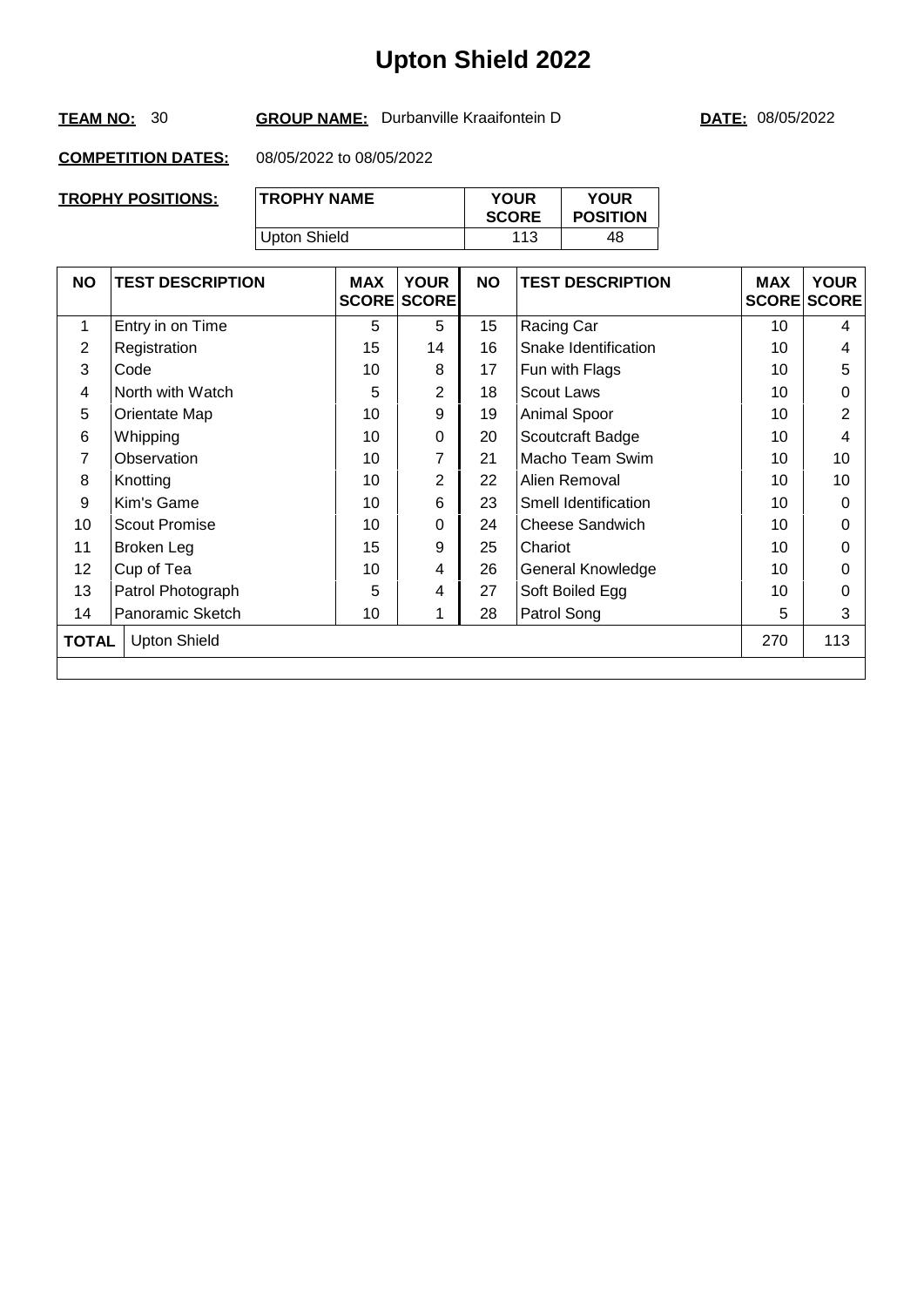# Upton Shield 2022

**TEAM NO:** 30 **GROUP NAME:** Durbanville Kraaifontein D **DATE:** 08/05/2022

**COMPETITION DATES:** 08/05/2022 to 08/05/2022

**TROPHY POSITIONS:**

| TROPHY NAME | YOUR SCORE | YOUR POSITION |
|---|---|---|
| Upton Shield | 113 | 48 |

| NO | TEST DESCRIPTION | MAX SCORE | YOUR SCORE | NO | TEST DESCRIPTION | MAX SCORE | YOUR SCORE |
|---|---|---|---|---|---|---|---|
| 1 | Entry in on Time | 5 | 5 | 15 | Racing Car | 10 | 4 |
| 2 | Registration | 15 | 14 | 16 | Snake Identification | 10 | 4 |
| 3 | Code | 10 | 8 | 17 | Fun with Flags | 10 | 5 |
| 4 | North with Watch | 5 | 2 | 18 | Scout Laws | 10 | 0 |
| 5 | Orientate Map | 10 | 9 | 19 | Animal Spoor | 10 | 2 |
| 6 | Whipping | 10 | 0 | 20 | Scoutcraft Badge | 10 | 4 |
| 7 | Observation | 10 | 7 | 21 | Macho Team Swim | 10 | 10 |
| 8 | Knotting | 10 | 2 | 22 | Alien Removal | 10 | 10 |
| 9 | Kim's Game | 10 | 6 | 23 | Smell Identification | 10 | 0 |
| 10 | Scout Promise | 10 | 0 | 24 | Cheese Sandwich | 10 | 0 |
| 11 | Broken Leg | 15 | 9 | 25 | Chariot | 10 | 0 |
| 12 | Cup of Tea | 10 | 4 | 26 | General Knowledge | 10 | 0 |
| 13 | Patrol Photograph | 5 | 4 | 27 | Soft Boiled Egg | 10 | 0 |
| 14 | Panoramic Sketch | 10 | 1 | 28 | Patrol Song | 5 | 3 |
| **TOTAL** | Upton Shield | | | | | 270 | 113 |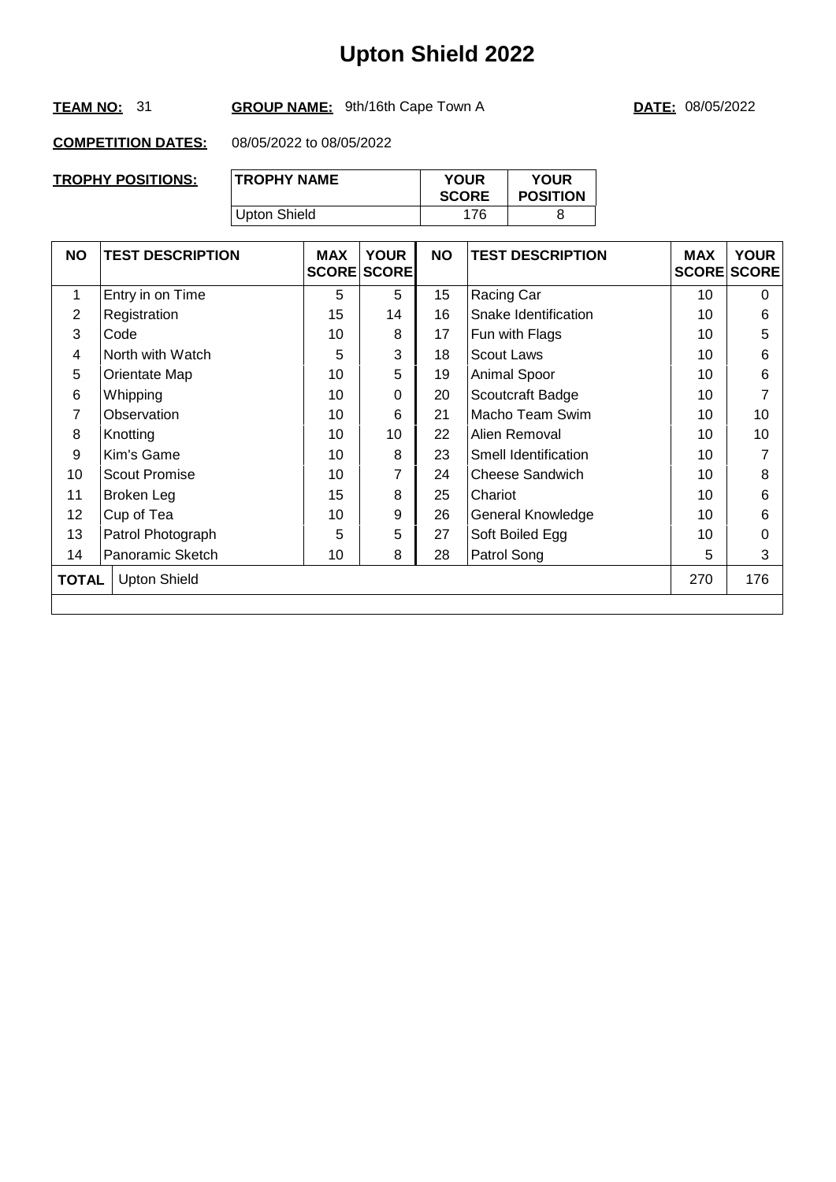# Upton Shield 2022

**TEAM NO:** 31 **GROUP NAME:** 9th/16th Cape Town A **DATE:** 08/05/2022

**COMPETITION DATES:** 08/05/2022 to 08/05/2022

**TROPHY POSITIONS:**

| TROPHY NAME | YOUR SCORE | YOUR POSITION |
|---|---|---|
| Upton Shield | 176 | 8 |

| NO | TEST DESCRIPTION | MAX SCORE | YOUR SCORE | NO | TEST DESCRIPTION | MAX SCORE | YOUR SCORE |
|---|---|---|---|---|---|---|---|
| 1 | Entry in on Time | 5 | 5 | 15 | Racing Car | 10 | 0 |
| 2 | Registration | 15 | 14 | 16 | Snake Identification | 10 | 6 |
| 3 | Code | 10 | 8 | 17 | Fun with Flags | 10 | 5 |
| 4 | North with Watch | 5 | 3 | 18 | Scout Laws | 10 | 6 |
| 5 | Orientate Map | 10 | 5 | 19 | Animal Spoor | 10 | 6 |
| 6 | Whipping | 10 | 0 | 20 | Scoutcraft Badge | 10 | 7 |
| 7 | Observation | 10 | 6 | 21 | Macho Team Swim | 10 | 10 |
| 8 | Knotting | 10 | 10 | 22 | Alien Removal | 10 | 10 |
| 9 | Kim's Game | 10 | 8 | 23 | Smell Identification | 10 | 7 |
| 10 | Scout Promise | 10 | 7 | 24 | Cheese Sandwich | 10 | 8 |
| 11 | Broken Leg | 15 | 8 | 25 | Chariot | 10 | 6 |
| 12 | Cup of Tea | 10 | 9 | 26 | General Knowledge | 10 | 6 |
| 13 | Patrol Photograph | 5 | 5 | 27 | Soft Boiled Egg | 10 | 0 |
| 14 | Panoramic Sketch | 10 | 8 | 28 | Patrol Song | 5 | 3 |
| **TOTAL** | Upton Shield | | | | | 270 | 176 |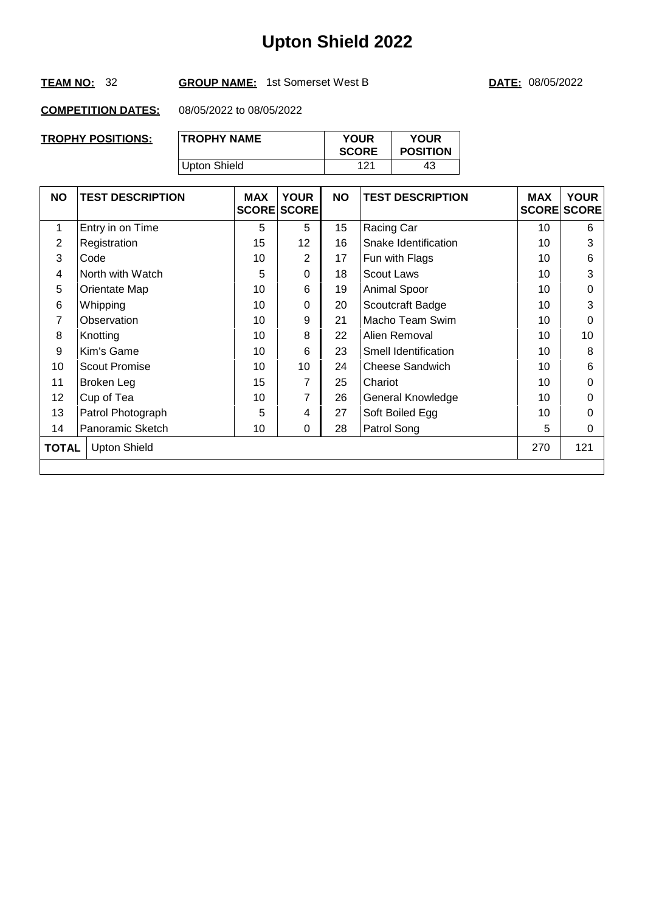# Upton Shield 2022

**TEAM NO:** 32 **GROUP NAME:** 1st Somerset West B **DATE:** 08/05/2022

**COMPETITION DATES:** 08/05/2022 to 08/05/2022

**TROPHY POSITIONS:**

| TROPHY NAME | YOUR SCORE | YOUR POSITION |
|---|---|---|
| Upton Shield | 121 | 43 |

| NO | TEST DESCRIPTION | MAX SCORE | YOUR SCORE | NO | TEST DESCRIPTION | MAX SCORE | YOUR SCORE |
|---|---|---|---|---|---|---|---|
| 1 | Entry in on Time | 5 | 5 | 15 | Racing Car | 10 | 6 |
| 2 | Registration | 15 | 12 | 16 | Snake Identification | 10 | 3 |
| 3 | Code | 10 | 2 | 17 | Fun with Flags | 10 | 6 |
| 4 | North with Watch | 5 | 0 | 18 | Scout Laws | 10 | 3 |
| 5 | Orientate Map | 10 | 6 | 19 | Animal Spoor | 10 | 0 |
| 6 | Whipping | 10 | 0 | 20 | Scoutcraft Badge | 10 | 3 |
| 7 | Observation | 10 | 9 | 21 | Macho Team Swim | 10 | 0 |
| 8 | Knotting | 10 | 8 | 22 | Alien Removal | 10 | 10 |
| 9 | Kim's Game | 10 | 6 | 23 | Smell Identification | 10 | 8 |
| 10 | Scout Promise | 10 | 10 | 24 | Cheese Sandwich | 10 | 6 |
| 11 | Broken Leg | 15 | 7 | 25 | Chariot | 10 | 0 |
| 12 | Cup of Tea | 10 | 7 | 26 | General Knowledge | 10 | 0 |
| 13 | Patrol Photograph | 5 | 4 | 27 | Soft Boiled Egg | 10 | 0 |
| 14 | Panoramic Sketch | 10 | 0 | 28 | Patrol Song | 5 | 0 |
| **TOTAL** | Upton Shield | | | | | 270 | 121 |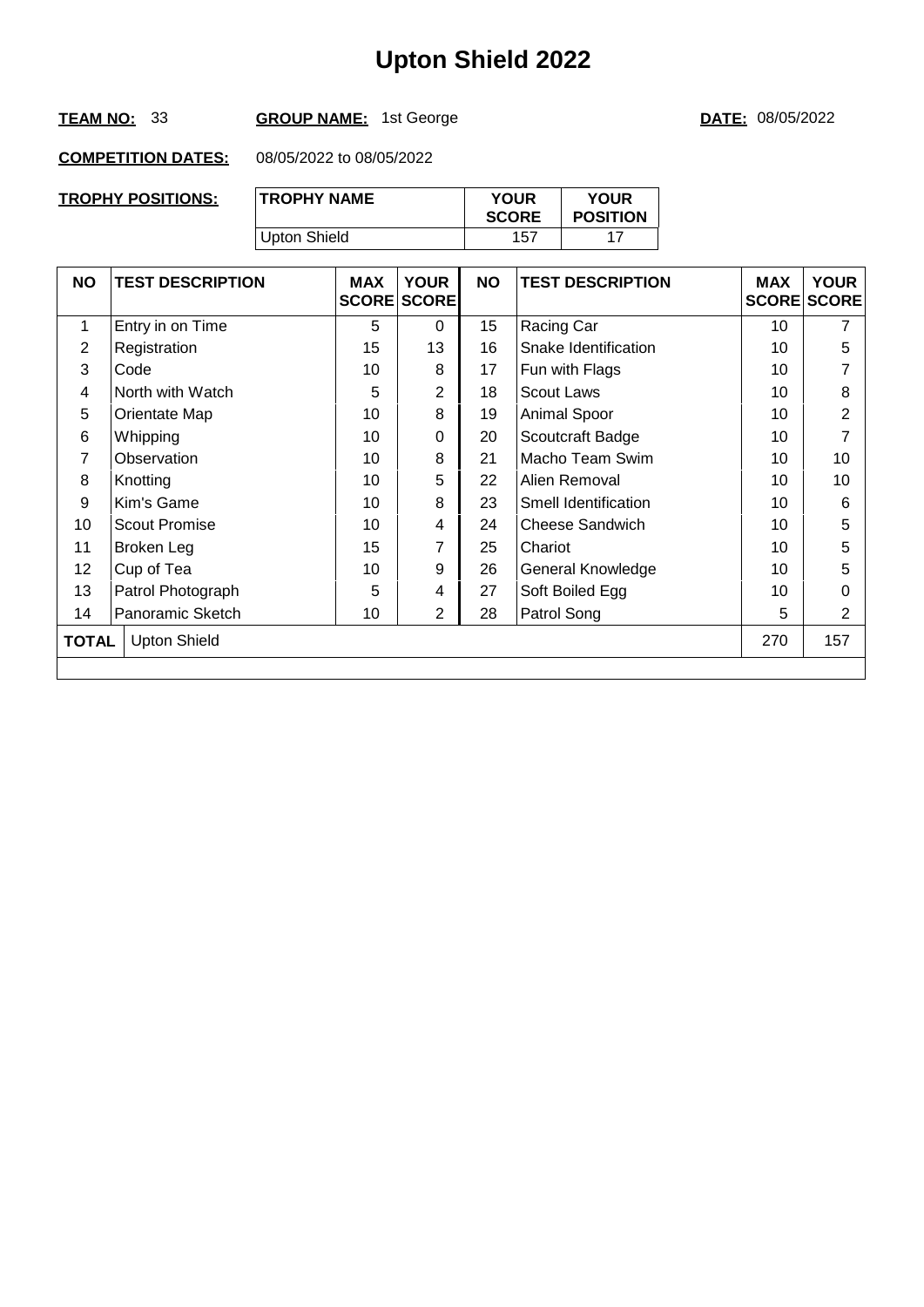# Upton Shield 2022

**TEAM NO:** 33 **GROUP NAME:** 1st George **DATE:** 08/05/2022

**COMPETITION DATES:** 08/05/2022 to 08/05/2022

**TROPHY POSITIONS:**

| TROPHY NAME | YOUR SCORE | YOUR POSITION |
|---|---|---|
| Upton Shield | 157 | 17 |

| NO | TEST DESCRIPTION | MAX SCORE | YOUR SCORE | NO | TEST DESCRIPTION | MAX SCORE | YOUR SCORE |
|---|---|---|---|---|---|---|---|
| 1 | Entry in on Time | 5 | 0 | 15 | Racing Car | 10 | 7 |
| 2 | Registration | 15 | 13 | 16 | Snake Identification | 10 | 5 |
| 3 | Code | 10 | 8 | 17 | Fun with Flags | 10 | 7 |
| 4 | North with Watch | 5 | 2 | 18 | Scout Laws | 10 | 8 |
| 5 | Orientate Map | 10 | 8 | 19 | Animal Spoor | 10 | 2 |
| 6 | Whipping | 10 | 0 | 20 | Scoutcraft Badge | 10 | 7 |
| 7 | Observation | 10 | 8 | 21 | Macho Team Swim | 10 | 10 |
| 8 | Knotting | 10 | 5 | 22 | Alien Removal | 10 | 10 |
| 9 | Kim's Game | 10 | 8 | 23 | Smell Identification | 10 | 6 |
| 10 | Scout Promise | 10 | 4 | 24 | Cheese Sandwich | 10 | 5 |
| 11 | Broken Leg | 15 | 7 | 25 | Chariot | 10 | 5 |
| 12 | Cup of Tea | 10 | 9 | 26 | General Knowledge | 10 | 5 |
| 13 | Patrol Photograph | 5 | 4 | 27 | Soft Boiled Egg | 10 | 0 |
| 14 | Panoramic Sketch | 10 | 2 | 28 | Patrol Song | 5 | 2 |
| **TOTAL** | Upton Shield | | | | | 270 | 157 |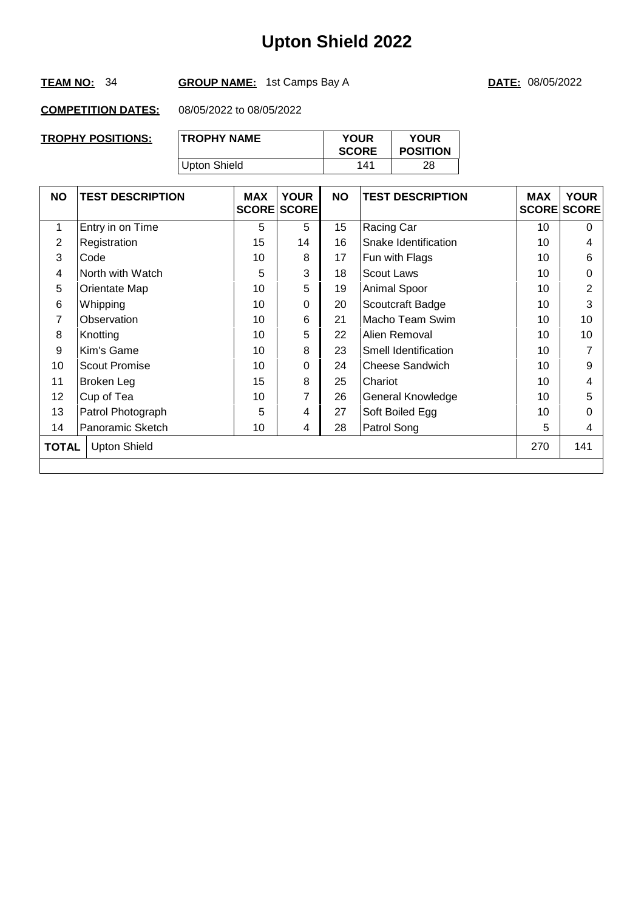# Upton Shield 2022

**TEAM NO:** 34 **GROUP NAME:** 1st Camps Bay A **DATE:** 08/05/2022

**COMPETITION DATES:** 08/05/2022 to 08/05/2022

**TROPHY POSITIONS:**

| TROPHY NAME | YOUR SCORE | YOUR POSITION |
|---|---|---|
| Upton Shield | 141 | 28 |

| NO | TEST DESCRIPTION | MAX SCORE | YOUR SCORE | NO | TEST DESCRIPTION | MAX SCORE | YOUR SCORE |
|---|---|---|---|---|---|---|---|
| 1 | Entry in on Time | 5 | 5 | 15 | Racing Car | 10 | 0 |
| 2 | Registration | 15 | 14 | 16 | Snake Identification | 10 | 4 |
| 3 | Code | 10 | 8 | 17 | Fun with Flags | 10 | 6 |
| 4 | North with Watch | 5 | 3 | 18 | Scout Laws | 10 | 0 |
| 5 | Orientate Map | 10 | 5 | 19 | Animal Spoor | 10 | 2 |
| 6 | Whipping | 10 | 0 | 20 | Scoutcraft Badge | 10 | 3 |
| 7 | Observation | 10 | 6 | 21 | Macho Team Swim | 10 | 10 |
| 8 | Knotting | 10 | 5 | 22 | Alien Removal | 10 | 10 |
| 9 | Kim's Game | 10 | 8 | 23 | Smell Identification | 10 | 7 |
| 10 | Scout Promise | 10 | 0 | 24 | Cheese Sandwich | 10 | 9 |
| 11 | Broken Leg | 15 | 8 | 25 | Chariot | 10 | 4 |
| 12 | Cup of Tea | 10 | 7 | 26 | General Knowledge | 10 | 5 |
| 13 | Patrol Photograph | 5 | 4 | 27 | Soft Boiled Egg | 10 | 0 |
| 14 | Panoramic Sketch | 10 | 4 | 28 | Patrol Song | 5 | 4 |
| **TOTAL** | Upton Shield | | | | | 270 | 141 |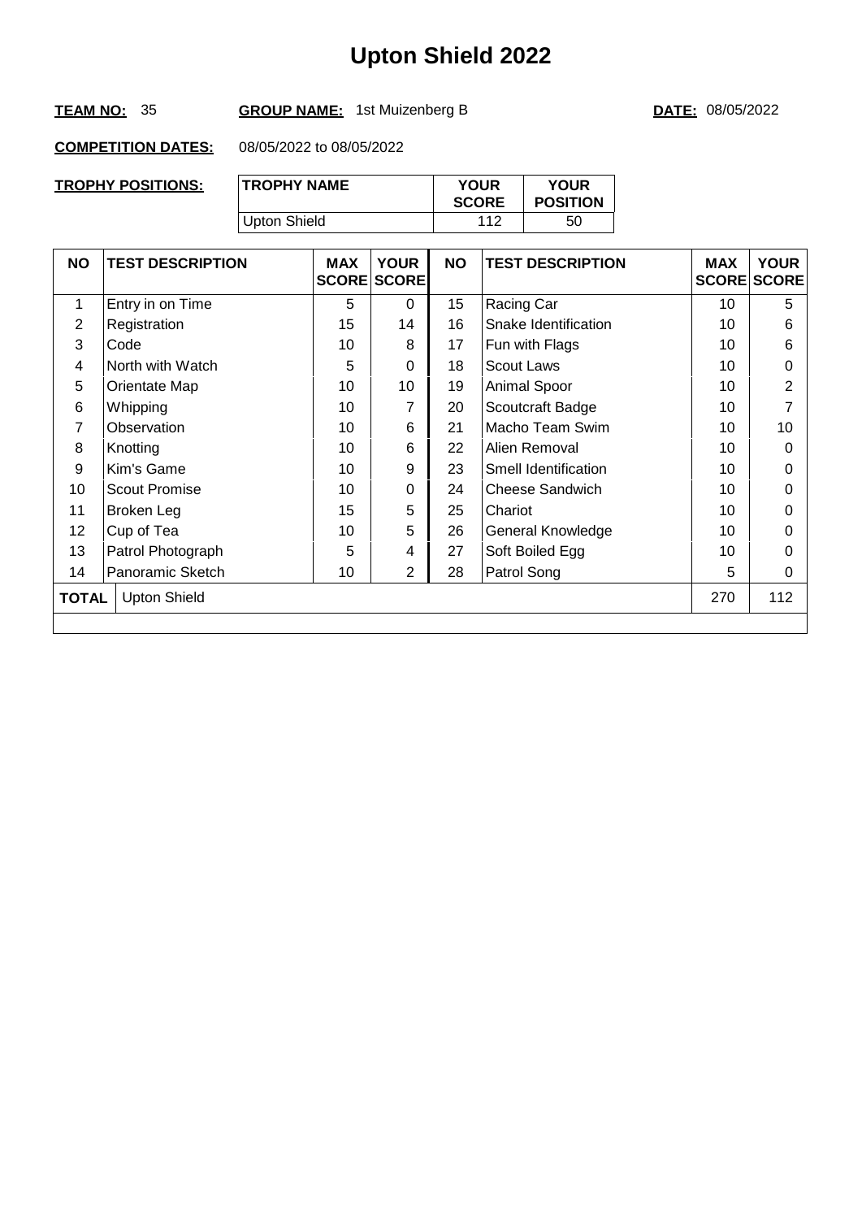# Upton Shield 2022

**TEAM NO:** 35 **GROUP NAME:** 1st Muizenberg B **DATE:** 08/05/2022

**COMPETITION DATES:** 08/05/2022 to 08/05/2022

**TROPHY POSITIONS:**

| TROPHY NAME | YOUR SCORE | YOUR POSITION |
|---|---|---|
| Upton Shield | 112 | 50 |

| NO | TEST DESCRIPTION | MAX SCORE | YOUR SCORE | NO | TEST DESCRIPTION | MAX SCORE | YOUR SCORE |
|---|---|---|---|---|---|---|---|
| 1 | Entry in on Time | 5 | 0 | 15 | Racing Car | 10 | 5 |
| 2 | Registration | 15 | 14 | 16 | Snake Identification | 10 | 6 |
| 3 | Code | 10 | 8 | 17 | Fun with Flags | 10 | 6 |
| 4 | North with Watch | 5 | 0 | 18 | Scout Laws | 10 | 0 |
| 5 | Orientate Map | 10 | 10 | 19 | Animal Spoor | 10 | 2 |
| 6 | Whipping | 10 | 7 | 20 | Scoutcraft Badge | 10 | 7 |
| 7 | Observation | 10 | 6 | 21 | Macho Team Swim | 10 | 10 |
| 8 | Knotting | 10 | 6 | 22 | Alien Removal | 10 | 0 |
| 9 | Kim's Game | 10 | 9 | 23 | Smell Identification | 10 | 0 |
| 10 | Scout Promise | 10 | 0 | 24 | Cheese Sandwich | 10 | 0 |
| 11 | Broken Leg | 15 | 5 | 25 | Chariot | 10 | 0 |
| 12 | Cup of Tea | 10 | 5 | 26 | General Knowledge | 10 | 0 |
| 13 | Patrol Photograph | 5 | 4 | 27 | Soft Boiled Egg | 10 | 0 |
| 14 | Panoramic Sketch | 10 | 2 | 28 | Patrol Song | 5 | 0 |
| **TOTAL** | Upton Shield | | | | | 270 | 112 |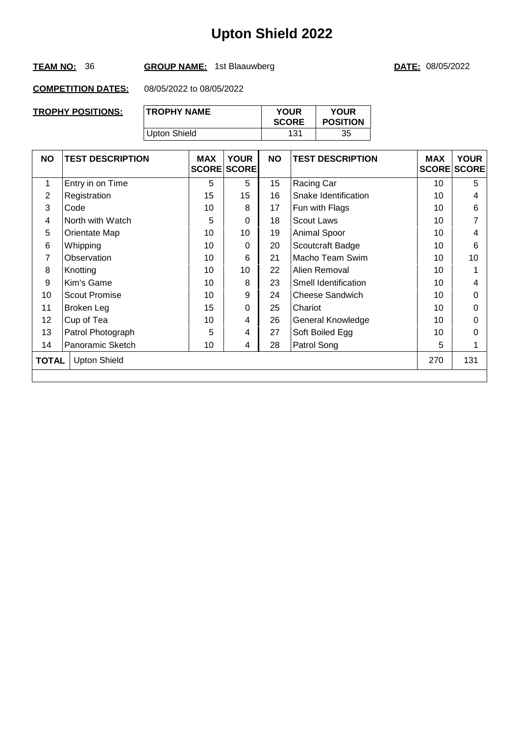# Upton Shield 2022

**TEAM NO:** 36 **GROUP NAME:** 1st Blaauwberg **DATE:** 08/05/2022

**COMPETITION DATES:** 08/05/2022 to 08/05/2022

**TROPHY POSITIONS:**

| TROPHY NAME | YOUR SCORE | YOUR POSITION |
|---|---|---|
| Upton Shield | 131 | 35 |

| NO | TEST DESCRIPTION | MAX SCORE | YOUR SCORE | NO | TEST DESCRIPTION | MAX SCORE | YOUR SCORE |
|---|---|---|---|---|---|---|---|
| 1 | Entry in on Time | 5 | 5 | 15 | Racing Car | 10 | 5 |
| 2 | Registration | 15 | 15 | 16 | Snake Identification | 10 | 4 |
| 3 | Code | 10 | 8 | 17 | Fun with Flags | 10 | 6 |
| 4 | North with Watch | 5 | 0 | 18 | Scout Laws | 10 | 7 |
| 5 | Orientate Map | 10 | 10 | 19 | Animal Spoor | 10 | 4 |
| 6 | Whipping | 10 | 0 | 20 | Scoutcraft Badge | 10 | 6 |
| 7 | Observation | 10 | 6 | 21 | Macho Team Swim | 10 | 10 |
| 8 | Knotting | 10 | 10 | 22 | Alien Removal | 10 | 1 |
| 9 | Kim's Game | 10 | 8 | 23 | Smell Identification | 10 | 4 |
| 10 | Scout Promise | 10 | 9 | 24 | Cheese Sandwich | 10 | 0 |
| 11 | Broken Leg | 15 | 0 | 25 | Chariot | 10 | 0 |
| 12 | Cup of Tea | 10 | 4 | 26 | General Knowledge | 10 | 0 |
| 13 | Patrol Photograph | 5 | 4 | 27 | Soft Boiled Egg | 10 | 0 |
| 14 | Panoramic Sketch | 10 | 4 | 28 | Patrol Song | 5 | 1 |
| **TOTAL** | Upton Shield | | | | | 270 | 131 |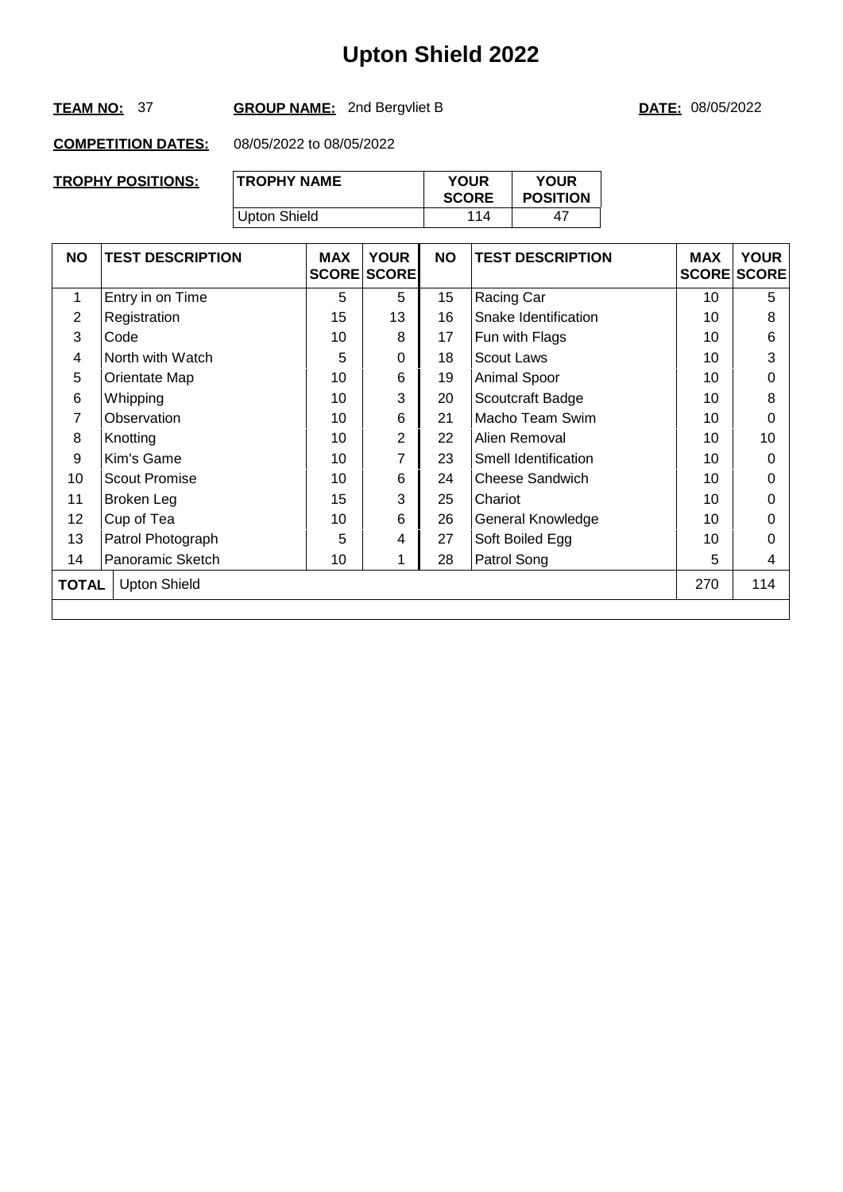# Upton Shield 2022

**TEAM NO:** 37 **GROUP NAME:** 2nd Bergvliet B **DATE:** 08/05/2022

**COMPETITION DATES:** 08/05/2022 to 08/05/2022

**TROPHY POSITIONS:**

| TROPHY NAME | YOUR SCORE | YOUR POSITION |
|---|---|---|
| Upton Shield | 114 | 47 |

| NO | TEST DESCRIPTION | MAX SCORE | YOUR SCORE | NO | TEST DESCRIPTION | MAX SCORE | YOUR SCORE |
|---|---|---|---|---|---|---|---|
| 1 | Entry in on Time | 5 | 5 | 15 | Racing Car | 10 | 5 |
| 2 | Registration | 15 | 13 | 16 | Snake Identification | 10 | 8 |
| 3 | Code | 10 | 8 | 17 | Fun with Flags | 10 | 6 |
| 4 | North with Watch | 5 | 0 | 18 | Scout Laws | 10 | 3 |
| 5 | Orientate Map | 10 | 6 | 19 | Animal Spoor | 10 | 0 |
| 6 | Whipping | 10 | 3 | 20 | Scoutcraft Badge | 10 | 8 |
| 7 | Observation | 10 | 6 | 21 | Macho Team Swim | 10 | 0 |
| 8 | Knotting | 10 | 2 | 22 | Alien Removal | 10 | 10 |
| 9 | Kim's Game | 10 | 7 | 23 | Smell Identification | 10 | 0 |
| 10 | Scout Promise | 10 | 6 | 24 | Cheese Sandwich | 10 | 0 |
| 11 | Broken Leg | 15 | 3 | 25 | Chariot | 10 | 0 |
| 12 | Cup of Tea | 10 | 6 | 26 | General Knowledge | 10 | 0 |
| 13 | Patrol Photograph | 5 | 4 | 27 | Soft Boiled Egg | 10 | 0 |
| 14 | Panoramic Sketch | 10 | 1 | 28 | Patrol Song | 5 | 4 |
| **TOTAL** | Upton Shield | | | | | 270 | 114 |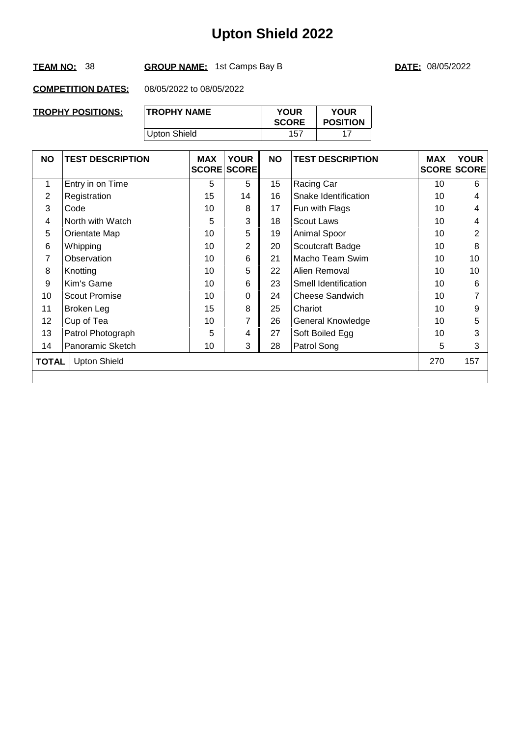# Upton Shield 2022

**TEAM NO:** 38 **GROUP NAME:** 1st Camps Bay B **DATE:** 08/05/2022

**COMPETITION DATES:** 08/05/2022 to 08/05/2022

**TROPHY POSITIONS:**

| TROPHY NAME | YOUR SCORE | YOUR POSITION |
|---|---|---|
| Upton Shield | 157 | 17 |

| NO | TEST DESCRIPTION | MAX SCORE | YOUR SCORE | NO | TEST DESCRIPTION | MAX SCORE | YOUR SCORE |
|---|---|---|---|---|---|---|---|
| 1 | Entry in on Time | 5 | 5 | 15 | Racing Car | 10 | 6 |
| 2 | Registration | 15 | 14 | 16 | Snake Identification | 10 | 4 |
| 3 | Code | 10 | 8 | 17 | Fun with Flags | 10 | 4 |
| 4 | North with Watch | 5 | 3 | 18 | Scout Laws | 10 | 4 |
| 5 | Orientate Map | 10 | 5 | 19 | Animal Spoor | 10 | 2 |
| 6 | Whipping | 10 | 2 | 20 | Scoutcraft Badge | 10 | 8 |
| 7 | Observation | 10 | 6 | 21 | Macho Team Swim | 10 | 10 |
| 8 | Knotting | 10 | 5 | 22 | Alien Removal | 10 | 10 |
| 9 | Kim's Game | 10 | 6 | 23 | Smell Identification | 10 | 6 |
| 10 | Scout Promise | 10 | 0 | 24 | Cheese Sandwich | 10 | 7 |
| 11 | Broken Leg | 15 | 8 | 25 | Chariot | 10 | 9 |
| 12 | Cup of Tea | 10 | 7 | 26 | General Knowledge | 10 | 5 |
| 13 | Patrol Photograph | 5 | 4 | 27 | Soft Boiled Egg | 10 | 3 |
| 14 | Panoramic Sketch | 10 | 3 | 28 | Patrol Song | 5 | 3 |
| **TOTAL** | Upton Shield | | | | | 270 | 157 |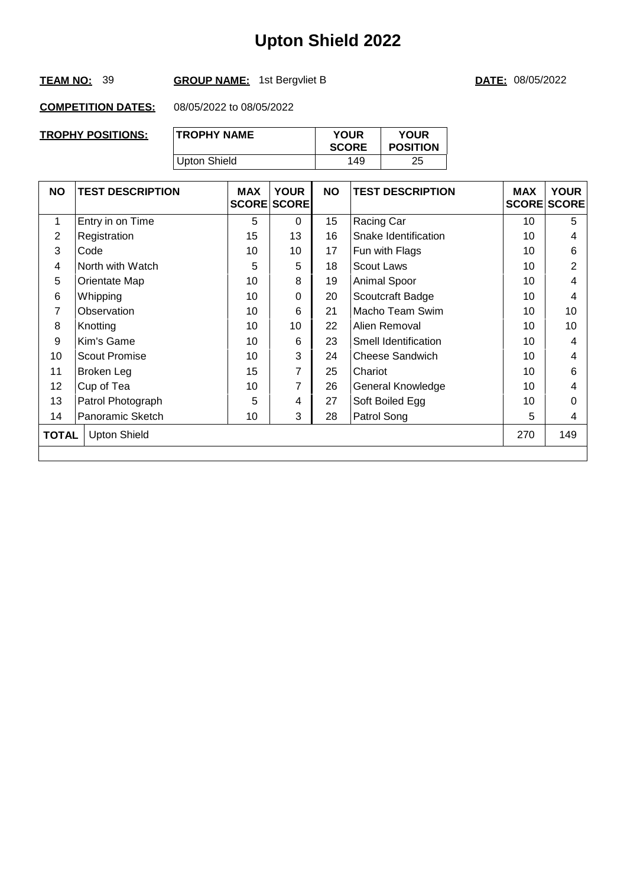# Upton Shield 2022

**TEAM NO:** 39 **GROUP NAME:** 1st Bergvliet B **DATE:** 08/05/2022

**COMPETITION DATES:** 08/05/2022 to 08/05/2022

**TROPHY POSITIONS:**

| TROPHY NAME | YOUR SCORE | YOUR POSITION |
|---|---|---|
| Upton Shield | 149 | 25 |

| NO | TEST DESCRIPTION | MAX SCORE | YOUR SCORE | NO | TEST DESCRIPTION | MAX SCORE | YOUR SCORE |
|---|---|---|---|---|---|---|---|
| 1 | Entry in on Time | 5 | 0 | 15 | Racing Car | 10 | 5 |
| 2 | Registration | 15 | 13 | 16 | Snake Identification | 10 | 4 |
| 3 | Code | 10 | 10 | 17 | Fun with Flags | 10 | 6 |
| 4 | North with Watch | 5 | 5 | 18 | Scout Laws | 10 | 2 |
| 5 | Orientate Map | 10 | 8 | 19 | Animal Spoor | 10 | 4 |
| 6 | Whipping | 10 | 0 | 20 | Scoutcraft Badge | 10 | 4 |
| 7 | Observation | 10 | 6 | 21 | Macho Team Swim | 10 | 10 |
| 8 | Knotting | 10 | 10 | 22 | Alien Removal | 10 | 10 |
| 9 | Kim's Game | 10 | 6 | 23 | Smell Identification | 10 | 4 |
| 10 | Scout Promise | 10 | 3 | 24 | Cheese Sandwich | 10 | 4 |
| 11 | Broken Leg | 15 | 7 | 25 | Chariot | 10 | 6 |
| 12 | Cup of Tea | 10 | 7 | 26 | General Knowledge | 10 | 4 |
| 13 | Patrol Photograph | 5 | 4 | 27 | Soft Boiled Egg | 10 | 0 |
| 14 | Panoramic Sketch | 10 | 3 | 28 | Patrol Song | 5 | 4 |
| **TOTAL** | Upton Shield | | | | | 270 | 149 |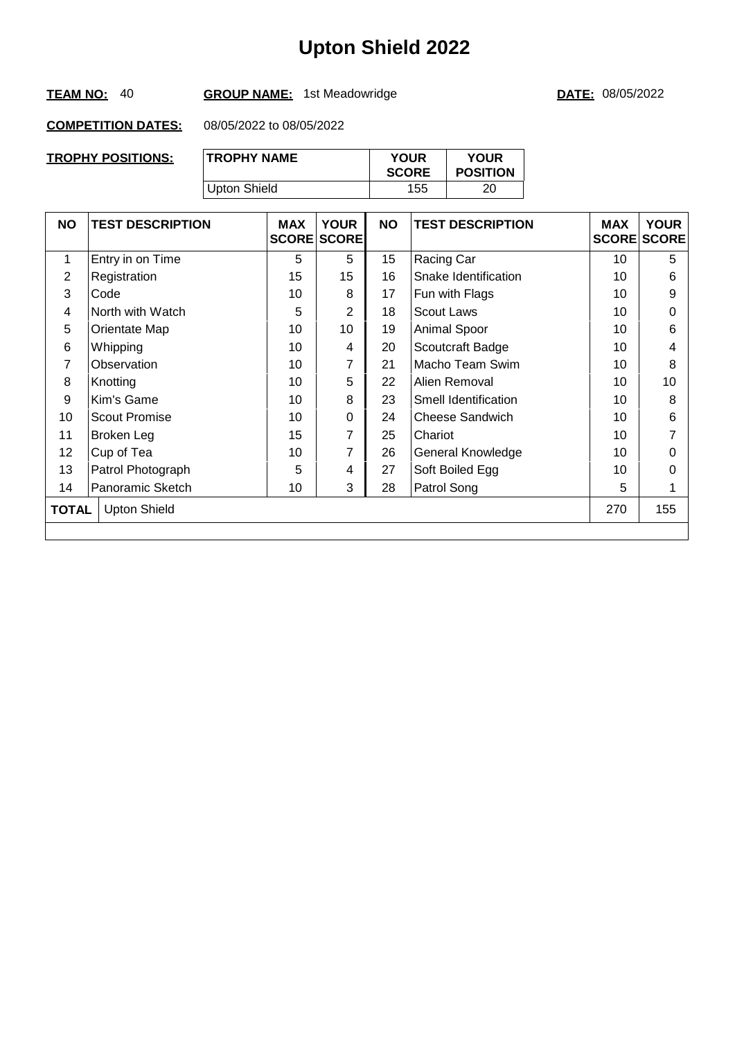# Upton Shield 2022

**TEAM NO:** 40 **GROUP NAME:** 1st Meadowridge **DATE:** 08/05/2022

**COMPETITION DATES:** 08/05/2022 to 08/05/2022

**TROPHY POSITIONS:**

| TROPHY NAME | YOUR SCORE | YOUR POSITION |
|---|---|---|
| Upton Shield | 155 | 20 |

| NO | TEST DESCRIPTION | MAX SCORE | YOUR SCORE | NO | TEST DESCRIPTION | MAX SCORE | YOUR SCORE |
|---|---|---|---|---|---|---|---|
| 1 | Entry in on Time | 5 | 5 | 15 | Racing Car | 10 | 5 |
| 2 | Registration | 15 | 15 | 16 | Snake Identification | 10 | 6 |
| 3 | Code | 10 | 8 | 17 | Fun with Flags | 10 | 9 |
| 4 | North with Watch | 5 | 2 | 18 | Scout Laws | 10 | 0 |
| 5 | Orientate Map | 10 | 10 | 19 | Animal Spoor | 10 | 6 |
| 6 | Whipping | 10 | 4 | 20 | Scoutcraft Badge | 10 | 4 |
| 7 | Observation | 10 | 7 | 21 | Macho Team Swim | 10 | 8 |
| 8 | Knotting | 10 | 5 | 22 | Alien Removal | 10 | 10 |
| 9 | Kim's Game | 10 | 8 | 23 | Smell Identification | 10 | 8 |
| 10 | Scout Promise | 10 | 0 | 24 | Cheese Sandwich | 10 | 6 |
| 11 | Broken Leg | 15 | 7 | 25 | Chariot | 10 | 7 |
| 12 | Cup of Tea | 10 | 7 | 26 | General Knowledge | 10 | 0 |
| 13 | Patrol Photograph | 5 | 4 | 27 | Soft Boiled Egg | 10 | 0 |
| 14 | Panoramic Sketch | 10 | 3 | 28 | Patrol Song | 5 | 1 |
| TOTAL | Upton Shield | | | | | 270 | 155 |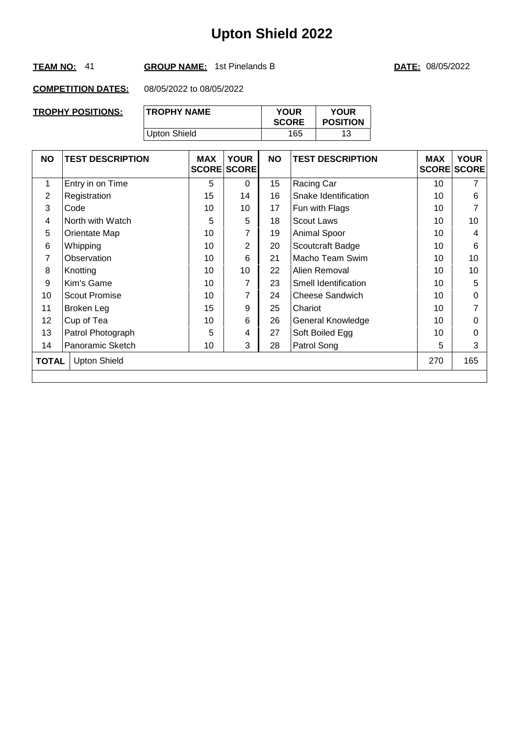# Upton Shield 2022

**TEAM NO:** 41 **GROUP NAME:** 1st Pinelands B **DATE:** 08/05/2022

**COMPETITION DATES:** 08/05/2022 to 08/05/2022

**TROPHY POSITIONS:**

| TROPHY NAME | YOUR SCORE | YOUR POSITION |
|---|---|---|
| Upton Shield | 165 | 13 |

| NO | TEST DESCRIPTION | MAX SCORE | YOUR SCORE | NO | TEST DESCRIPTION | MAX SCORE | YOUR SCORE |
|---|---|---|---|---|---|---|---|
| 1 | Entry in on Time | 5 | 0 | 15 | Racing Car | 10 | 7 |
| 2 | Registration | 15 | 14 | 16 | Snake Identification | 10 | 6 |
| 3 | Code | 10 | 10 | 17 | Fun with Flags | 10 | 7 |
| 4 | North with Watch | 5 | 5 | 18 | Scout Laws | 10 | 10 |
| 5 | Orientate Map | 10 | 7 | 19 | Animal Spoor | 10 | 4 |
| 6 | Whipping | 10 | 2 | 20 | Scoutcraft Badge | 10 | 6 |
| 7 | Observation | 10 | 6 | 21 | Macho Team Swim | 10 | 10 |
| 8 | Knotting | 10 | 10 | 22 | Alien Removal | 10 | 10 |
| 9 | Kim's Game | 10 | 7 | 23 | Smell Identification | 10 | 5 |
| 10 | Scout Promise | 10 | 7 | 24 | Cheese Sandwich | 10 | 0 |
| 11 | Broken Leg | 15 | 9 | 25 | Chariot | 10 | 7 |
| 12 | Cup of Tea | 10 | 6 | 26 | General Knowledge | 10 | 0 |
| 13 | Patrol Photograph | 5 | 4 | 27 | Soft Boiled Egg | 10 | 0 |
| 14 | Panoramic Sketch | 10 | 3 | 28 | Patrol Song | 5 | 3 |
| **TOTAL** | Upton Shield | | | | | 270 | 165 |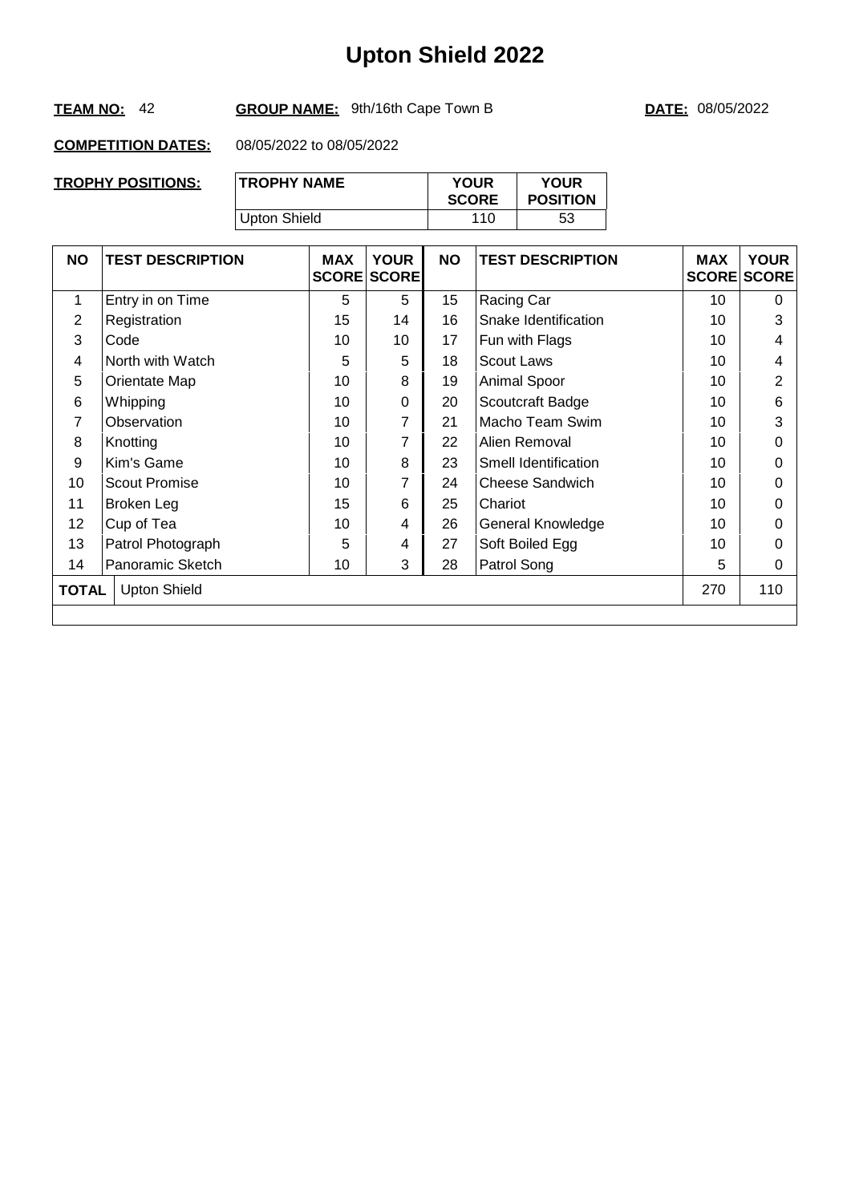# Upton Shield 2022

**TEAM NO:** 42 **GROUP NAME:** 9th/16th Cape Town B **DATE:** 08/05/2022

**COMPETITION DATES:** 08/05/2022 to 08/05/2022

**TROPHY POSITIONS:**

| TROPHY NAME | YOUR SCORE | YOUR POSITION |
|---|---|---|
| Upton Shield | 110 | 53 |

| NO | TEST DESCRIPTION | MAX SCORE | YOUR SCORE | NO | TEST DESCRIPTION | MAX SCORE | YOUR SCORE |
|---|---|---|---|---|---|---|---|
| 1 | Entry in on Time | 5 | 5 | 15 | Racing Car | 10 | 0 |
| 2 | Registration | 15 | 14 | 16 | Snake Identification | 10 | 3 |
| 3 | Code | 10 | 10 | 17 | Fun with Flags | 10 | 4 |
| 4 | North with Watch | 5 | 5 | 18 | Scout Laws | 10 | 4 |
| 5 | Orientate Map | 10 | 8 | 19 | Animal Spoor | 10 | 2 |
| 6 | Whipping | 10 | 0 | 20 | Scoutcraft Badge | 10 | 6 |
| 7 | Observation | 10 | 7 | 21 | Macho Team Swim | 10 | 3 |
| 8 | Knotting | 10 | 7 | 22 | Alien Removal | 10 | 0 |
| 9 | Kim's Game | 10 | 8 | 23 | Smell Identification | 10 | 0 |
| 10 | Scout Promise | 10 | 7 | 24 | Cheese Sandwich | 10 | 0 |
| 11 | Broken Leg | 15 | 6 | 25 | Chariot | 10 | 0 |
| 12 | Cup of Tea | 10 | 4 | 26 | General Knowledge | 10 | 0 |
| 13 | Patrol Photograph | 5 | 4 | 27 | Soft Boiled Egg | 10 | 0 |
| 14 | Panoramic Sketch | 10 | 3 | 28 | Patrol Song | 5 | 0 |
| **TOTAL** | Upton Shield | | | | | 270 | 110 |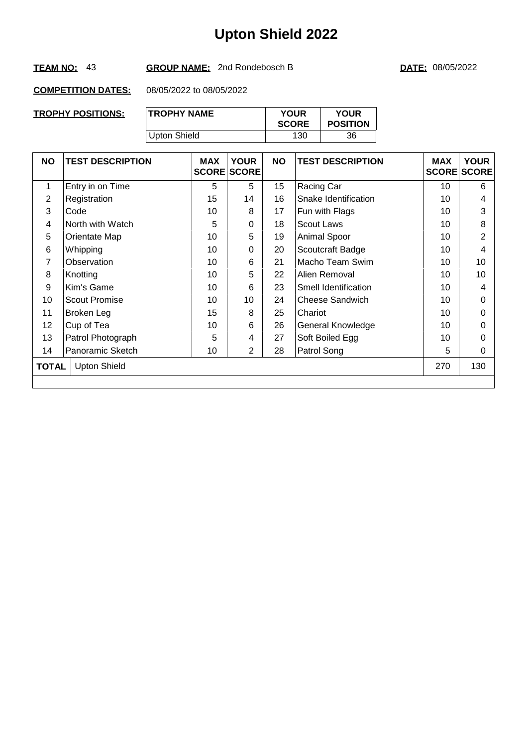# Upton Shield 2022

**TEAM NO:** 43 **GROUP NAME:** 2nd Rondebosch B **DATE:** 08/05/2022

**COMPETITION DATES:** 08/05/2022 to 08/05/2022

**TROPHY POSITIONS:**

| TROPHY NAME | YOUR SCORE | YOUR POSITION |
|---|---|---|
| Upton Shield | 130 | 36 |

| NO | TEST DESCRIPTION | MAX SCORE | YOUR SCORE | NO | TEST DESCRIPTION | MAX SCORE | YOUR SCORE |
|---|---|---|---|---|---|---|---|
| 1 | Entry in on Time | 5 | 5 | 15 | Racing Car | 10 | 6 |
| 2 | Registration | 15 | 14 | 16 | Snake Identification | 10 | 4 |
| 3 | Code | 10 | 8 | 17 | Fun with Flags | 10 | 3 |
| 4 | North with Watch | 5 | 0 | 18 | Scout Laws | 10 | 8 |
| 5 | Orientate Map | 10 | 5 | 19 | Animal Spoor | 10 | 2 |
| 6 | Whipping | 10 | 0 | 20 | Scoutcraft Badge | 10 | 4 |
| 7 | Observation | 10 | 6 | 21 | Macho Team Swim | 10 | 10 |
| 8 | Knotting | 10 | 5 | 22 | Alien Removal | 10 | 10 |
| 9 | Kim's Game | 10 | 6 | 23 | Smell Identification | 10 | 4 |
| 10 | Scout Promise | 10 | 10 | 24 | Cheese Sandwich | 10 | 0 |
| 11 | Broken Leg | 15 | 8 | 25 | Chariot | 10 | 0 |
| 12 | Cup of Tea | 10 | 6 | 26 | General Knowledge | 10 | 0 |
| 13 | Patrol Photograph | 5 | 4 | 27 | Soft Boiled Egg | 10 | 0 |
| 14 | Panoramic Sketch | 10 | 2 | 28 | Patrol Song | 5 | 0 |
| **TOTAL** | Upton Shield | | | | | 270 | 130 |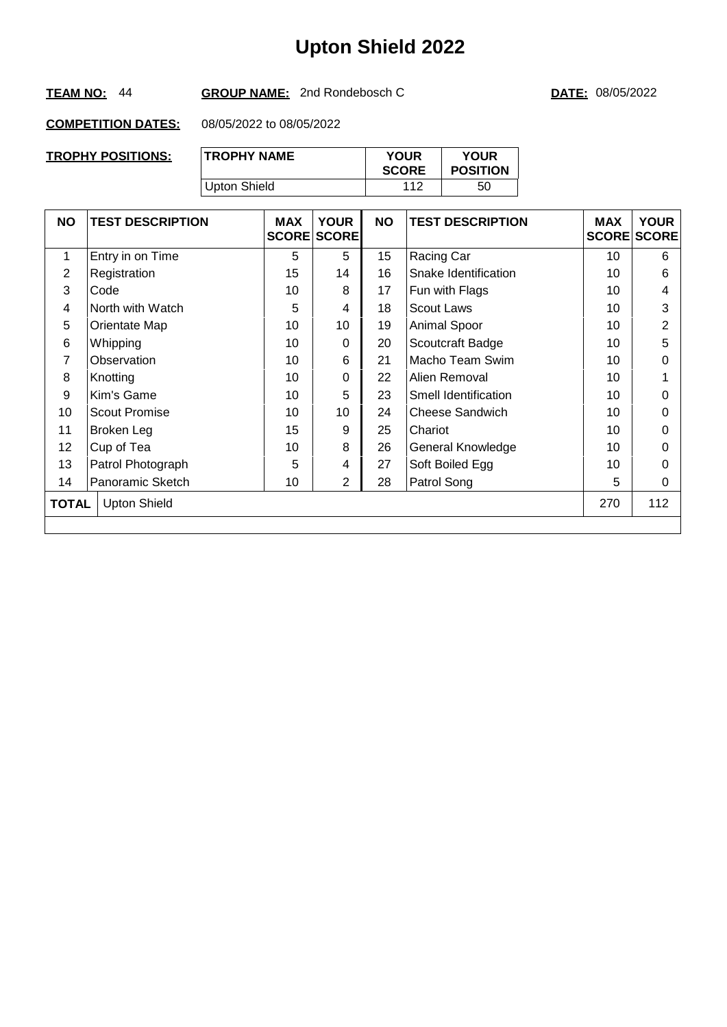# Upton Shield 2022

**TEAM NO:** 44 **GROUP NAME:** 2nd Rondebosch C **DATE:** 08/05/2022

**COMPETITION DATES:** 08/05/2022 to 08/05/2022

**TROPHY POSITIONS:**

| TROPHY NAME | YOUR SCORE | YOUR POSITION |
|---|---|---|
| Upton Shield | 112 | 50 |

| NO | TEST DESCRIPTION | MAX SCORE | YOUR SCORE | NO | TEST DESCRIPTION | MAX SCORE | YOUR SCORE |
|---|---|---|---|---|---|---|---|
| 1 | Entry in on Time | 5 | 5 | 15 | Racing Car | 10 | 6 |
| 2 | Registration | 15 | 14 | 16 | Snake Identification | 10 | 6 |
| 3 | Code | 10 | 8 | 17 | Fun with Flags | 10 | 4 |
| 4 | North with Watch | 5 | 4 | 18 | Scout Laws | 10 | 3 |
| 5 | Orientate Map | 10 | 10 | 19 | Animal Spoor | 10 | 2 |
| 6 | Whipping | 10 | 0 | 20 | Scoutcraft Badge | 10 | 5 |
| 7 | Observation | 10 | 6 | 21 | Macho Team Swim | 10 | 0 |
| 8 | Knotting | 10 | 0 | 22 | Alien Removal | 10 | 1 |
| 9 | Kim's Game | 10 | 5 | 23 | Smell Identification | 10 | 0 |
| 10 | Scout Promise | 10 | 10 | 24 | Cheese Sandwich | 10 | 0 |
| 11 | Broken Leg | 15 | 9 | 25 | Chariot | 10 | 0 |
| 12 | Cup of Tea | 10 | 8 | 26 | General Knowledge | 10 | 0 |
| 13 | Patrol Photograph | 5 | 4 | 27 | Soft Boiled Egg | 10 | 0 |
| 14 | Panoramic Sketch | 10 | 2 | 28 | Patrol Song | 5 | 0 |
| **TOTAL** | Upton Shield | | | | | 270 | 112 |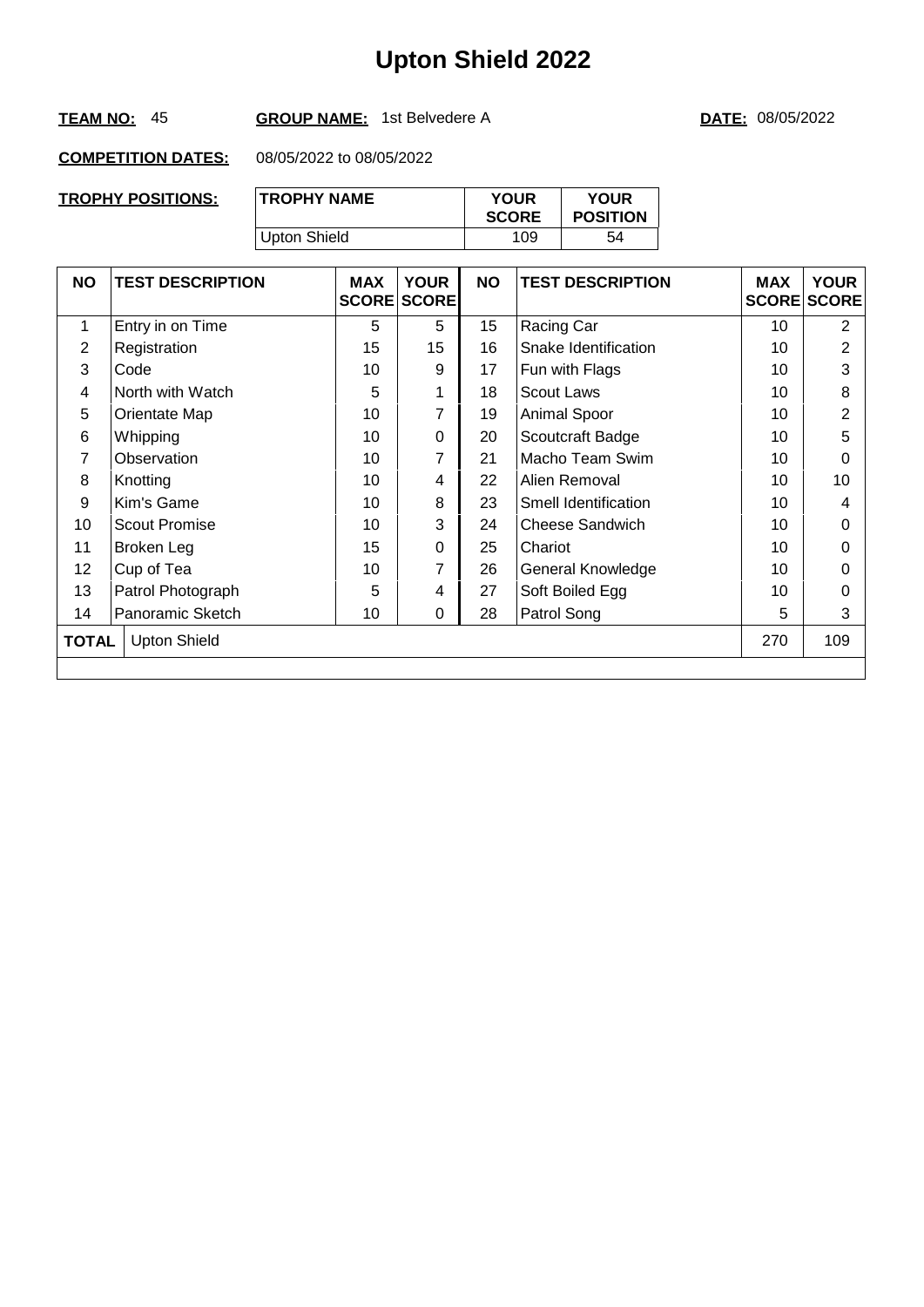# Upton Shield 2022

**TEAM NO:** 45 **GROUP NAME:** 1st Belvedere A **DATE:** 08/05/2022

**COMPETITION DATES:** 08/05/2022 to 08/05/2022

**TROPHY POSITIONS:**

| TROPHY NAME | YOUR SCORE | YOUR POSITION |
|---|---|---|
| Upton Shield | 109 | 54 |

| NO | TEST DESCRIPTION | MAX SCORE | YOUR SCORE | NO | TEST DESCRIPTION | MAX SCORE | YOUR SCORE |
|---|---|---|---|---|---|---|---|
| 1 | Entry in on Time | 5 | 5 | 15 | Racing Car | 10 | 2 |
| 2 | Registration | 15 | 15 | 16 | Snake Identification | 10 | 2 |
| 3 | Code | 10 | 9 | 17 | Fun with Flags | 10 | 3 |
| 4 | North with Watch | 5 | 1 | 18 | Scout Laws | 10 | 8 |
| 5 | Orientate Map | 10 | 7 | 19 | Animal Spoor | 10 | 2 |
| 6 | Whipping | 10 | 0 | 20 | Scoutcraft Badge | 10 | 5 |
| 7 | Observation | 10 | 7 | 21 | Macho Team Swim | 10 | 0 |
| 8 | Knotting | 10 | 4 | 22 | Alien Removal | 10 | 10 |
| 9 | Kim's Game | 10 | 8 | 23 | Smell Identification | 10 | 4 |
| 10 | Scout Promise | 10 | 3 | 24 | Cheese Sandwich | 10 | 0 |
| 11 | Broken Leg | 15 | 0 | 25 | Chariot | 10 | 0 |
| 12 | Cup of Tea | 10 | 7 | 26 | General Knowledge | 10 | 0 |
| 13 | Patrol Photograph | 5 | 4 | 27 | Soft Boiled Egg | 10 | 0 |
| 14 | Panoramic Sketch | 10 | 0 | 28 | Patrol Song | 5 | 3 |
| **TOTAL** | Upton Shield | | | | | 270 | 109 |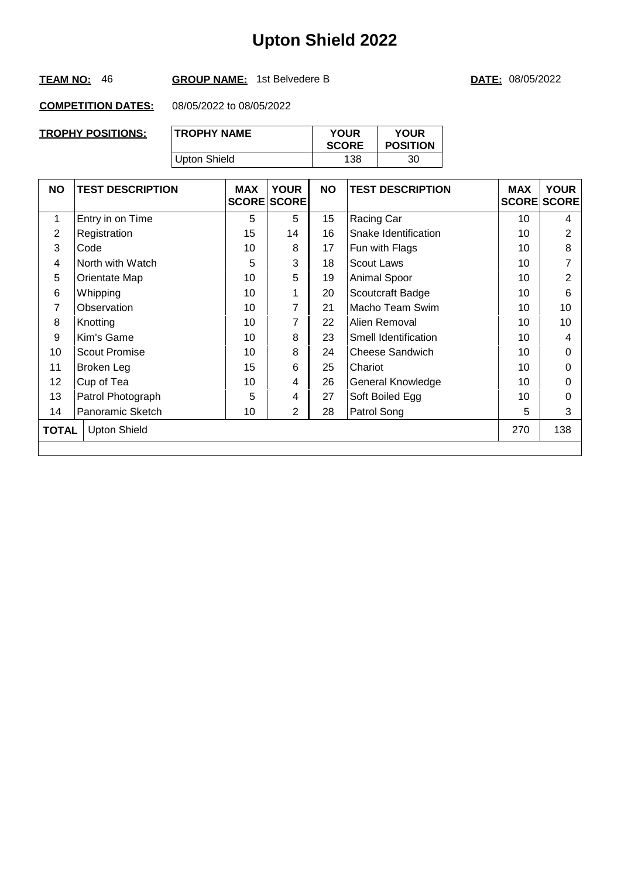# Upton Shield 2022

**TEAM NO:** 46 **GROUP NAME:** 1st Belvedere B **DATE:** 08/05/2022

**COMPETITION DATES:** 08/05/2022 to 08/05/2022

**TROPHY POSITIONS:**

| TROPHY NAME | YOUR SCORE | YOUR POSITION |
|---|---|---|
| Upton Shield | 138 | 30 |

| NO | TEST DESCRIPTION | MAX SCORE | YOUR SCORE | NO | TEST DESCRIPTION | MAX SCORE | YOUR SCORE |
|---|---|---|---|---|---|---|---|
| 1 | Entry in on Time | 5 | 5 | 15 | Racing Car | 10 | 4 |
| 2 | Registration | 15 | 14 | 16 | Snake Identification | 10 | 2 |
| 3 | Code | 10 | 8 | 17 | Fun with Flags | 10 | 8 |
| 4 | North with Watch | 5 | 3 | 18 | Scout Laws | 10 | 7 |
| 5 | Orientate Map | 10 | 5 | 19 | Animal Spoor | 10 | 2 |
| 6 | Whipping | 10 | 1 | 20 | Scoutcraft Badge | 10 | 6 |
| 7 | Observation | 10 | 7 | 21 | Macho Team Swim | 10 | 10 |
| 8 | Knotting | 10 | 7 | 22 | Alien Removal | 10 | 10 |
| 9 | Kim's Game | 10 | 8 | 23 | Smell Identification | 10 | 4 |
| 10 | Scout Promise | 10 | 8 | 24 | Cheese Sandwich | 10 | 0 |
| 11 | Broken Leg | 15 | 6 | 25 | Chariot | 10 | 0 |
| 12 | Cup of Tea | 10 | 4 | 26 | General Knowledge | 10 | 0 |
| 13 | Patrol Photograph | 5 | 4 | 27 | Soft Boiled Egg | 10 | 0 |
| 14 | Panoramic Sketch | 10 | 2 | 28 | Patrol Song | 5 | 3 |
| **TOTAL** | Upton Shield | | | | | 270 | 138 |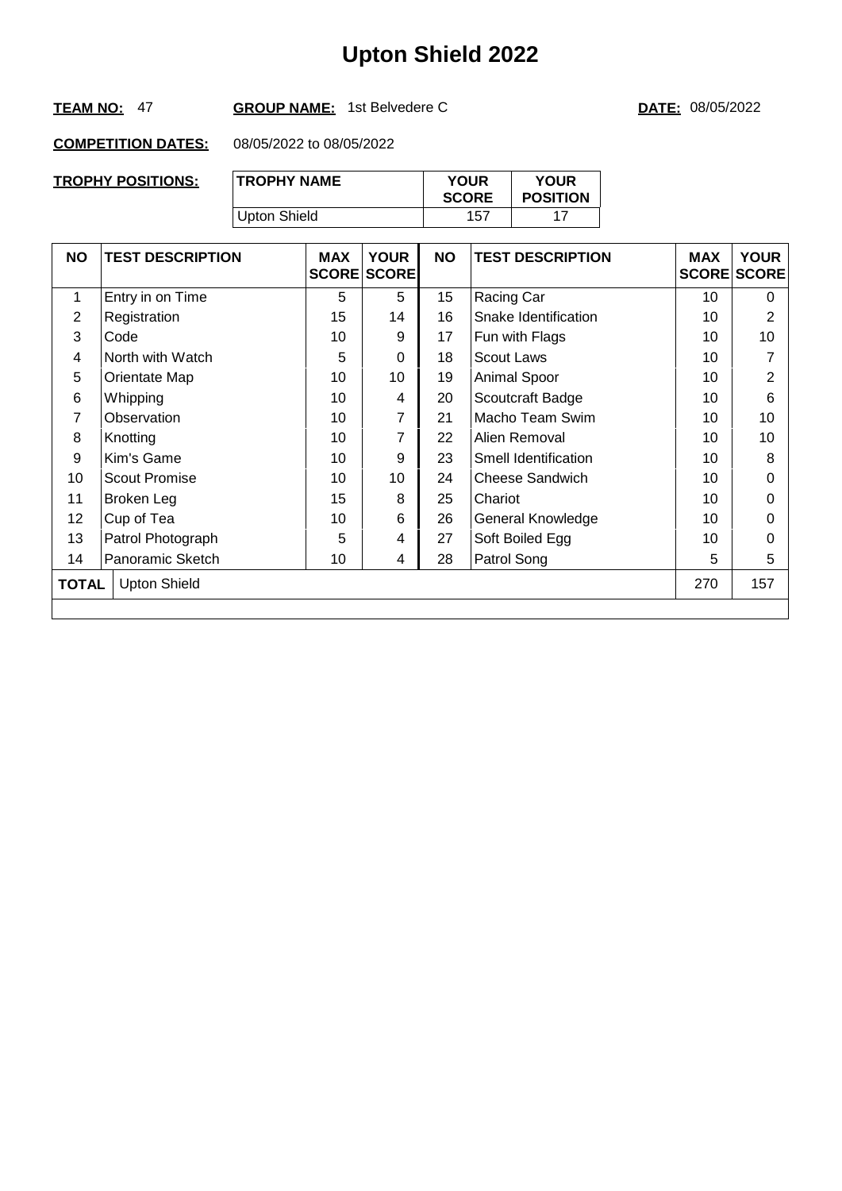# Upton Shield 2022

**TEAM NO:** 47 **GROUP NAME:** 1st Belvedere C **DATE:** 08/05/2022

**COMPETITION DATES:** 08/05/2022 to 08/05/2022

**TROPHY POSITIONS:**

| TROPHY NAME | YOUR SCORE | YOUR POSITION |
|---|---|---|
| Upton Shield | 157 | 17 |

| NO | TEST DESCRIPTION | MAX SCORE | YOUR SCORE | NO | TEST DESCRIPTION | MAX SCORE | YOUR SCORE |
|---|---|---|---|---|---|---|---|
| 1 | Entry in on Time | 5 | 5 | 15 | Racing Car | 10 | 0 |
| 2 | Registration | 15 | 14 | 16 | Snake Identification | 10 | 2 |
| 3 | Code | 10 | 9 | 17 | Fun with Flags | 10 | 10 |
| 4 | North with Watch | 5 | 0 | 18 | Scout Laws | 10 | 7 |
| 5 | Orientate Map | 10 | 10 | 19 | Animal Spoor | 10 | 2 |
| 6 | Whipping | 10 | 4 | 20 | Scoutcraft Badge | 10 | 6 |
| 7 | Observation | 10 | 7 | 21 | Macho Team Swim | 10 | 10 |
| 8 | Knotting | 10 | 7 | 22 | Alien Removal | 10 | 10 |
| 9 | Kim's Game | 10 | 9 | 23 | Smell Identification | 10 | 8 |
| 10 | Scout Promise | 10 | 10 | 24 | Cheese Sandwich | 10 | 0 |
| 11 | Broken Leg | 15 | 8 | 25 | Chariot | 10 | 0 |
| 12 | Cup of Tea | 10 | 6 | 26 | General Knowledge | 10 | 0 |
| 13 | Patrol Photograph | 5 | 4 | 27 | Soft Boiled Egg | 10 | 0 |
| 14 | Panoramic Sketch | 10 | 4 | 28 | Patrol Song | 5 | 5 |
| **TOTAL** | Upton Shield | | | | | 270 | 157 |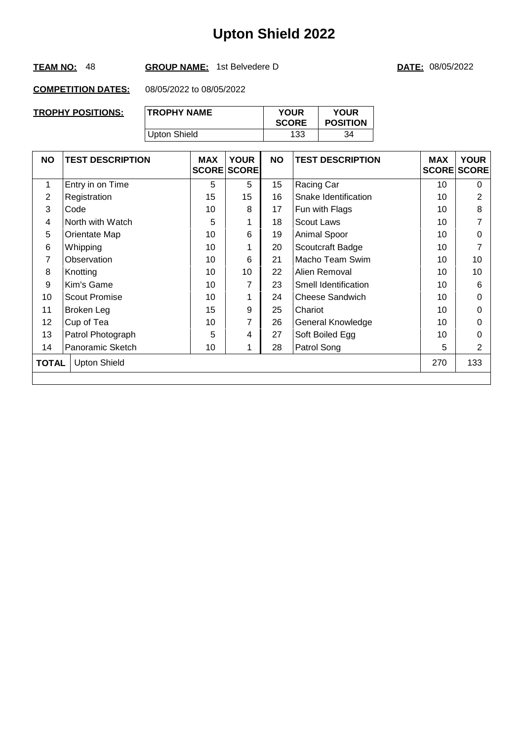# Upton Shield 2022

**TEAM NO:** 48 **GROUP NAME:** 1st Belvedere D **DATE:** 08/05/2022

**COMPETITION DATES:** 08/05/2022 to 08/05/2022

**TROPHY POSITIONS:**

| TROPHY NAME | YOUR SCORE | YOUR POSITION |
|---|---|---|
| Upton Shield | 133 | 34 |

| NO | TEST DESCRIPTION | MAX SCORE | YOUR SCORE | NO | TEST DESCRIPTION | MAX SCORE | YOUR SCORE |
|---|---|---|---|---|---|---|---|
| 1 | Entry in on Time | 5 | 5 | 15 | Racing Car | 10 | 0 |
| 2 | Registration | 15 | 15 | 16 | Snake Identification | 10 | 2 |
| 3 | Code | 10 | 8 | 17 | Fun with Flags | 10 | 8 |
| 4 | North with Watch | 5 | 1 | 18 | Scout Laws | 10 | 7 |
| 5 | Orientate Map | 10 | 6 | 19 | Animal Spoor | 10 | 0 |
| 6 | Whipping | 10 | 1 | 20 | Scoutcraft Badge | 10 | 7 |
| 7 | Observation | 10 | 6 | 21 | Macho Team Swim | 10 | 10 |
| 8 | Knotting | 10 | 10 | 22 | Alien Removal | 10 | 10 |
| 9 | Kim's Game | 10 | 7 | 23 | Smell Identification | 10 | 6 |
| 10 | Scout Promise | 10 | 1 | 24 | Cheese Sandwich | 10 | 0 |
| 11 | Broken Leg | 15 | 9 | 25 | Chariot | 10 | 0 |
| 12 | Cup of Tea | 10 | 7 | 26 | General Knowledge | 10 | 0 |
| 13 | Patrol Photograph | 5 | 4 | 27 | Soft Boiled Egg | 10 | 0 |
| 14 | Panoramic Sketch | 10 | 1 | 28 | Patrol Song | 5 | 2 |
| **TOTAL** | Upton Shield | | | | | 270 | 133 |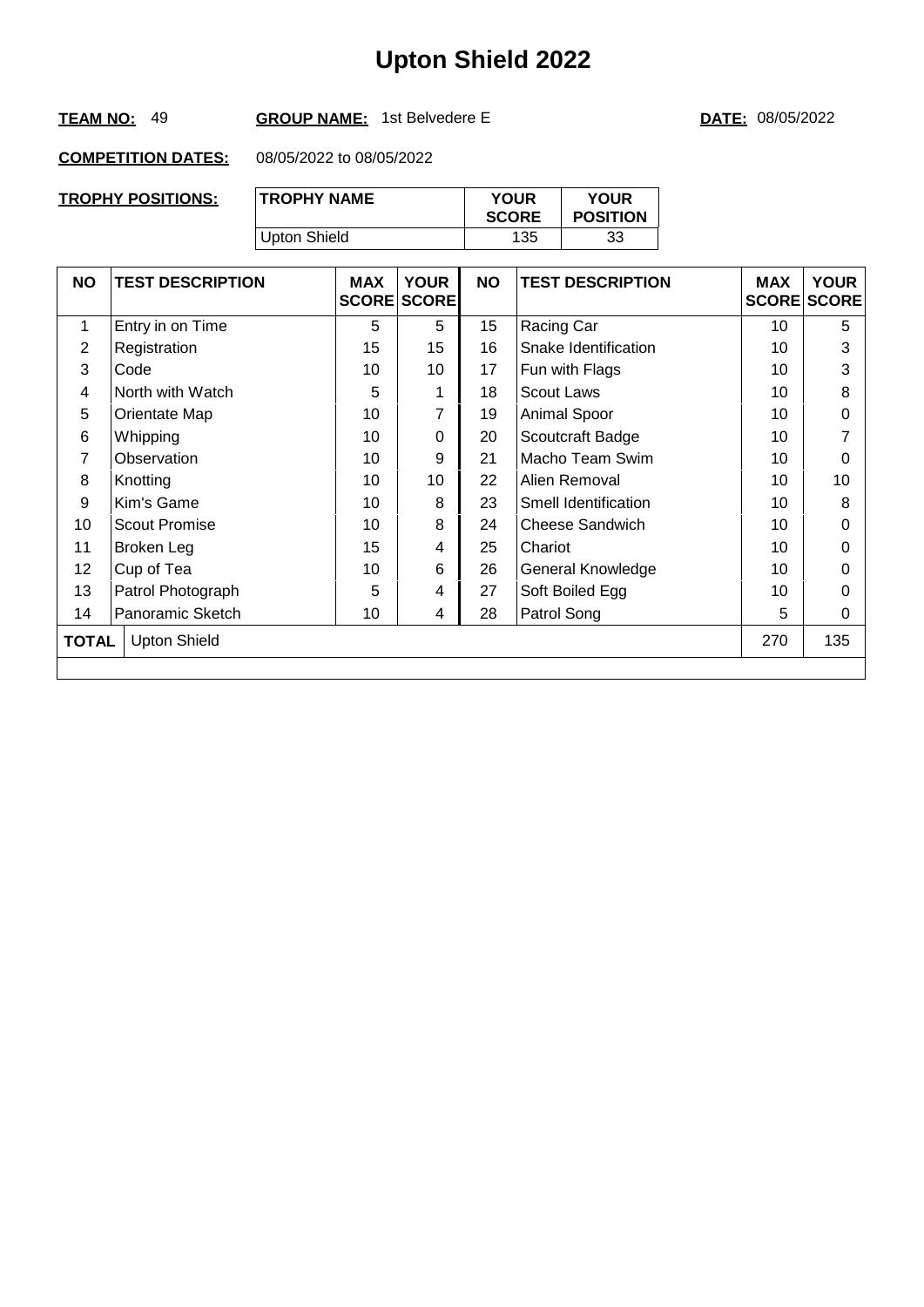# Upton Shield 2022

**TEAM NO:** 49 **GROUP NAME:** 1st Belvedere E **DATE:** 08/05/2022

**COMPETITION DATES:** 08/05/2022 to 08/05/2022

**TROPHY POSITIONS:**

| TROPHY NAME | YOUR SCORE | YOUR POSITION |
|---|---|---|
| Upton Shield | 135 | 33 |

| NO | TEST DESCRIPTION | MAX SCORE | YOUR SCORE | NO | TEST DESCRIPTION | MAX SCORE | YOUR SCORE |
|---|---|---|---|---|---|---|---|
| 1 | Entry in on Time | 5 | 5 | 15 | Racing Car | 10 | 5 |
| 2 | Registration | 15 | 15 | 16 | Snake Identification | 10 | 3 |
| 3 | Code | 10 | 10 | 17 | Fun with Flags | 10 | 3 |
| 4 | North with Watch | 5 | 1 | 18 | Scout Laws | 10 | 8 |
| 5 | Orientate Map | 10 | 7 | 19 | Animal Spoor | 10 | 0 |
| 6 | Whipping | 10 | 0 | 20 | Scoutcraft Badge | 10 | 7 |
| 7 | Observation | 10 | 9 | 21 | Macho Team Swim | 10 | 0 |
| 8 | Knotting | 10 | 10 | 22 | Alien Removal | 10 | 10 |
| 9 | Kim's Game | 10 | 8 | 23 | Smell Identification | 10 | 8 |
| 10 | Scout Promise | 10 | 8 | 24 | Cheese Sandwich | 10 | 0 |
| 11 | Broken Leg | 15 | 4 | 25 | Chariot | 10 | 0 |
| 12 | Cup of Tea | 10 | 6 | 26 | General Knowledge | 10 | 0 |
| 13 | Patrol Photograph | 5 | 4 | 27 | Soft Boiled Egg | 10 | 0 |
| 14 | Panoramic Sketch | 10 | 4 | 28 | Patrol Song | 5 | 0 |
| **TOTAL** | Upton Shield | | | | | 270 | 135 |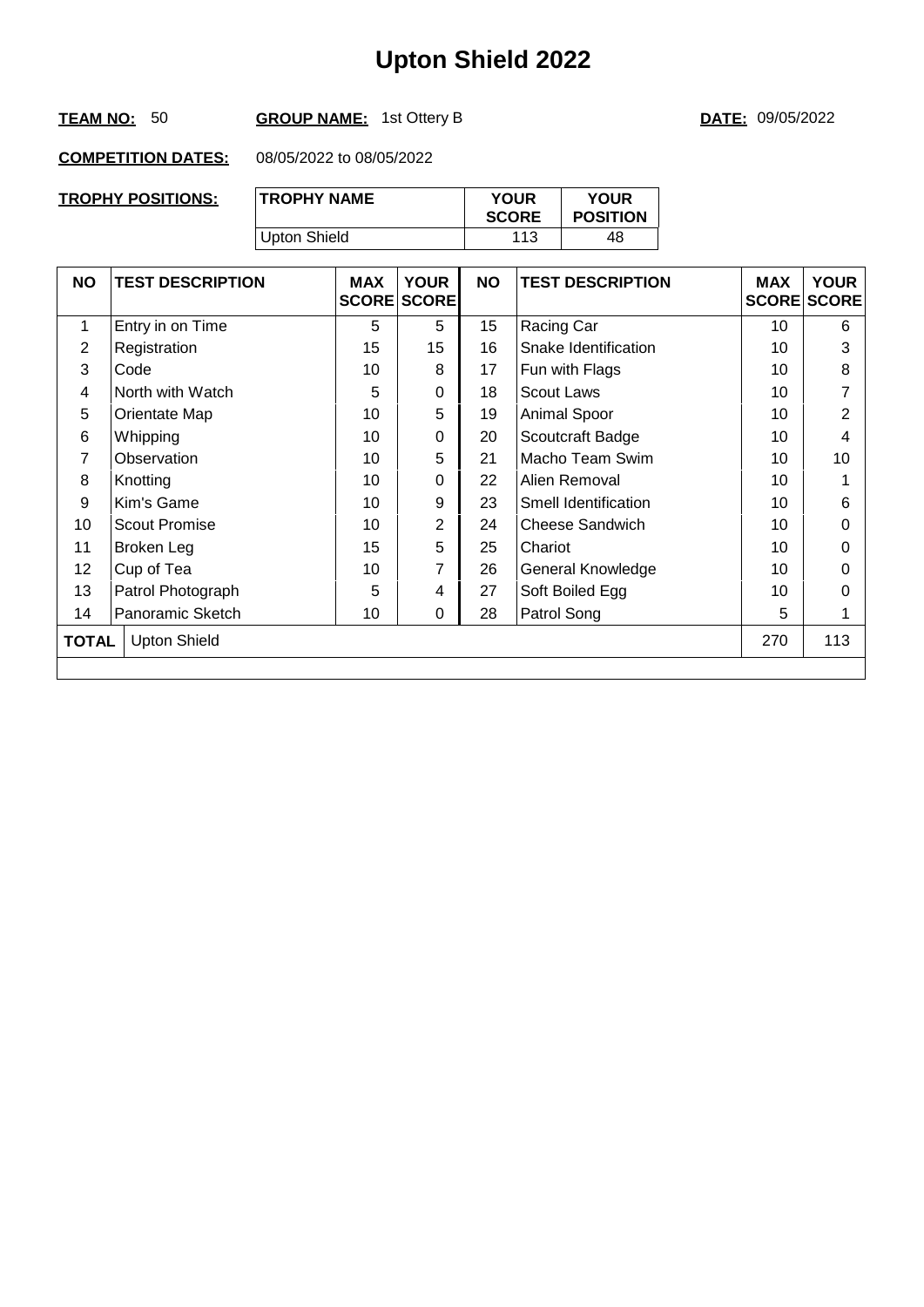# Upton Shield 2022

**TEAM NO:** 50 **GROUP NAME:** 1st Ottery B **DATE:** 09/05/2022

**COMPETITION DATES:** 08/05/2022 to 08/05/2022

**TROPHY POSITIONS:**

| TROPHY NAME | YOUR SCORE | YOUR POSITION |
|---|---|---|
| Upton Shield | 113 | 48 |

| NO | TEST DESCRIPTION | MAX SCORE | YOUR SCORE | NO | TEST DESCRIPTION | MAX SCORE | YOUR SCORE |
|---|---|---|---|---|---|---|---|
| 1 | Entry in on Time | 5 | 5 | 15 | Racing Car | 10 | 6 |
| 2 | Registration | 15 | 15 | 16 | Snake Identification | 10 | 3 |
| 3 | Code | 10 | 8 | 17 | Fun with Flags | 10 | 8 |
| 4 | North with Watch | 5 | 0 | 18 | Scout Laws | 10 | 7 |
| 5 | Orientate Map | 10 | 5 | 19 | Animal Spoor | 10 | 2 |
| 6 | Whipping | 10 | 0 | 20 | Scoutcraft Badge | 10 | 4 |
| 7 | Observation | 10 | 5 | 21 | Macho Team Swim | 10 | 10 |
| 8 | Knotting | 10 | 0 | 22 | Alien Removal | 10 | 1 |
| 9 | Kim's Game | 10 | 9 | 23 | Smell Identification | 10 | 6 |
| 10 | Scout Promise | 10 | 2 | 24 | Cheese Sandwich | 10 | 0 |
| 11 | Broken Leg | 15 | 5 | 25 | Chariot | 10 | 0 |
| 12 | Cup of Tea | 10 | 7 | 26 | General Knowledge | 10 | 0 |
| 13 | Patrol Photograph | 5 | 4 | 27 | Soft Boiled Egg | 10 | 0 |
| 14 | Panoramic Sketch | 10 | 0 | 28 | Patrol Song | 5 | 1 |
| **TOTAL** | Upton Shield | | | | | 270 | 113 |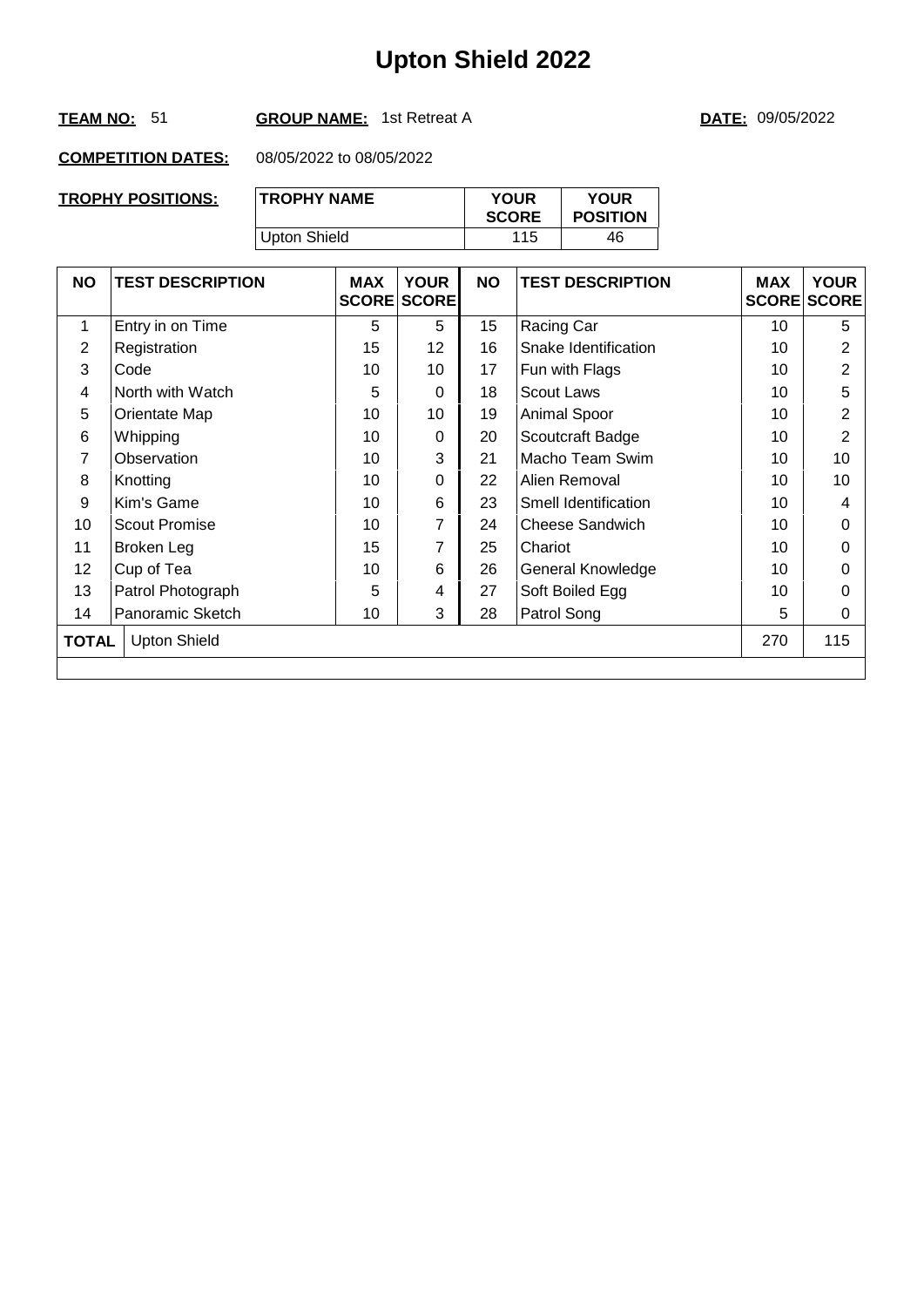# Upton Shield 2022

**TEAM NO:** 51 **GROUP NAME:** 1st Retreat A **DATE:** 09/05/2022

**COMPETITION DATES:** 08/05/2022 to 08/05/2022

**TROPHY POSITIONS:**

| TROPHY NAME | YOUR SCORE | YOUR POSITION |
|---|---|---|
| Upton Shield | 115 | 46 |

| NO | TEST DESCRIPTION | MAX SCORE | YOUR SCORE | NO | TEST DESCRIPTION | MAX SCORE | YOUR SCORE |
|---|---|---|---|---|---|---|---|
| 1 | Entry in on Time | 5 | 5 | 15 | Racing Car | 10 | 5 |
| 2 | Registration | 15 | 12 | 16 | Snake Identification | 10 | 2 |
| 3 | Code | 10 | 10 | 17 | Fun with Flags | 10 | 2 |
| 4 | North with Watch | 5 | 0 | 18 | Scout Laws | 10 | 5 |
| 5 | Orientate Map | 10 | 10 | 19 | Animal Spoor | 10 | 2 |
| 6 | Whipping | 10 | 0 | 20 | Scoutcraft Badge | 10 | 2 |
| 7 | Observation | 10 | 3 | 21 | Macho Team Swim | 10 | 10 |
| 8 | Knotting | 10 | 0 | 22 | Alien Removal | 10 | 10 |
| 9 | Kim's Game | 10 | 6 | 23 | Smell Identification | 10 | 4 |
| 10 | Scout Promise | 10 | 7 | 24 | Cheese Sandwich | 10 | 0 |
| 11 | Broken Leg | 15 | 7 | 25 | Chariot | 10 | 0 |
| 12 | Cup of Tea | 10 | 6 | 26 | General Knowledge | 10 | 0 |
| 13 | Patrol Photograph | 5 | 4 | 27 | Soft Boiled Egg | 10 | 0 |
| 14 | Panoramic Sketch | 10 | 3 | 28 | Patrol Song | 5 | 0 |
| **TOTAL** | Upton Shield | | | | | 270 | 115 |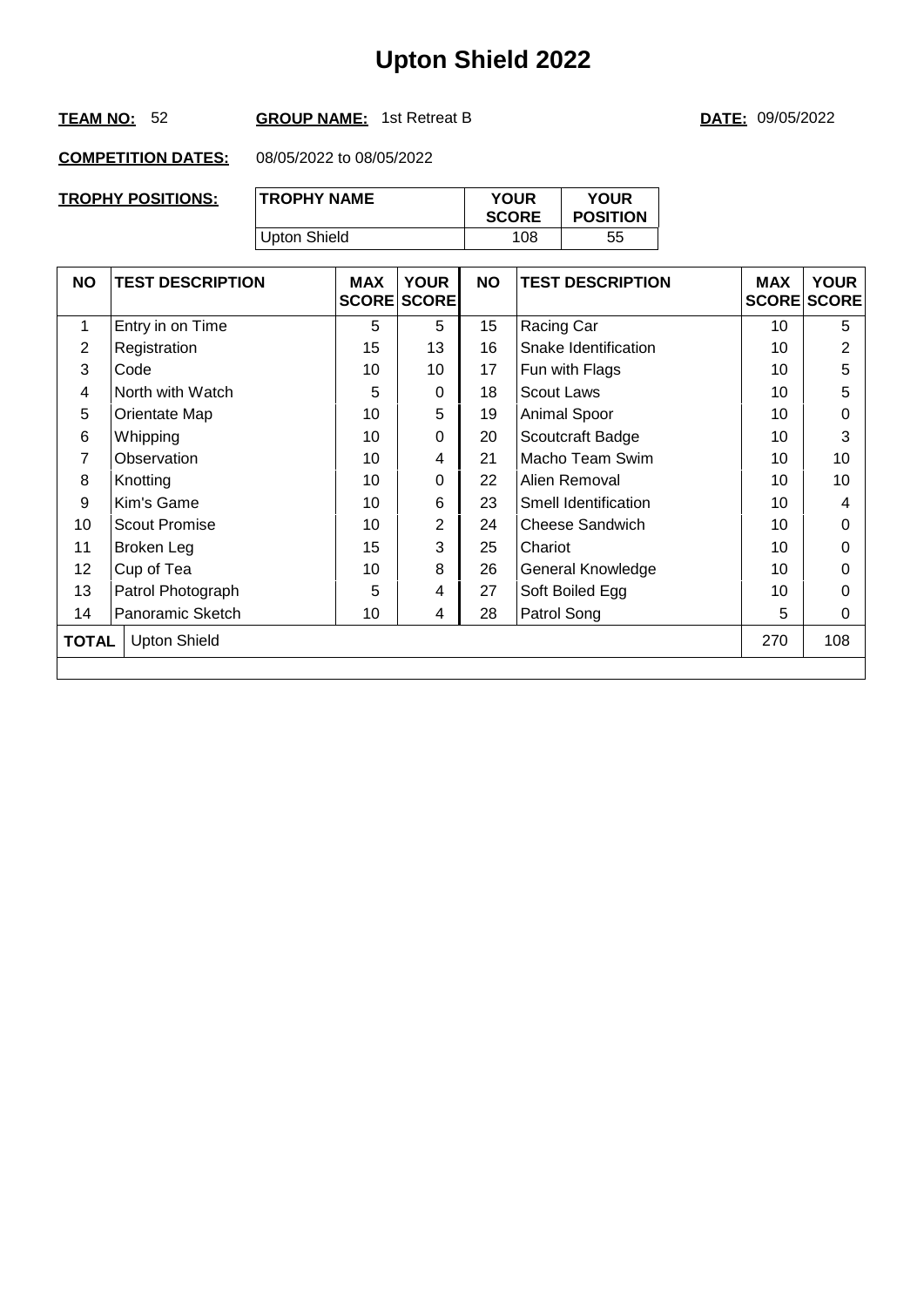# Upton Shield 2022

**TEAM NO:** 52 **GROUP NAME:** 1st Retreat B **DATE:** 09/05/2022

**COMPETITION DATES:** 08/05/2022 to 08/05/2022

**TROPHY POSITIONS:**

| TROPHY NAME | YOUR SCORE | YOUR POSITION |
|---|---|---|
| Upton Shield | 108 | 55 |

| NO | TEST DESCRIPTION | MAX SCORE | YOUR SCORE | NO | TEST DESCRIPTION | MAX SCORE | YOUR SCORE |
|---|---|---|---|---|---|---|---|
| 1 | Entry in on Time | 5 | 5 | 15 | Racing Car | 10 | 5 |
| 2 | Registration | 15 | 13 | 16 | Snake Identification | 10 | 2 |
| 3 | Code | 10 | 10 | 17 | Fun with Flags | 10 | 5 |
| 4 | North with Watch | 5 | 0 | 18 | Scout Laws | 10 | 5 |
| 5 | Orientate Map | 10 | 5 | 19 | Animal Spoor | 10 | 0 |
| 6 | Whipping | 10 | 0 | 20 | Scoutcraft Badge | 10 | 3 |
| 7 | Observation | 10 | 4 | 21 | Macho Team Swim | 10 | 10 |
| 8 | Knotting | 10 | 0 | 22 | Alien Removal | 10 | 10 |
| 9 | Kim's Game | 10 | 6 | 23 | Smell Identification | 10 | 4 |
| 10 | Scout Promise | 10 | 2 | 24 | Cheese Sandwich | 10 | 0 |
| 11 | Broken Leg | 15 | 3 | 25 | Chariot | 10 | 0 |
| 12 | Cup of Tea | 10 | 8 | 26 | General Knowledge | 10 | 0 |
| 13 | Patrol Photograph | 5 | 4 | 27 | Soft Boiled Egg | 10 | 0 |
| 14 | Panoramic Sketch | 10 | 4 | 28 | Patrol Song | 5 | 0 |
| **TOTAL** | Upton Shield | | | | | 270 | 108 |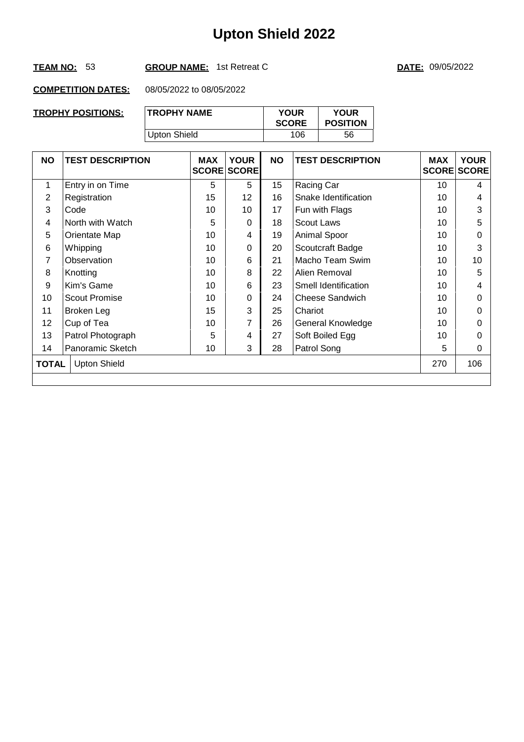# Upton Shield 2022

**TEAM NO:** 53 **GROUP NAME:** 1st Retreat C **DATE:** 09/05/2022

**COMPETITION DATES:** 08/05/2022 to 08/05/2022

**TROPHY POSITIONS:**

| TROPHY NAME | YOUR SCORE | YOUR POSITION |
|---|---|---|
| Upton Shield | 106 | 56 |

| NO | TEST DESCRIPTION | MAX SCORE | YOUR SCORE | NO | TEST DESCRIPTION | MAX SCORE | YOUR SCORE |
|---|---|---|---|---|---|---|---|
| 1 | Entry in on Time | 5 | 5 | 15 | Racing Car | 10 | 4 |
| 2 | Registration | 15 | 12 | 16 | Snake Identification | 10 | 4 |
| 3 | Code | 10 | 10 | 17 | Fun with Flags | 10 | 3 |
| 4 | North with Watch | 5 | 0 | 18 | Scout Laws | 10 | 5 |
| 5 | Orientate Map | 10 | 4 | 19 | Animal Spoor | 10 | 0 |
| 6 | Whipping | 10 | 0 | 20 | Scoutcraft Badge | 10 | 3 |
| 7 | Observation | 10 | 6 | 21 | Macho Team Swim | 10 | 10 |
| 8 | Knotting | 10 | 8 | 22 | Alien Removal | 10 | 5 |
| 9 | Kim's Game | 10 | 6 | 23 | Smell Identification | 10 | 4 |
| 10 | Scout Promise | 10 | 0 | 24 | Cheese Sandwich | 10 | 0 |
| 11 | Broken Leg | 15 | 3 | 25 | Chariot | 10 | 0 |
| 12 | Cup of Tea | 10 | 7 | 26 | General Knowledge | 10 | 0 |
| 13 | Patrol Photograph | 5 | 4 | 27 | Soft Boiled Egg | 10 | 0 |
| 14 | Panoramic Sketch | 10 | 3 | 28 | Patrol Song | 5 | 0 |
| **TOTAL** | Upton Shield | | | | | 270 | 106 |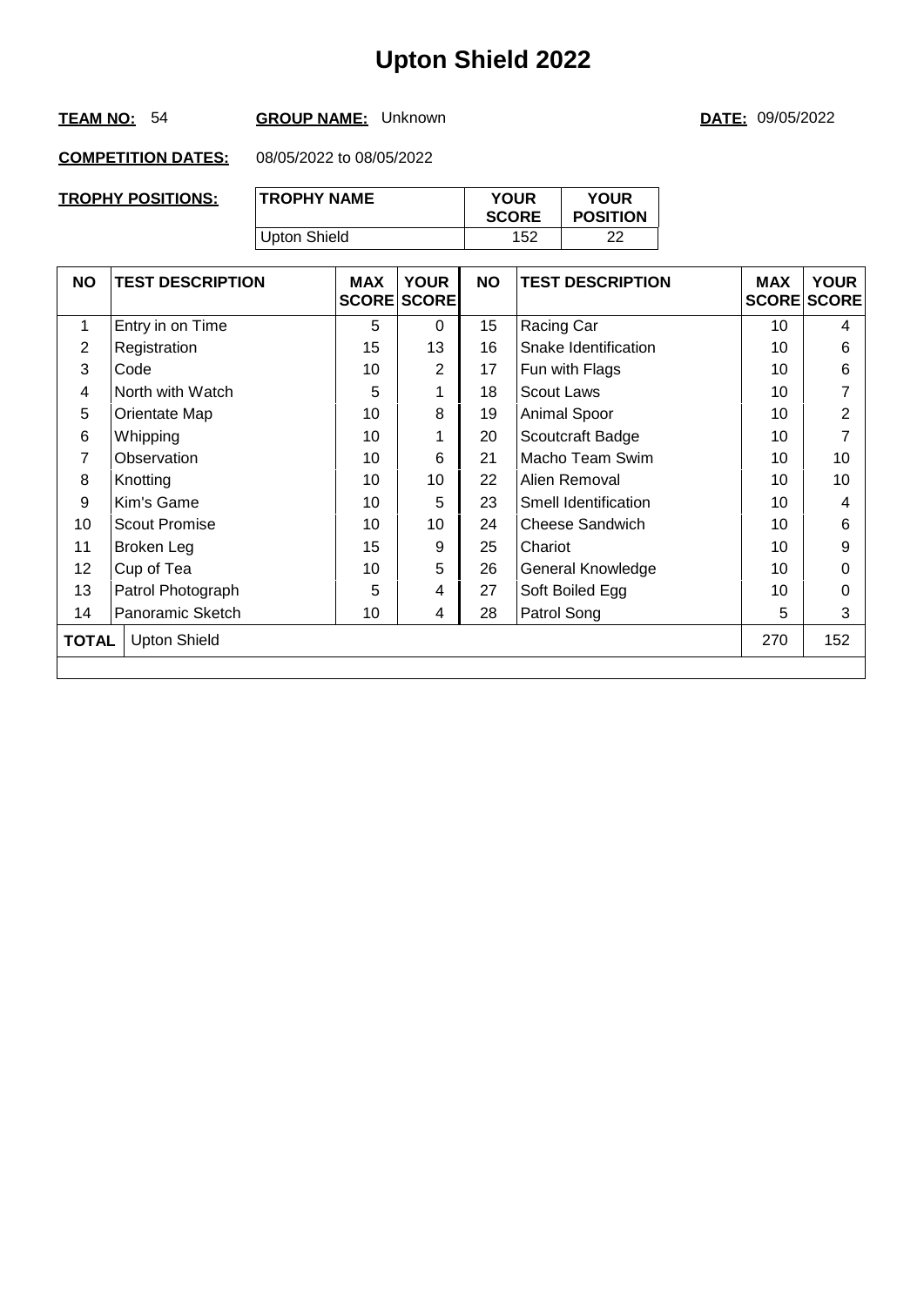# Upton Shield 2022

**TEAM NO:** 54 **GROUP NAME:** Unknown **DATE:** 09/05/2022

**COMPETITION DATES:** 08/05/2022 to 08/05/2022

**TROPHY POSITIONS:**

| TROPHY NAME | YOUR SCORE | YOUR POSITION |
|---|---|---|
| Upton Shield | 152 | 22 |

| NO | TEST DESCRIPTION | MAX SCORE | YOUR SCORE | NO | TEST DESCRIPTION | MAX SCORE | YOUR SCORE |
|---|---|---|---|---|---|---|---|
| 1 | Entry in on Time | 5 | 0 | 15 | Racing Car | 10 | 4 |
| 2 | Registration | 15 | 13 | 16 | Snake Identification | 10 | 6 |
| 3 | Code | 10 | 2 | 17 | Fun with Flags | 10 | 6 |
| 4 | North with Watch | 5 | 1 | 18 | Scout Laws | 10 | 7 |
| 5 | Orientate Map | 10 | 8 | 19 | Animal Spoor | 10 | 2 |
| 6 | Whipping | 10 | 1 | 20 | Scoutcraft Badge | 10 | 7 |
| 7 | Observation | 10 | 6 | 21 | Macho Team Swim | 10 | 10 |
| 8 | Knotting | 10 | 10 | 22 | Alien Removal | 10 | 10 |
| 9 | Kim's Game | 10 | 5 | 23 | Smell Identification | 10 | 4 |
| 10 | Scout Promise | 10 | 10 | 24 | Cheese Sandwich | 10 | 6 |
| 11 | Broken Leg | 15 | 9 | 25 | Chariot | 10 | 9 |
| 12 | Cup of Tea | 10 | 5 | 26 | General Knowledge | 10 | 0 |
| 13 | Patrol Photograph | 5 | 4 | 27 | Soft Boiled Egg | 10 | 0 |
| 14 | Panoramic Sketch | 10 | 4 | 28 | Patrol Song | 5 | 3 |
| **TOTAL** | Upton Shield | | | | | 270 | 152 |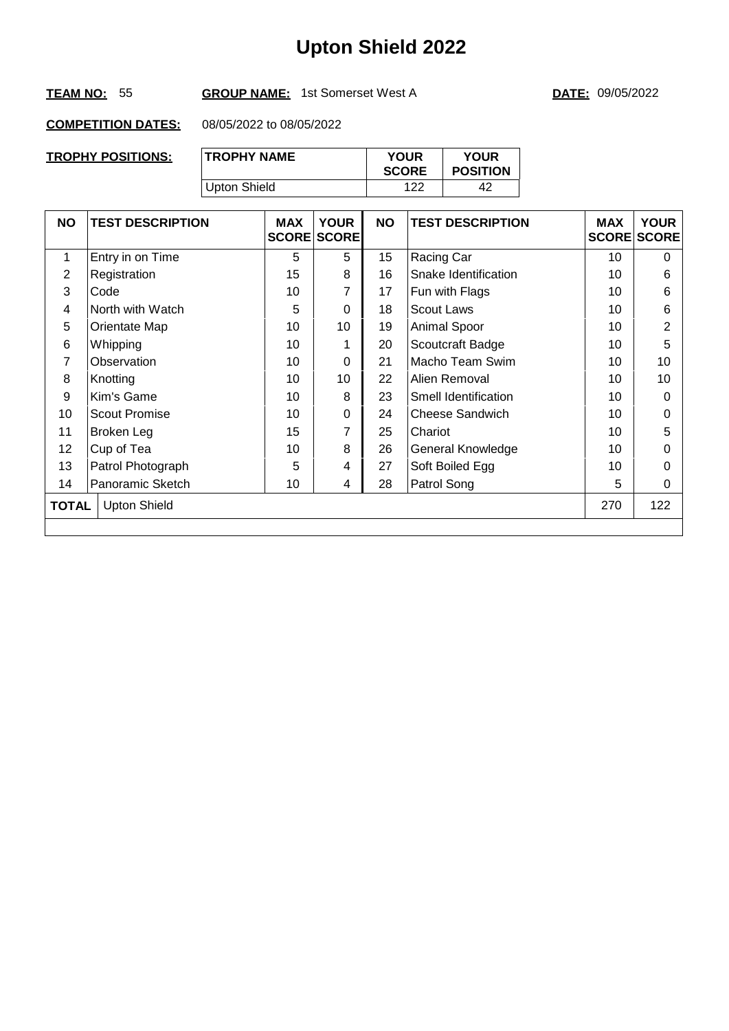# Upton Shield 2022

**TEAM NO:** 55 **GROUP NAME:** 1st Somerset West A **DATE:** 09/05/2022

**COMPETITION DATES:** 08/05/2022 to 08/05/2022

**TROPHY POSITIONS:**

| TROPHY NAME | YOUR SCORE | YOUR POSITION |
|---|---|---|
| Upton Shield | 122 | 42 |

| NO | TEST DESCRIPTION | MAX SCORE | YOUR SCORE | NO | TEST DESCRIPTION | MAX SCORE | YOUR SCORE |
|---|---|---|---|---|---|---|---|
| 1 | Entry in on Time | 5 | 5 | 15 | Racing Car | 10 | 0 |
| 2 | Registration | 15 | 8 | 16 | Snake Identification | 10 | 6 |
| 3 | Code | 10 | 7 | 17 | Fun with Flags | 10 | 6 |
| 4 | North with Watch | 5 | 0 | 18 | Scout Laws | 10 | 6 |
| 5 | Orientate Map | 10 | 10 | 19 | Animal Spoor | 10 | 2 |
| 6 | Whipping | 10 | 1 | 20 | Scoutcraft Badge | 10 | 5 |
| 7 | Observation | 10 | 0 | 21 | Macho Team Swim | 10 | 10 |
| 8 | Knotting | 10 | 10 | 22 | Alien Removal | 10 | 10 |
| 9 | Kim's Game | 10 | 8 | 23 | Smell Identification | 10 | 0 |
| 10 | Scout Promise | 10 | 0 | 24 | Cheese Sandwich | 10 | 0 |
| 11 | Broken Leg | 15 | 7 | 25 | Chariot | 10 | 5 |
| 12 | Cup of Tea | 10 | 8 | 26 | General Knowledge | 10 | 0 |
| 13 | Patrol Photograph | 5 | 4 | 27 | Soft Boiled Egg | 10 | 0 |
| 14 | Panoramic Sketch | 10 | 4 | 28 | Patrol Song | 5 | 0 |
| TOTAL | Upton Shield | | | | | 270 | 122 |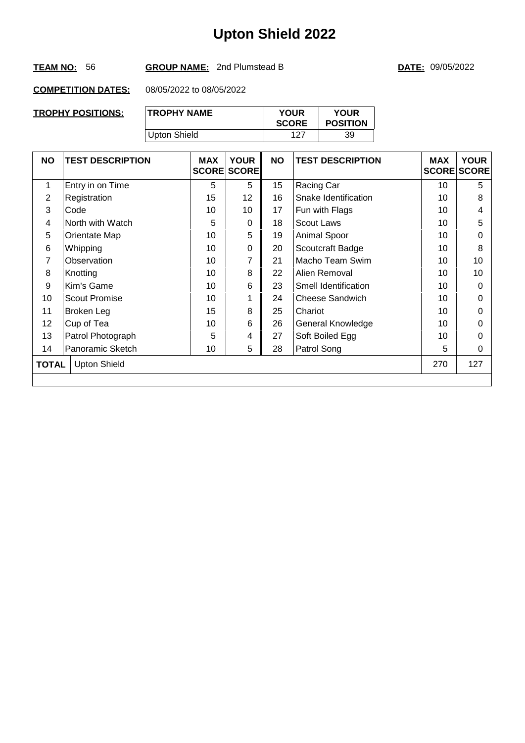# Upton Shield 2022

**TEAM NO:** 56 **GROUP NAME:** 2nd Plumstead B **DATE:** 09/05/2022

**COMPETITION DATES:** 08/05/2022 to 08/05/2022

**TROPHY POSITIONS:**

| TROPHY NAME | YOUR SCORE | YOUR POSITION |
|---|---|---|
| Upton Shield | 127 | 39 |

| NO | TEST DESCRIPTION | MAX SCORE | YOUR SCORE | NO | TEST DESCRIPTION | MAX SCORE | YOUR SCORE |
|---|---|---|---|---|---|---|---|
| 1 | Entry in on Time | 5 | 5 | 15 | Racing Car | 10 | 5 |
| 2 | Registration | 15 | 12 | 16 | Snake Identification | 10 | 8 |
| 3 | Code | 10 | 10 | 17 | Fun with Flags | 10 | 4 |
| 4 | North with Watch | 5 | 0 | 18 | Scout Laws | 10 | 5 |
| 5 | Orientate Map | 10 | 5 | 19 | Animal Spoor | 10 | 0 |
| 6 | Whipping | 10 | 0 | 20 | Scoutcraft Badge | 10 | 8 |
| 7 | Observation | 10 | 7 | 21 | Macho Team Swim | 10 | 10 |
| 8 | Knotting | 10 | 8 | 22 | Alien Removal | 10 | 10 |
| 9 | Kim's Game | 10 | 6 | 23 | Smell Identification | 10 | 0 |
| 10 | Scout Promise | 10 | 1 | 24 | Cheese Sandwich | 10 | 0 |
| 11 | Broken Leg | 15 | 8 | 25 | Chariot | 10 | 0 |
| 12 | Cup of Tea | 10 | 6 | 26 | General Knowledge | 10 | 0 |
| 13 | Patrol Photograph | 5 | 4 | 27 | Soft Boiled Egg | 10 | 0 |
| 14 | Panoramic Sketch | 10 | 5 | 28 | Patrol Song | 5 | 0 |
| **TOTAL** | Upton Shield | | | | | 270 | 127 |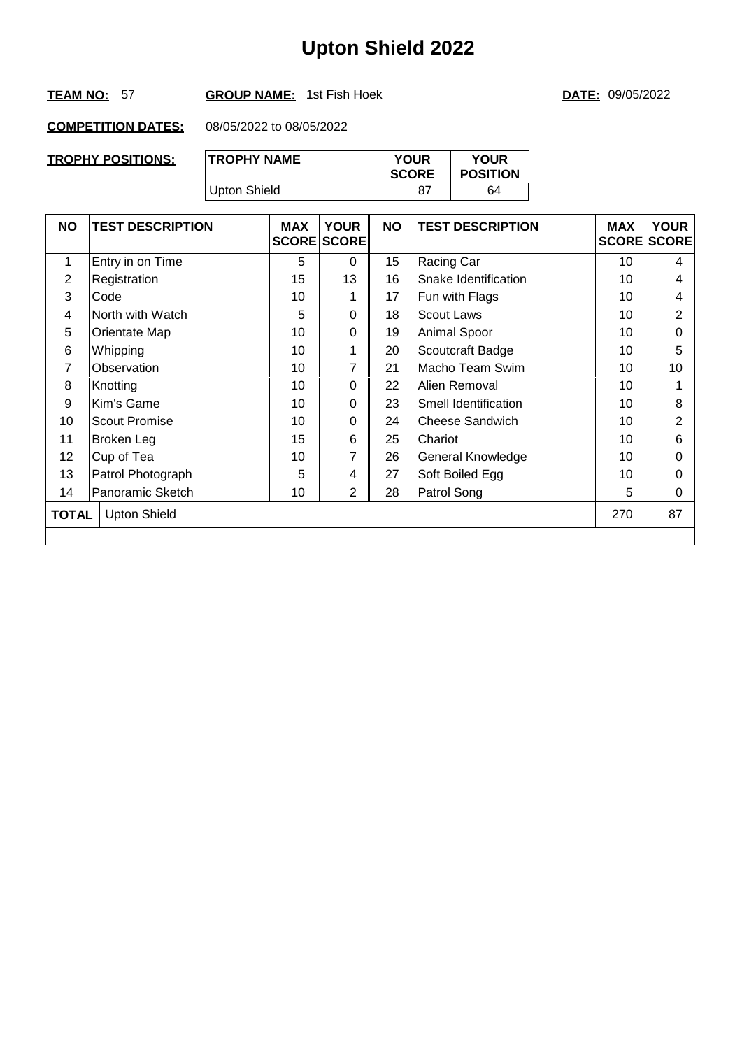# Upton Shield 2022

**TEAM NO:** 57 **GROUP NAME:** 1st Fish Hoek **DATE:** 09/05/2022

**COMPETITION DATES:** 08/05/2022 to 08/05/2022

**TROPHY POSITIONS:**

| TROPHY NAME | YOUR SCORE | YOUR POSITION |
|---|---|---|
| Upton Shield | 87 | 64 |

| NO | TEST DESCRIPTION | MAX SCORE | YOUR SCORE | NO | TEST DESCRIPTION | MAX SCORE | YOUR SCORE |
|---|---|---|---|---|---|---|---|
| 1 | Entry in on Time | 5 | 0 | 15 | Racing Car | 10 | 4 |
| 2 | Registration | 15 | 13 | 16 | Snake Identification | 10 | 4 |
| 3 | Code | 10 | 1 | 17 | Fun with Flags | 10 | 4 |
| 4 | North with Watch | 5 | 0 | 18 | Scout Laws | 10 | 2 |
| 5 | Orientate Map | 10 | 0 | 19 | Animal Spoor | 10 | 0 |
| 6 | Whipping | 10 | 1 | 20 | Scoutcraft Badge | 10 | 5 |
| 7 | Observation | 10 | 7 | 21 | Macho Team Swim | 10 | 10 |
| 8 | Knotting | 10 | 0 | 22 | Alien Removal | 10 | 1 |
| 9 | Kim's Game | 10 | 0 | 23 | Smell Identification | 10 | 8 |
| 10 | Scout Promise | 10 | 0 | 24 | Cheese Sandwich | 10 | 2 |
| 11 | Broken Leg | 15 | 6 | 25 | Chariot | 10 | 6 |
| 12 | Cup of Tea | 10 | 7 | 26 | General Knowledge | 10 | 0 |
| 13 | Patrol Photograph | 5 | 4 | 27 | Soft Boiled Egg | 10 | 0 |
| 14 | Panoramic Sketch | 10 | 2 | 28 | Patrol Song | 5 | 0 |
| **TOTAL** | Upton Shield | | | | | 270 | 87 |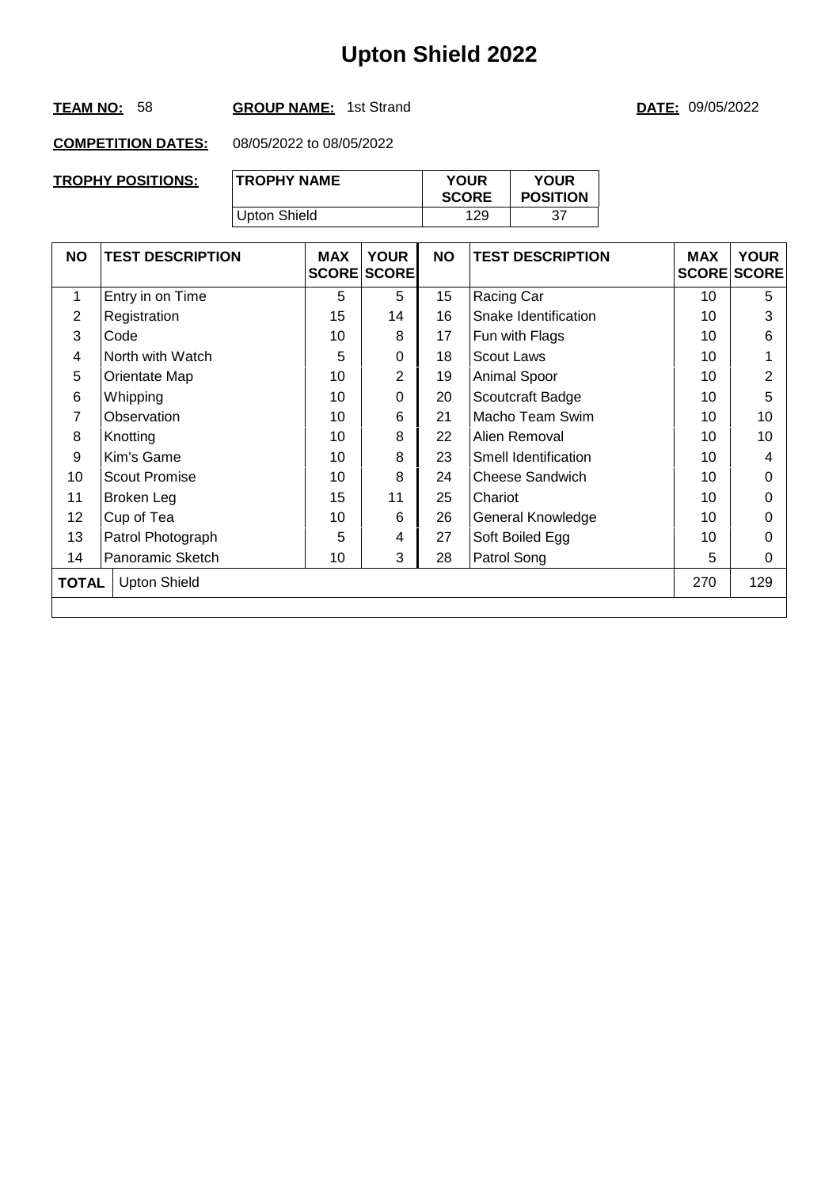# Upton Shield 2022

**TEAM NO:** 58 **GROUP NAME:** 1st Strand **DATE:** 09/05/2022

**COMPETITION DATES:** 08/05/2022 to 08/05/2022

**TROPHY POSITIONS:**

| TROPHY NAME | YOUR SCORE | YOUR POSITION |
|---|---|---|
| Upton Shield | 129 | 37 |

| NO | TEST DESCRIPTION | MAX SCORE | YOUR SCORE | NO | TEST DESCRIPTION | MAX SCORE | YOUR SCORE |
|---|---|---|---|---|---|---|---|
| 1 | Entry in on Time | 5 | 5 | 15 | Racing Car | 10 | 5 |
| 2 | Registration | 15 | 14 | 16 | Snake Identification | 10 | 3 |
| 3 | Code | 10 | 8 | 17 | Fun with Flags | 10 | 6 |
| 4 | North with Watch | 5 | 0 | 18 | Scout Laws | 10 | 1 |
| 5 | Orientate Map | 10 | 2 | 19 | Animal Spoor | 10 | 2 |
| 6 | Whipping | 10 | 0 | 20 | Scoutcraft Badge | 10 | 5 |
| 7 | Observation | 10 | 6 | 21 | Macho Team Swim | 10 | 10 |
| 8 | Knotting | 10 | 8 | 22 | Alien Removal | 10 | 10 |
| 9 | Kim's Game | 10 | 8 | 23 | Smell Identification | 10 | 4 |
| 10 | Scout Promise | 10 | 8 | 24 | Cheese Sandwich | 10 | 0 |
| 11 | Broken Leg | 15 | 11 | 25 | Chariot | 10 | 0 |
| 12 | Cup of Tea | 10 | 6 | 26 | General Knowledge | 10 | 0 |
| 13 | Patrol Photograph | 5 | 4 | 27 | Soft Boiled Egg | 10 | 0 |
| 14 | Panoramic Sketch | 10 | 3 | 28 | Patrol Song | 5 | 0 |
| **TOTAL** | Upton Shield | | | | | 270 | 129 |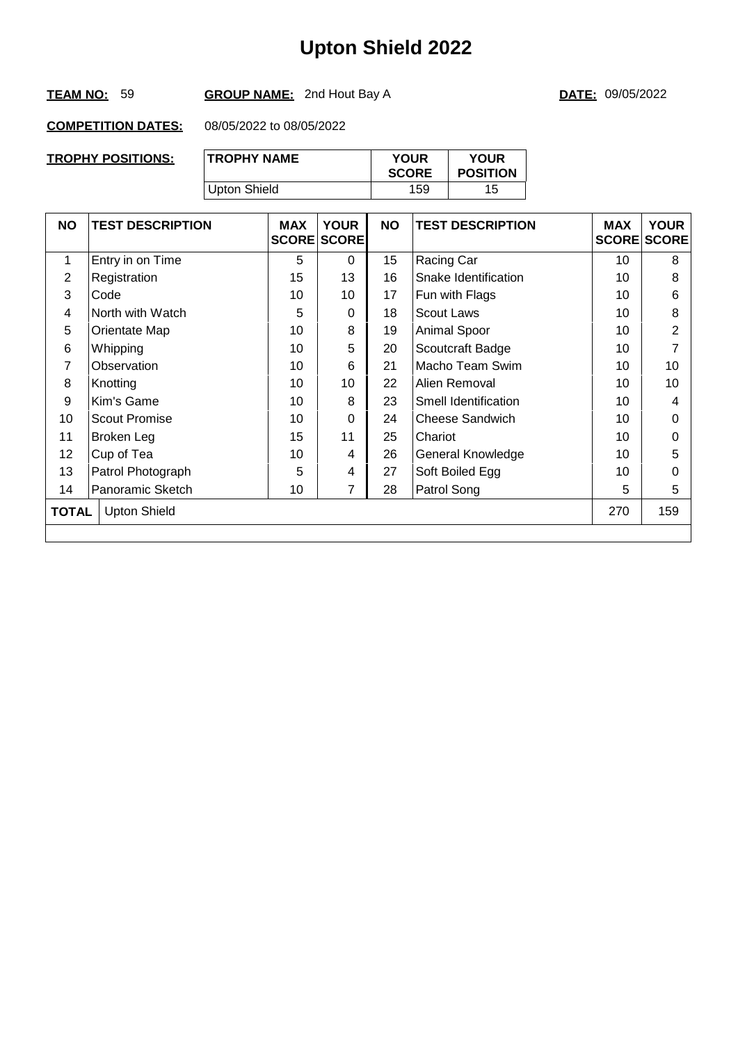# Upton Shield 2022

**TEAM NO:** 59 **GROUP NAME:** 2nd Hout Bay A **DATE:** 09/05/2022

**COMPETITION DATES:** 08/05/2022 to 08/05/2022

**TROPHY POSITIONS:**

| TROPHY NAME | YOUR SCORE | YOUR POSITION |
|---|---|---|
| Upton Shield | 159 | 15 |

| NO | TEST DESCRIPTION | MAX SCORE | YOUR SCORE | NO | TEST DESCRIPTION | MAX SCORE | YOUR SCORE |
|---|---|---|---|---|---|---|---|
| 1 | Entry in on Time | 5 | 0 | 15 | Racing Car | 10 | 8 |
| 2 | Registration | 15 | 13 | 16 | Snake Identification | 10 | 8 |
| 3 | Code | 10 | 10 | 17 | Fun with Flags | 10 | 6 |
| 4 | North with Watch | 5 | 0 | 18 | Scout Laws | 10 | 8 |
| 5 | Orientate Map | 10 | 8 | 19 | Animal Spoor | 10 | 2 |
| 6 | Whipping | 10 | 5 | 20 | Scoutcraft Badge | 10 | 7 |
| 7 | Observation | 10 | 6 | 21 | Macho Team Swim | 10 | 10 |
| 8 | Knotting | 10 | 10 | 22 | Alien Removal | 10 | 10 |
| 9 | Kim's Game | 10 | 8 | 23 | Smell Identification | 10 | 4 |
| 10 | Scout Promise | 10 | 0 | 24 | Cheese Sandwich | 10 | 0 |
| 11 | Broken Leg | 15 | 11 | 25 | Chariot | 10 | 0 |
| 12 | Cup of Tea | 10 | 4 | 26 | General Knowledge | 10 | 5 |
| 13 | Patrol Photograph | 5 | 4 | 27 | Soft Boiled Egg | 10 | 0 |
| 14 | Panoramic Sketch | 10 | 7 | 28 | Patrol Song | 5 | 5 |
| **TOTAL** | Upton Shield | | | | | 270 | 159 |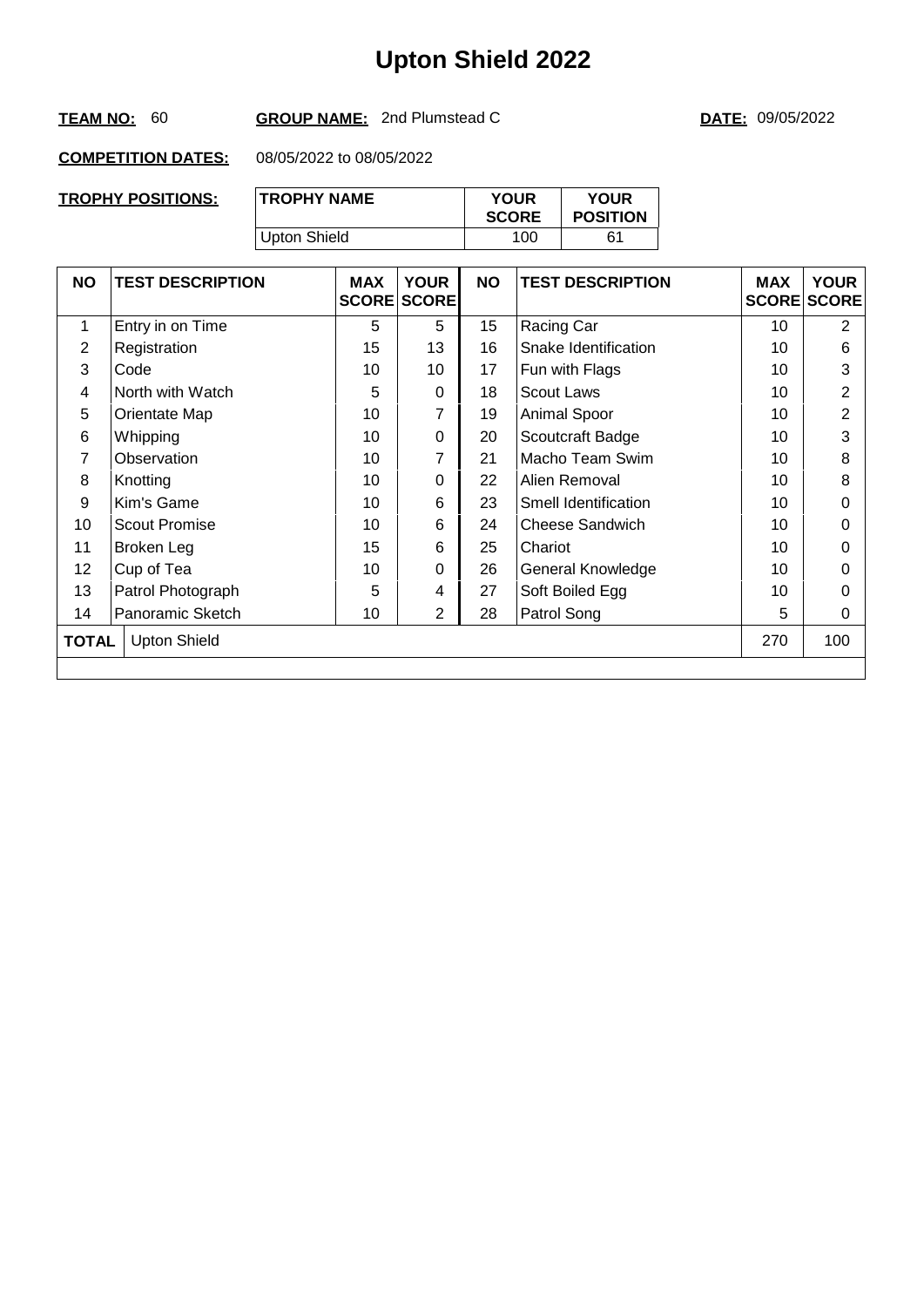# Upton Shield 2022

**TEAM NO:** 60 **GROUP NAME:** 2nd Plumstead C **DATE:** 09/05/2022

**COMPETITION DATES:** 08/05/2022 to 08/05/2022

**TROPHY POSITIONS:**

| TROPHY NAME | YOUR SCORE | YOUR POSITION |
|---|---|---|
| Upton Shield | 100 | 61 |

| NO | TEST DESCRIPTION | MAX SCORE | YOUR SCORE | NO | TEST DESCRIPTION | MAX SCORE | YOUR SCORE |
|---|---|---|---|---|---|---|---|
| 1 | Entry in on Time | 5 | 5 | 15 | Racing Car | 10 | 2 |
| 2 | Registration | 15 | 13 | 16 | Snake Identification | 10 | 6 |
| 3 | Code | 10 | 10 | 17 | Fun with Flags | 10 | 3 |
| 4 | North with Watch | 5 | 0 | 18 | Scout Laws | 10 | 2 |
| 5 | Orientate Map | 10 | 7 | 19 | Animal Spoor | 10 | 2 |
| 6 | Whipping | 10 | 0 | 20 | Scoutcraft Badge | 10 | 3 |
| 7 | Observation | 10 | 7 | 21 | Macho Team Swim | 10 | 8 |
| 8 | Knotting | 10 | 0 | 22 | Alien Removal | 10 | 8 |
| 9 | Kim's Game | 10 | 6 | 23 | Smell Identification | 10 | 0 |
| 10 | Scout Promise | 10 | 6 | 24 | Cheese Sandwich | 10 | 0 |
| 11 | Broken Leg | 15 | 6 | 25 | Chariot | 10 | 0 |
| 12 | Cup of Tea | 10 | 0 | 26 | General Knowledge | 10 | 0 |
| 13 | Patrol Photograph | 5 | 4 | 27 | Soft Boiled Egg | 10 | 0 |
| 14 | Panoramic Sketch | 10 | 2 | 28 | Patrol Song | 5 | 0 |
| **TOTAL** | Upton Shield | | | | | 270 | 100 |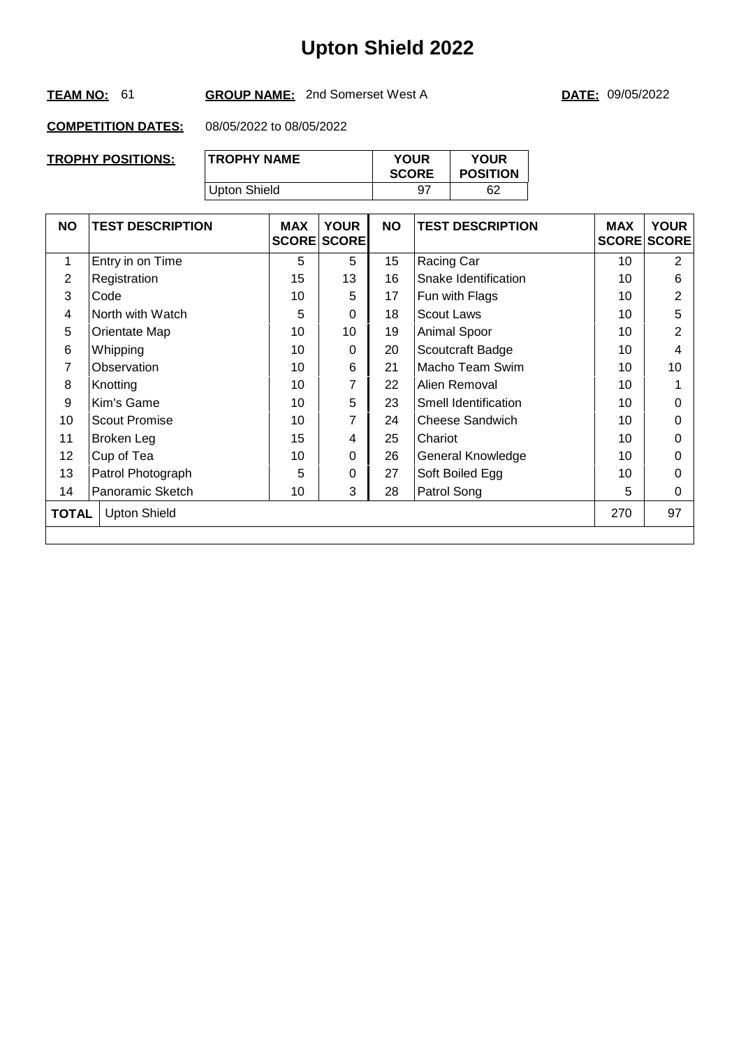# Upton Shield 2022

**TEAM NO:** 61 **GROUP NAME:** 2nd Somerset West A **DATE:** 09/05/2022

**COMPETITION DATES:** 08/05/2022 to 08/05/2022

**TROPHY POSITIONS:**

| TROPHY NAME | YOUR SCORE | YOUR POSITION |
|---|---|---|
| Upton Shield | 97 | 62 |

| NO | TEST DESCRIPTION | MAX SCORE | YOUR SCORE | NO | TEST DESCRIPTION | MAX SCORE | YOUR SCORE |
|---|---|---|---|---|---|---|---|
| 1 | Entry in on Time | 5 | 5 | 15 | Racing Car | 10 | 2 |
| 2 | Registration | 15 | 13 | 16 | Snake Identification | 10 | 6 |
| 3 | Code | 10 | 5 | 17 | Fun with Flags | 10 | 2 |
| 4 | North with Watch | 5 | 0 | 18 | Scout Laws | 10 | 5 |
| 5 | Orientate Map | 10 | 10 | 19 | Animal Spoor | 10 | 2 |
| 6 | Whipping | 10 | 0 | 20 | Scoutcraft Badge | 10 | 4 |
| 7 | Observation | 10 | 6 | 21 | Macho Team Swim | 10 | 10 |
| 8 | Knotting | 10 | 7 | 22 | Alien Removal | 10 | 1 |
| 9 | Kim's Game | 10 | 5 | 23 | Smell Identification | 10 | 0 |
| 10 | Scout Promise | 10 | 7 | 24 | Cheese Sandwich | 10 | 0 |
| 11 | Broken Leg | 15 | 4 | 25 | Chariot | 10 | 0 |
| 12 | Cup of Tea | 10 | 0 | 26 | General Knowledge | 10 | 0 |
| 13 | Patrol Photograph | 5 | 0 | 27 | Soft Boiled Egg | 10 | 0 |
| 14 | Panoramic Sketch | 10 | 3 | 28 | Patrol Song | 5 | 0 |
| **TOTAL** | Upton Shield | | | | | 270 | 97 |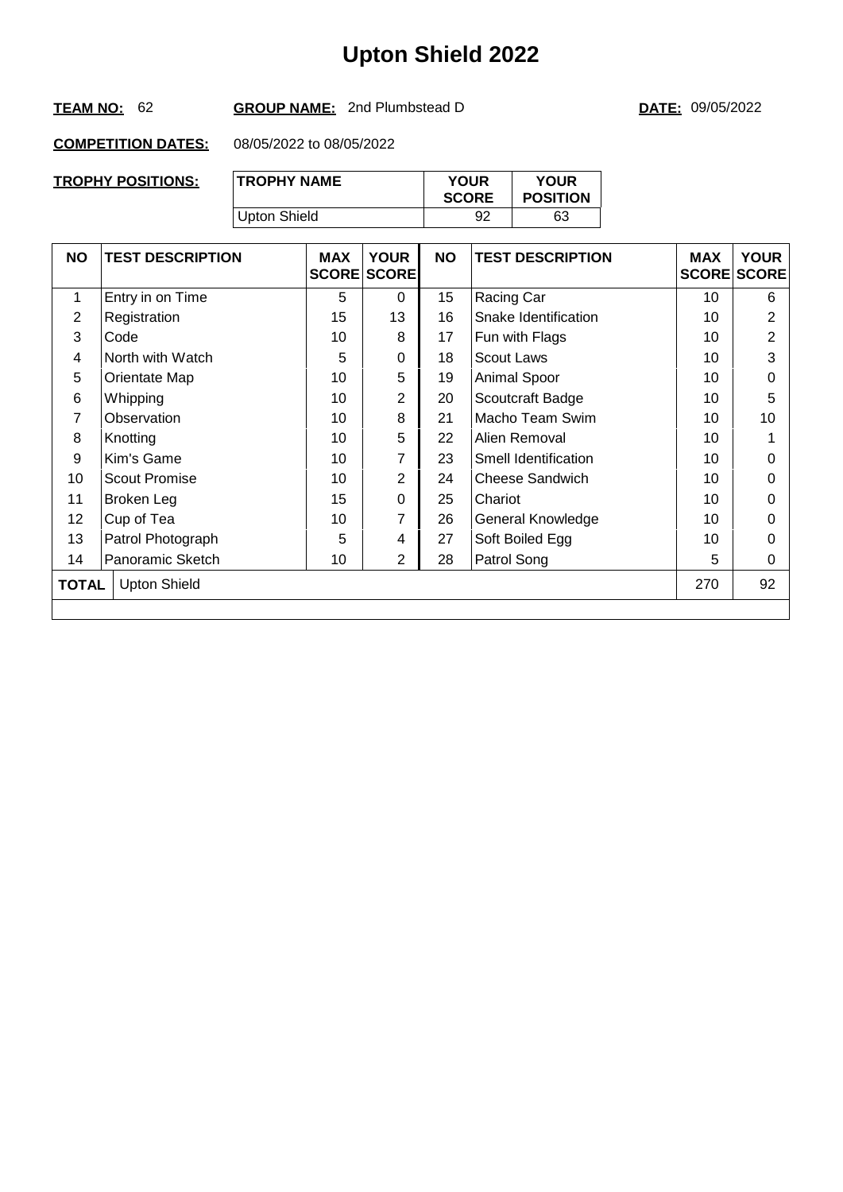# Upton Shield 2022

**TEAM NO:** 62 **GROUP NAME:** 2nd Plumbstead D **DATE:** 09/05/2022

**COMPETITION DATES:** 08/05/2022 to 08/05/2022

**TROPHY POSITIONS:**

| TROPHY NAME | YOUR SCORE | YOUR POSITION |
|---|---|---|
| Upton Shield | 92 | 63 |

| NO | TEST DESCRIPTION | MAX SCORE | YOUR SCORE | NO | TEST DESCRIPTION | MAX SCORE | YOUR SCORE |
|---|---|---|---|---|---|---|---|
| 1 | Entry in on Time | 5 | 0 | 15 | Racing Car | 10 | 6 |
| 2 | Registration | 15 | 13 | 16 | Snake Identification | 10 | 2 |
| 3 | Code | 10 | 8 | 17 | Fun with Flags | 10 | 2 |
| 4 | North with Watch | 5 | 0 | 18 | Scout Laws | 10 | 3 |
| 5 | Orientate Map | 10 | 5 | 19 | Animal Spoor | 10 | 0 |
| 6 | Whipping | 10 | 2 | 20 | Scoutcraft Badge | 10 | 5 |
| 7 | Observation | 10 | 8 | 21 | Macho Team Swim | 10 | 10 |
| 8 | Knotting | 10 | 5 | 22 | Alien Removal | 10 | 1 |
| 9 | Kim's Game | 10 | 7 | 23 | Smell Identification | 10 | 0 |
| 10 | Scout Promise | 10 | 2 | 24 | Cheese Sandwich | 10 | 0 |
| 11 | Broken Leg | 15 | 0 | 25 | Chariot | 10 | 0 |
| 12 | Cup of Tea | 10 | 7 | 26 | General Knowledge | 10 | 0 |
| 13 | Patrol Photograph | 5 | 4 | 27 | Soft Boiled Egg | 10 | 0 |
| 14 | Panoramic Sketch | 10 | 2 | 28 | Patrol Song | 5 | 0 |
| **TOTAL** | Upton Shield | | | | | 270 | 92 |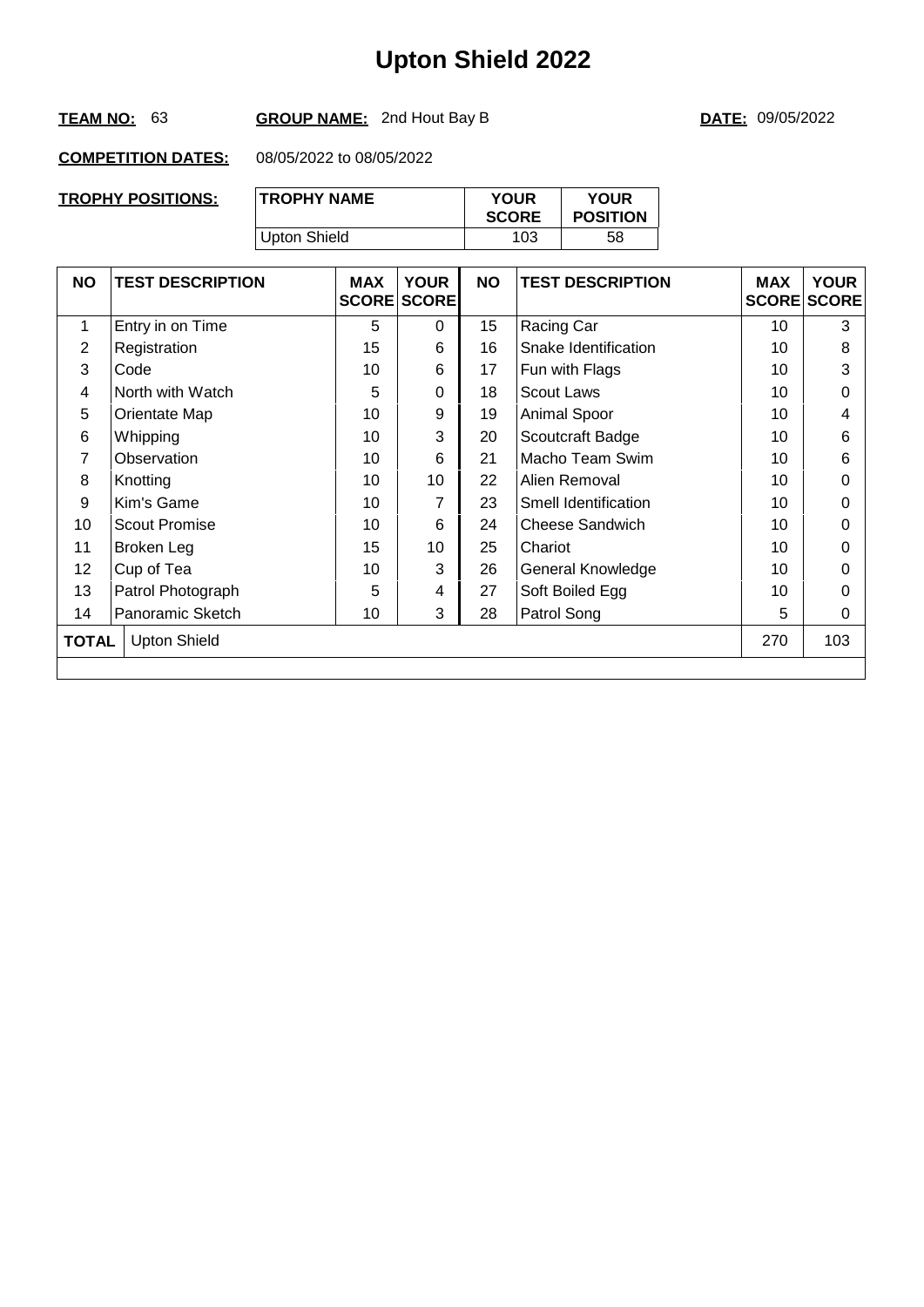# Upton Shield 2022

**TEAM NO:** 63 **GROUP NAME:** 2nd Hout Bay B **DATE:** 09/05/2022

**COMPETITION DATES:** 08/05/2022 to 08/05/2022

**TROPHY POSITIONS:**

| TROPHY NAME | YOUR SCORE | YOUR POSITION |
|---|---|---|
| Upton Shield | 103 | 58 |

| NO | TEST DESCRIPTION | MAX SCORE | YOUR SCORE | NO | TEST DESCRIPTION | MAX SCORE | YOUR SCORE |
|---|---|---|---|---|---|---|---|
| 1 | Entry in on Time | 5 | 0 | 15 | Racing Car | 10 | 3 |
| 2 | Registration | 15 | 6 | 16 | Snake Identification | 10 | 8 |
| 3 | Code | 10 | 6 | 17 | Fun with Flags | 10 | 3 |
| 4 | North with Watch | 5 | 0 | 18 | Scout Laws | 10 | 0 |
| 5 | Orientate Map | 10 | 9 | 19 | Animal Spoor | 10 | 4 |
| 6 | Whipping | 10 | 3 | 20 | Scoutcraft Badge | 10 | 6 |
| 7 | Observation | 10 | 6 | 21 | Macho Team Swim | 10 | 6 |
| 8 | Knotting | 10 | 10 | 22 | Alien Removal | 10 | 0 |
| 9 | Kim's Game | 10 | 7 | 23 | Smell Identification | 10 | 0 |
| 10 | Scout Promise | 10 | 6 | 24 | Cheese Sandwich | 10 | 0 |
| 11 | Broken Leg | 15 | 10 | 25 | Chariot | 10 | 0 |
| 12 | Cup of Tea | 10 | 3 | 26 | General Knowledge | 10 | 0 |
| 13 | Patrol Photograph | 5 | 4 | 27 | Soft Boiled Egg | 10 | 0 |
| 14 | Panoramic Sketch | 10 | 3 | 28 | Patrol Song | 5 | 0 |
| **TOTAL** | Upton Shield | | | | | 270 | 103 |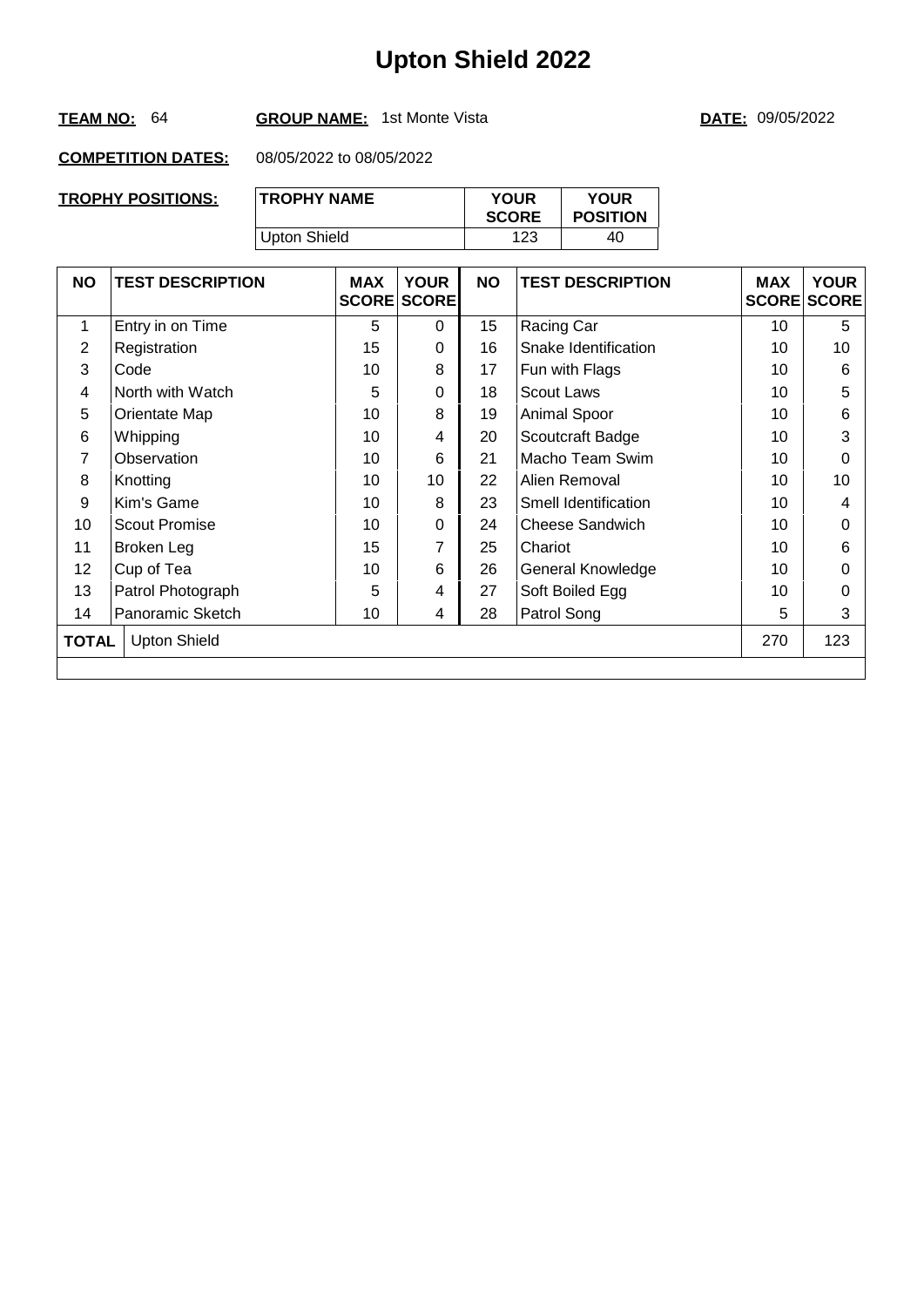# Upton Shield 2022

**TEAM NO:** 64 **GROUP NAME:** 1st Monte Vista **DATE:** 09/05/2022

**COMPETITION DATES:** 08/05/2022 to 08/05/2022

**TROPHY POSITIONS:**

| TROPHY NAME | YOUR SCORE | YOUR POSITION |
|---|---|---|
| Upton Shield | 123 | 40 |

| NO | TEST DESCRIPTION | MAX SCORE | YOUR SCORE | NO | TEST DESCRIPTION | MAX SCORE | YOUR SCORE |
|---|---|---|---|---|---|---|---|
| 1 | Entry in on Time | 5 | 0 | 15 | Racing Car | 10 | 5 |
| 2 | Registration | 15 | 0 | 16 | Snake Identification | 10 | 10 |
| 3 | Code | 10 | 8 | 17 | Fun with Flags | 10 | 6 |
| 4 | North with Watch | 5 | 0 | 18 | Scout Laws | 10 | 5 |
| 5 | Orientate Map | 10 | 8 | 19 | Animal Spoor | 10 | 6 |
| 6 | Whipping | 10 | 4 | 20 | Scoutcraft Badge | 10 | 3 |
| 7 | Observation | 10 | 6 | 21 | Macho Team Swim | 10 | 0 |
| 8 | Knotting | 10 | 10 | 22 | Alien Removal | 10 | 10 |
| 9 | Kim's Game | 10 | 8 | 23 | Smell Identification | 10 | 4 |
| 10 | Scout Promise | 10 | 0 | 24 | Cheese Sandwich | 10 | 0 |
| 11 | Broken Leg | 15 | 7 | 25 | Chariot | 10 | 6 |
| 12 | Cup of Tea | 10 | 6 | 26 | General Knowledge | 10 | 0 |
| 13 | Patrol Photograph | 5 | 4 | 27 | Soft Boiled Egg | 10 | 0 |
| 14 | Panoramic Sketch | 10 | 4 | 28 | Patrol Song | 5 | 3 |
| **TOTAL** | Upton Shield | | | | | 270 | 123 |